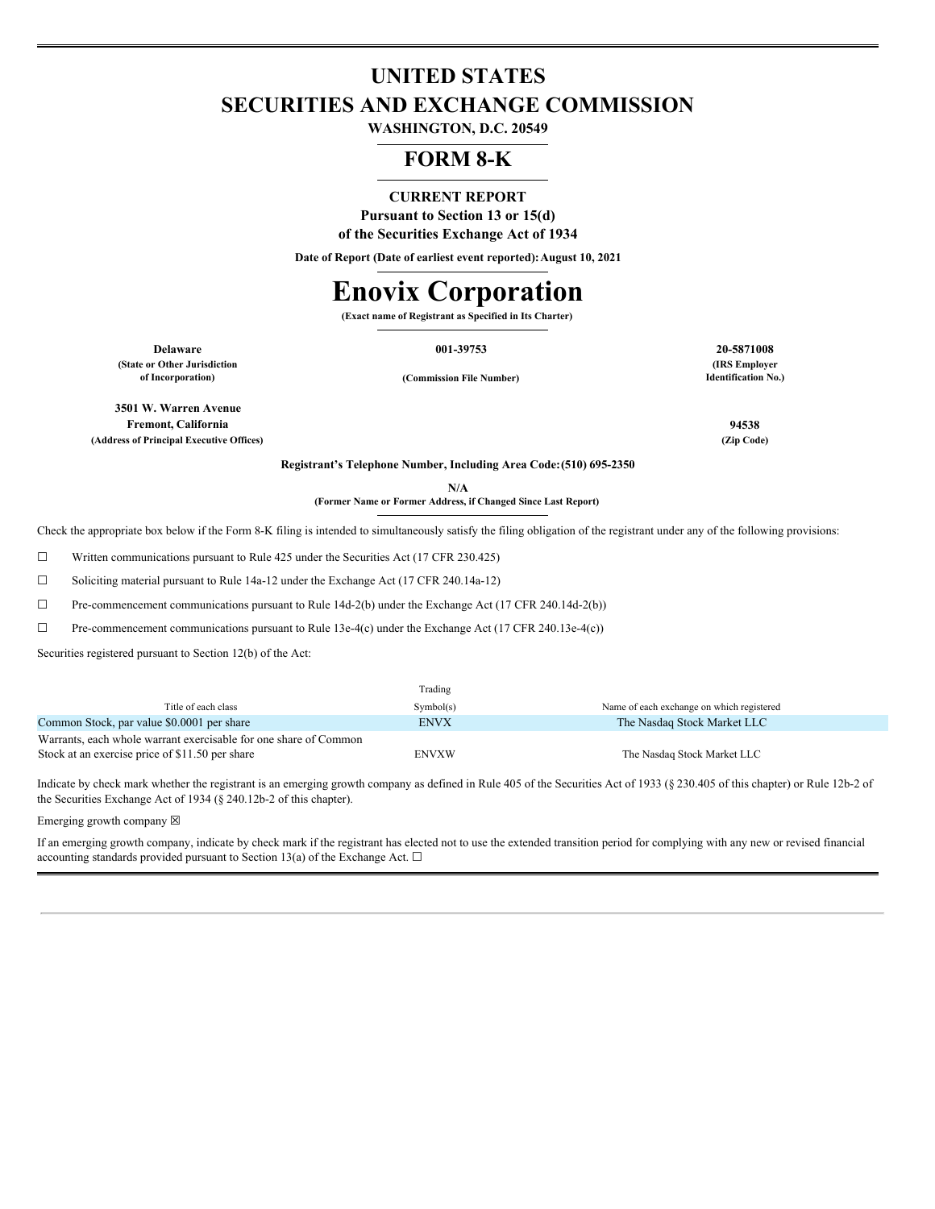# UNITED STATES
# SECURITIES AND EXCHANGE COMMISSION

**WASHINGTON, D.C. 20549**

## FORM 8-K

**CURRENT REPORT**

**Pursuant to Section 13 or 15(d)**

**of the Securities Exchange Act of 1934**

**Date of Report (Date of earliest event reported): August 10, 2021**

# Enovix Corporation

**(Exact name of Registrant as Specified in Its Charter)**

| Delaware | 001-39753 | 20-5871008 |
|---|---|---|
| (State or Other Jurisdiction of Incorporation) | (Commission File Number) | (IRS Employer Identification No.) |

| 3501 W. Warren Avenue Fremont, California | 94538 |
|---|---|
| (Address of Principal Executive Offices) | (Zip Code) |

**Registrant's Telephone Number, Including Area Code: (510) 695-2350**

**N/A**

**(Former Name or Former Address, if Changed Since Last Report)**

Check the appropriate box below if the Form 8-K filing is intended to simultaneously satisfy the filing obligation of the registrant under any of the following provisions:

☐ Written communications pursuant to Rule 425 under the Securities Act (17 CFR 230.425)

☐ Soliciting material pursuant to Rule 14a-12 under the Exchange Act (17 CFR 240.14a-12)

☐ Pre-commencement communications pursuant to Rule 14d-2(b) under the Exchange Act (17 CFR 240.14d-2(b))

☐ Pre-commencement communications pursuant to Rule 13e-4(c) under the Exchange Act (17 CFR 240.13e-4(c))

Securities registered pursuant to Section 12(b) of the Act:

| Title of each class | Trading Symbol(s) | Name of each exchange on which registered |
|---|---|---|
| Common Stock, par value $0.0001 per share | ENVX | The Nasdaq Stock Market LLC |
| Warrants, each whole warrant exercisable for one share of Common Stock at an exercise price of $11.50 per share | ENVXW | The Nasdaq Stock Market LLC |

Indicate by check mark whether the registrant is an emerging growth company as defined in Rule 405 of the Securities Act of 1933 (§ 230.405 of this chapter) or Rule 12b-2 of the Securities Exchange Act of 1934 (§ 240.12b-2 of this chapter).

Emerging growth company ☒

If an emerging growth company, indicate by check mark if the registrant has elected not to use the extended transition period for complying with any new or revised financial accounting standards provided pursuant to Section 13(a) of the Exchange Act. ☐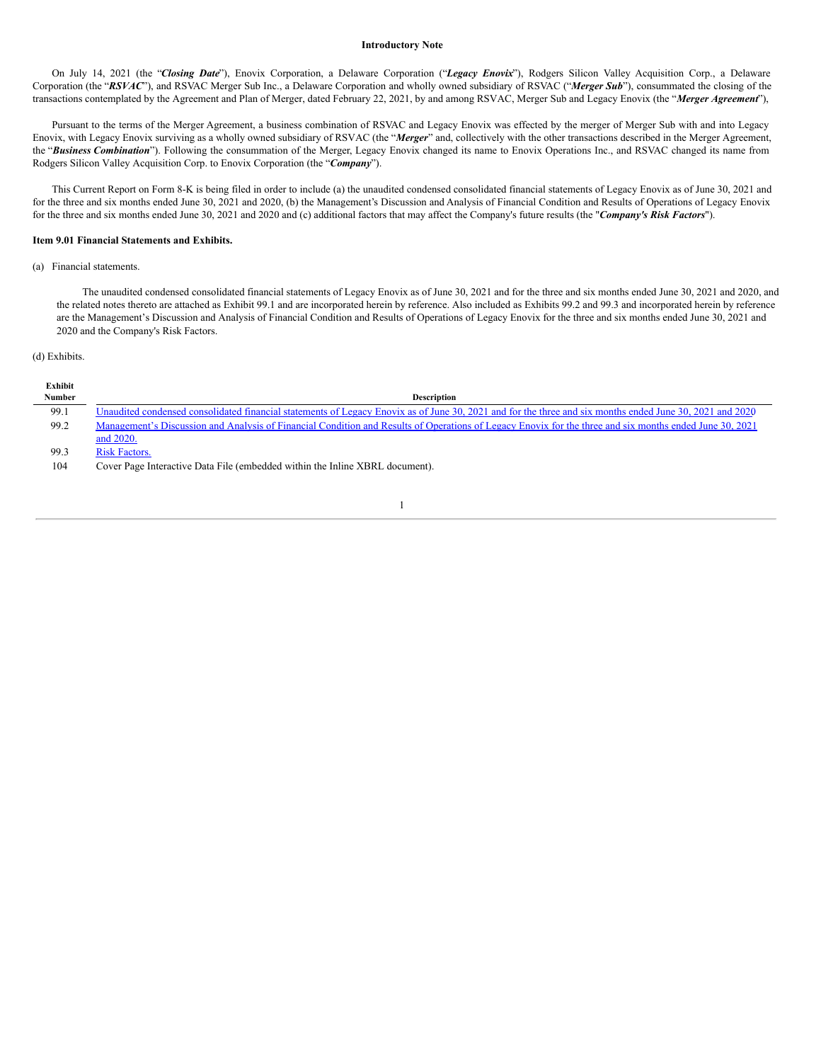**Introductory Note**

On July 14, 2021 (the "***Closing Date***"), Enovix Corporation, a Delaware Corporation ("***Legacy Enovix***"), Rodgers Silicon Valley Acquisition Corp., a Delaware Corporation (the "***RSVAC***"), and RSVAC Merger Sub Inc., a Delaware Corporation and wholly owned subsidiary of RSVAC ("***Merger Sub***"), consummated the closing of the transactions contemplated by the Agreement and Plan of Merger, dated February 22, 2021, by and among RSVAC, Merger Sub and Legacy Enovix (the "***Merger Agreement***"),

Pursuant to the terms of the Merger Agreement, a business combination of RSVAC and Legacy Enovix was effected by the merger of Merger Sub with and into Legacy Enovix, with Legacy Enovix surviving as a wholly owned subsidiary of RSVAC (the "***Merger***" and, collectively with the other transactions described in the Merger Agreement, the "***Business Combination***"). Following the consummation of the Merger, Legacy Enovix changed its name to Enovix Operations Inc., and RSVAC changed its name from Rodgers Silicon Valley Acquisition Corp. to Enovix Corporation (the "***Company***").

This Current Report on Form 8-K is being filed in order to include (a) the unaudited condensed consolidated financial statements of Legacy Enovix as of June 30, 2021 and for the three and six months ended June 30, 2021 and 2020, (b) the Management's Discussion and Analysis of Financial Condition and Results of Operations of Legacy Enovix for the three and six months ended June 30, 2021 and 2020 and (c) additional factors that may affect the Company's future results (the "***Company's Risk Factors***").

**Item 9.01 Financial Statements and Exhibits.**

(a) Financial statements.

The unaudited condensed consolidated financial statements of Legacy Enovix as of June 30, 2021 and for the three and six months ended June 30, 2021 and 2020, and the related notes thereto are attached as Exhibit 99.1 and are incorporated herein by reference. Also included as Exhibits 99.2 and 99.3 and incorporated herein by reference are the Management's Discussion and Analysis of Financial Condition and Results of Operations of Legacy Enovix for the three and six months ended June 30, 2021 and 2020 and the Company's Risk Factors.

(d) Exhibits.

| Exhibit Number | Description |
|---|---|
| 99.1 | Unaudited condensed consolidated financial statements of Legacy Enovix as of June 30, 2021 and for the three and six months ended June 30, 2021 and 2020 |
| 99.2 | Management's Discussion and Analysis of Financial Condition and Results of Operations of Legacy Enovix for the three and six months ended June 30, 2021 and 2020. |
| 99.3 | Risk Factors. |
| 104 | Cover Page Interactive Data File (embedded within the Inline XBRL document). |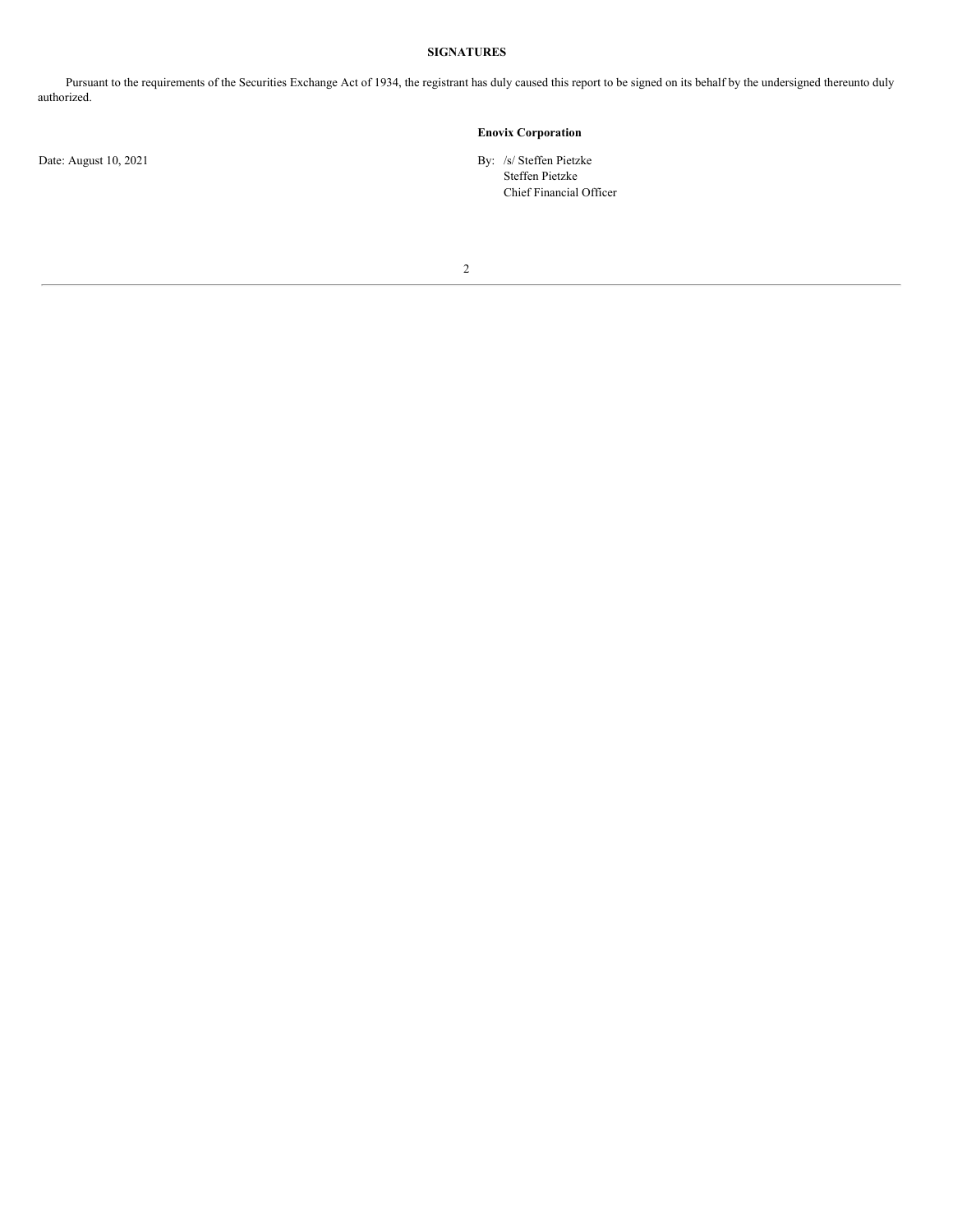**SIGNATURES**

Pursuant to the requirements of the Securities Exchange Act of 1934, the registrant has duly caused this report to be signed on its behalf by the undersigned thereunto duly authorized.

**Enovix Corporation**

Date: August 10, 2021

By: /s/ Steffen Pietzke
Steffen Pietzke
Chief Financial Officer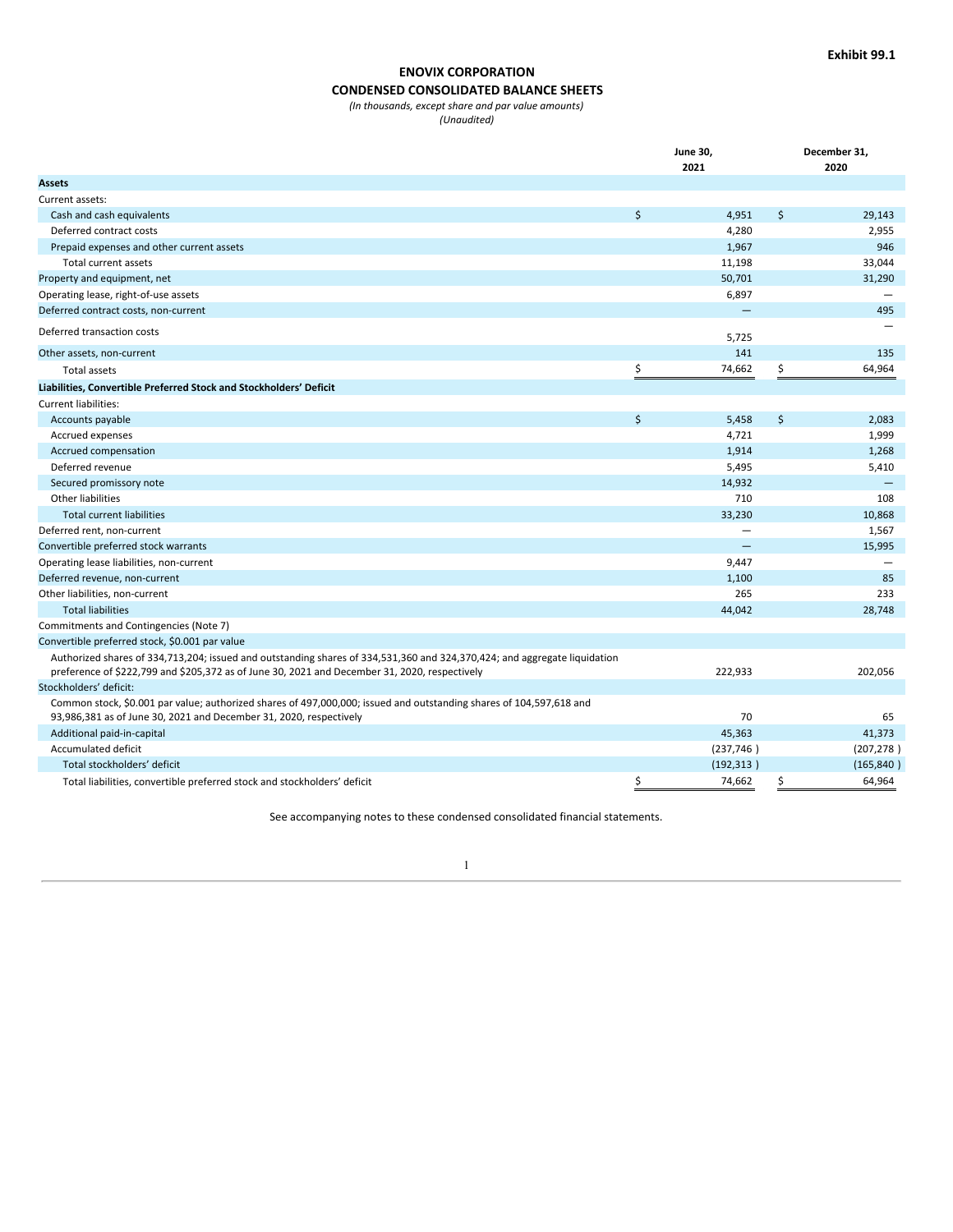Exhibit 99.1

# ENOVIX CORPORATION

## CONDENSED CONSOLIDATED BALANCE SHEETS

*(In thousands, except share and par value amounts)*

*(Unaudited)*

| | June 30, 2021 | December 31, 2020 |
|---|---|---|
| **Assets** | | |
| Current assets: | | |
| Cash and cash equivalents | $ 4,951 | $ 29,143 |
| Deferred contract costs | 4,280 | 2,955 |
| Prepaid expenses and other current assets | 1,967 | 946 |
| Total current assets | 11,198 | 33,044 |
| Property and equipment, net | 50,701 | 31,290 |
| Operating lease, right-of-use assets | 6,897 | — |
| Deferred contract costs, non-current | — | 495 |
| Deferred transaction costs | 5,725 | — |
| Other assets, non-current | 141 | 135 |
| Total assets | $ 74,662 | $ 64,964 |
| **Liabilities, Convertible Preferred Stock and Stockholders' Deficit** | | |
| Current liabilities: | | |
| Accounts payable | $ 5,458 | $ 2,083 |
| Accrued expenses | 4,721 | 1,999 |
| Accrued compensation | 1,914 | 1,268 |
| Deferred revenue | 5,495 | 5,410 |
| Secured promissory note | 14,932 | — |
| Other liabilities | 710 | 108 |
| Total current liabilities | 33,230 | 10,868 |
| Deferred rent, non-current | — | 1,567 |
| Convertible preferred stock warrants | — | 15,995 |
| Operating lease liabilities, non-current | 9,447 | — |
| Deferred revenue, non-current | 1,100 | 85 |
| Other liabilities, non-current | 265 | 233 |
| Total liabilities | 44,042 | 28,748 |
| Commitments and Contingencies (Note 7) | | |
| Convertible preferred stock, $0.001 par value | | |
| Authorized shares of 334,713,204; issued and outstanding shares of 334,531,360 and 324,370,424; and aggregate liquidation preference of $222,799 and $205,372 as of June 30, 2021 and December 31, 2020, respectively | 222,933 | 202,056 |
| Stockholders' deficit: | | |
| Common stock, $0.001 par value; authorized shares of 497,000,000; issued and outstanding shares of 104,597,618 and 93,986,381 as of June 30, 2021 and December 31, 2020, respectively | 70 | 65 |
| Additional paid-in-capital | 45,363 | 41,373 |
| Accumulated deficit | (237,746) | (207,278) |
| Total stockholders' deficit | (192,313) | (165,840) |
| Total liabilities, convertible preferred stock and stockholders' deficit | $ 74,662 | $ 64,964 |

See accompanying notes to these condensed consolidated financial statements.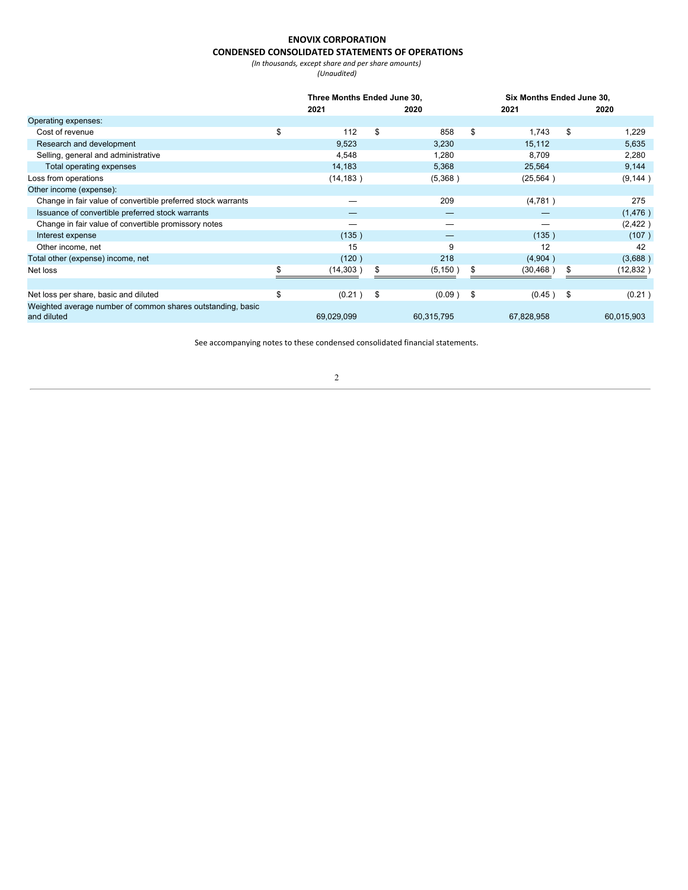**ENOVIX CORPORATION**

**CONDENSED CONSOLIDATED STATEMENTS OF OPERATIONS**

*(In thousands, except share and per share amounts)*

*(Unaudited)*

| | Three Months Ended June 30, | | Six Months Ended June 30, | |
|---|---|---|---|---|
| | **2021** | **2020** | **2021** | **2020** |
| Operating expenses: | | | | |
| Cost of revenue | $ 112 | $ 858 | $ 1,743 | $ 1,229 |
| Research and development | 9,523 | 3,230 | 15,112 | 5,635 |
| Selling, general and administrative | 4,548 | 1,280 | 8,709 | 2,280 |
| Total operating expenses | 14,183 | 5,368 | 25,564 | 9,144 |
| Loss from operations | (14,183 ) | (5,368 ) | (25,564 ) | (9,144 ) |
| Other income (expense): | | | | |
| Change in fair value of convertible preferred stock warrants | — | 209 | (4,781 ) | 275 |
| Issuance of convertible preferred stock warrants | — | — | — | (1,476 ) |
| Change in fair value of convertible promissory notes | — | — | — | (2,422 ) |
| Interest expense | (135 ) | — | (135 ) | (107 ) |
| Other income, net | 15 | 9 | 12 | 42 |
| Total other (expense) income, net | (120 ) | 218 | (4,904 ) | (3,688 ) |
| Net loss | $ (14,303 ) | $ (5,150 ) | $ (30,468 ) | $ (12,832 ) |
| | | | | |
| Net loss per share, basic and diluted | $ (0.21 ) | $ (0.09 ) | $ (0.45 ) | $ (0.21 ) |
| Weighted average number of common shares outstanding, basic and diluted | 69,029,099 | 60,315,795 | 67,828,958 | 60,015,903 |

See accompanying notes to these condensed consolidated financial statements.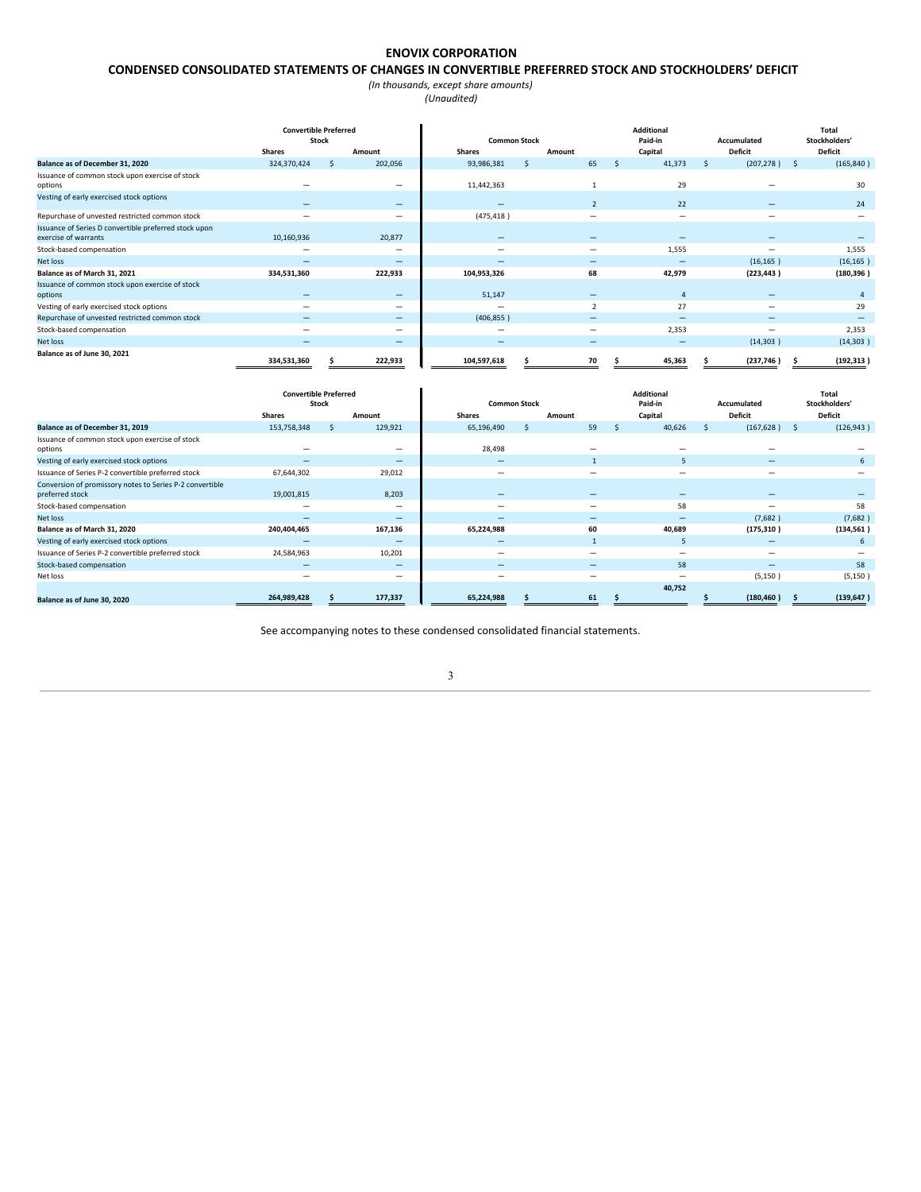# ENOVIX CORPORATION

## CONDENSED CONSOLIDATED STATEMENTS OF CHANGES IN CONVERTIBLE PREFERRED STOCK AND STOCKHOLDERS' DEFICIT

*(In thousands, except share amounts)*

*(Unaudited)*

| | Convertible Preferred Stock | | Common Stock | | Additional Paid-in Capital | Accumulated Deficit | Total Stockholders' Deficit |
|---|---|---|---|---|---|---|---|
| | Shares | Amount | Shares | Amount | | | |
| **Balance as of December 31, 2020** | 324,370,424 | $ 202,056 | 93,986,381 | $ 65 | $ 41,373 | $ (207,278 ) | $ (165,840 ) |
| Issuance of common stock upon exercise of stock options | — | — | 11,442,363 | 1 | 29 | — | 30 |
| Vesting of early exercised stock options | — | — | — | 2 | 22 | — | 24 |
| Repurchase of unvested restricted common stock | — | — | (475,418 ) | — | — | — | — |
| Issuance of Series D convertible preferred stock upon exercise of warrants | 10,160,936 | 20,877 | — | — | — | — | — |
| Stock-based compensation | — | — | — | — | 1,555 | — | 1,555 |
| Net loss | — | — | — | — | — | (16,165 ) | (16,165 ) |
| **Balance as of March 31, 2021** | **334,531,360** | **222,933** | **104,953,326** | **68** | **42,979** | **(223,443 )** | **(180,396 )** |
| Issuance of common stock upon exercise of stock options | — | — | 51,147 | — | 4 | — | 4 |
| Vesting of early exercised stock options | — | — | — | 2 | 27 | — | 29 |
| Repurchase of unvested restricted common stock | — | — | (406,855 ) | — | — | — | — |
| Stock-based compensation | — | — | — | — | 2,353 | — | 2,353 |
| Net loss | — | — | — | — | — | (14,303 ) | (14,303 ) |
| **Balance as of June 30, 2021** | **334,531,360** | **$ 222,933** | **104,597,618** | **$ 70** | **$ 45,363** | **$ (237,746 )** | **$ (192,313 )** |

| | Convertible Preferred Stock | | Common Stock | | Additional Paid-in Capital | Accumulated Deficit | Total Stockholders' Deficit |
|---|---|---|---|---|---|---|---|
| | Shares | Amount | Shares | Amount | | | |
| **Balance as of December 31, 2019** | 153,758,348 | $ 129,921 | 65,196,490 | $ 59 | $ 40,626 | $ (167,628 ) | $ (126,943 ) |
| Issuance of common stock upon exercise of stock options | — | — | 28,498 | — | — | — | — |
| Vesting of early exercised stock options | — | — | — | 1 | 5 | — | 6 |
| Issuance of Series P-2 convertible preferred stock | 67,644,302 | 29,012 | — | — | — | — | — |
| Conversion of promissory notes to Series P-2 convertible preferred stock | 19,001,815 | 8,203 | — | — | — | — | — |
| Stock-based compensation | — | — | — | — | 58 | — | 58 |
| Net loss | — | — | — | — | — | (7,682 ) | (7,682 ) |
| **Balance as of March 31, 2020** | **240,404,465** | **167,136** | **65,224,988** | **60** | **40,689** | **(175,310 )** | **(134,561 )** |
| Vesting of early exercised stock options | — | — | — | 1 | 5 | — | 6 |
| Issuance of Series P-2 convertible preferred stock | 24,584,963 | 10,201 | — | — | — | — | — |
| Stock-based compensation | — | — | — | — | 58 | — | 58 |
| Net loss | — | — | — | — | — | (5,150 ) | (5,150 ) |
| **Balance as of June 30, 2020** | **264,989,428** | **$ 177,337** | **65,224,988** | **$ 61** | **$ 40,752** | **$ (180,460 )** | **$ (139,647 )** |

See accompanying notes to these condensed consolidated financial statements.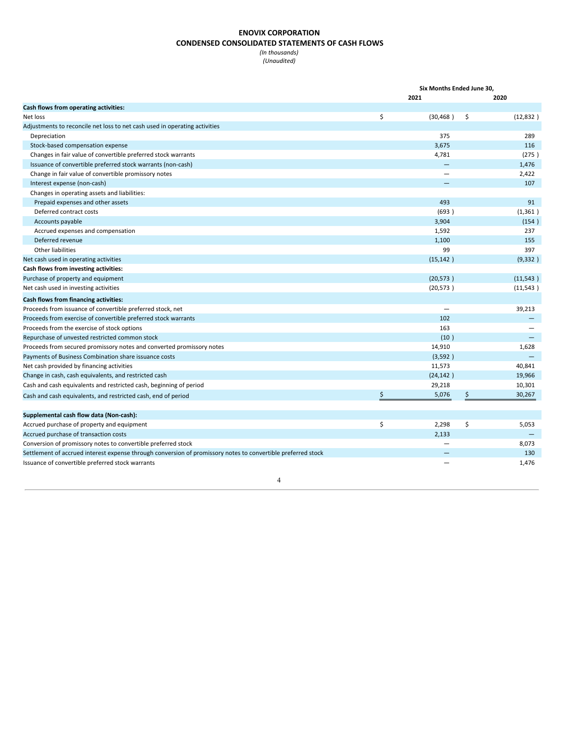**ENOVIX CORPORATION**

**CONDENSED CONSOLIDATED STATEMENTS OF CASH FLOWS**

*(In thousands)*

*(Unaudited)*

| | Six Months Ended June 30, | |
|---|---|---|
| | 2021 | 2020 |
| **Cash flows from operating activities:** | | |
| Net loss | $ (30,468 ) | $ (12,832 ) |
| Adjustments to reconcile net loss to net cash used in operating activities | | |
| Depreciation | 375 | 289 |
| Stock-based compensation expense | 3,675 | 116 |
| Changes in fair value of convertible preferred stock warrants | 4,781 | (275 ) |
| Issuance of convertible preferred stock warrants (non-cash) | — | 1,476 |
| Change in fair value of convertible promissory notes | — | 2,422 |
| Interest expense (non-cash) | — | 107 |
| Changes in operating assets and liabilities: | | |
| Prepaid expenses and other assets | 493 | 91 |
| Deferred contract costs | (693 ) | (1,361 ) |
| Accounts payable | 3,904 | (154 ) |
| Accrued expenses and compensation | 1,592 | 237 |
| Deferred revenue | 1,100 | 155 |
| Other liabilities | 99 | 397 |
| Net cash used in operating activities | (15,142 ) | (9,332 ) |
| **Cash flows from investing activities:** | | |
| Purchase of property and equipment | (20,573 ) | (11,543 ) |
| Net cash used in investing activities | (20,573 ) | (11,543 ) |
| **Cash flows from financing activities:** | | |
| Proceeds from issuance of convertible preferred stock, net | — | 39,213 |
| Proceeds from exercise of convertible preferred stock warrants | 102 | — |
| Proceeds from the exercise of stock options | 163 | — |
| Repurchase of unvested restricted common stock | (10 ) | — |
| Proceeds from secured promissory notes and converted promissory notes | 14,910 | 1,628 |
| Payments of Business Combination share issuance costs | (3,592 ) | — |
| Net cash provided by financing activities | 11,573 | 40,841 |
| Change in cash, cash equivalents, and restricted cash | (24,142 ) | 19,966 |
| Cash and cash equivalents and restricted cash, beginning of period | 29,218 | 10,301 |
| Cash and cash equivalents, and restricted cash, end of period | $ 5,076 | $ 30,267 |
| | | |
| **Supplemental cash flow data (Non-cash):** | | |
| Accrued purchase of property and equipment | $ 2,298 | $ 5,053 |
| Accrued purchase of transaction costs | 2,133 | — |
| Conversion of promissory notes to convertible preferred stock | — | 8,073 |
| Settlement of accrued interest expense through conversion of promissory notes to convertible preferred stock | — | 130 |
| Issuance of convertible preferred stock warrants | — | 1,476 |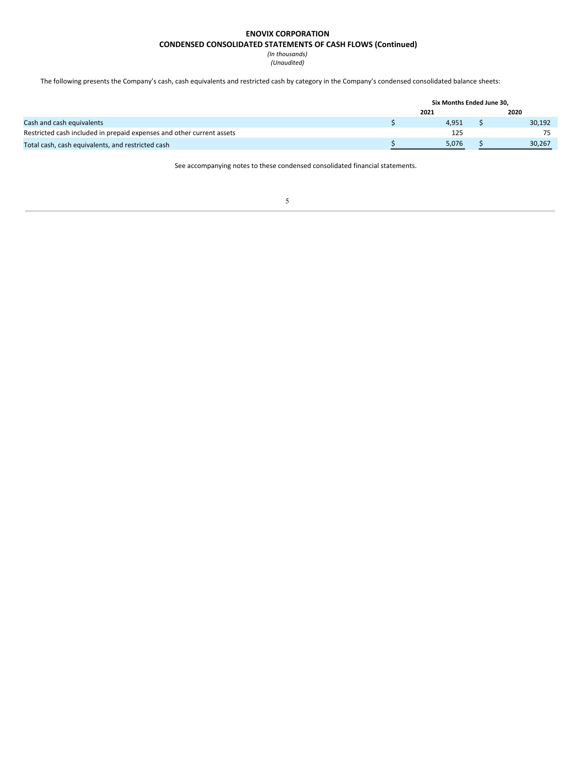**ENOVIX CORPORATION**

**CONDENSED CONSOLIDATED STATEMENTS OF CASH FLOWS (Continued)**

*(In thousands)*

*(Unaudited)*

The following presents the Company's cash, cash equivalents and restricted cash by category in the Company's condensed consolidated balance sheets:

| | Six Months Ended June 30, | |
|---|---|---|
| | 2021 | 2020 |
| Cash and cash equivalents | $ 4,951 | $ 30,192 |
| Restricted cash included in prepaid expenses and other current assets | 125 | 75 |
| Total cash, cash equivalents, and restricted cash | $ 5,076 | $ 30,267 |

See accompanying notes to these condensed consolidated financial statements.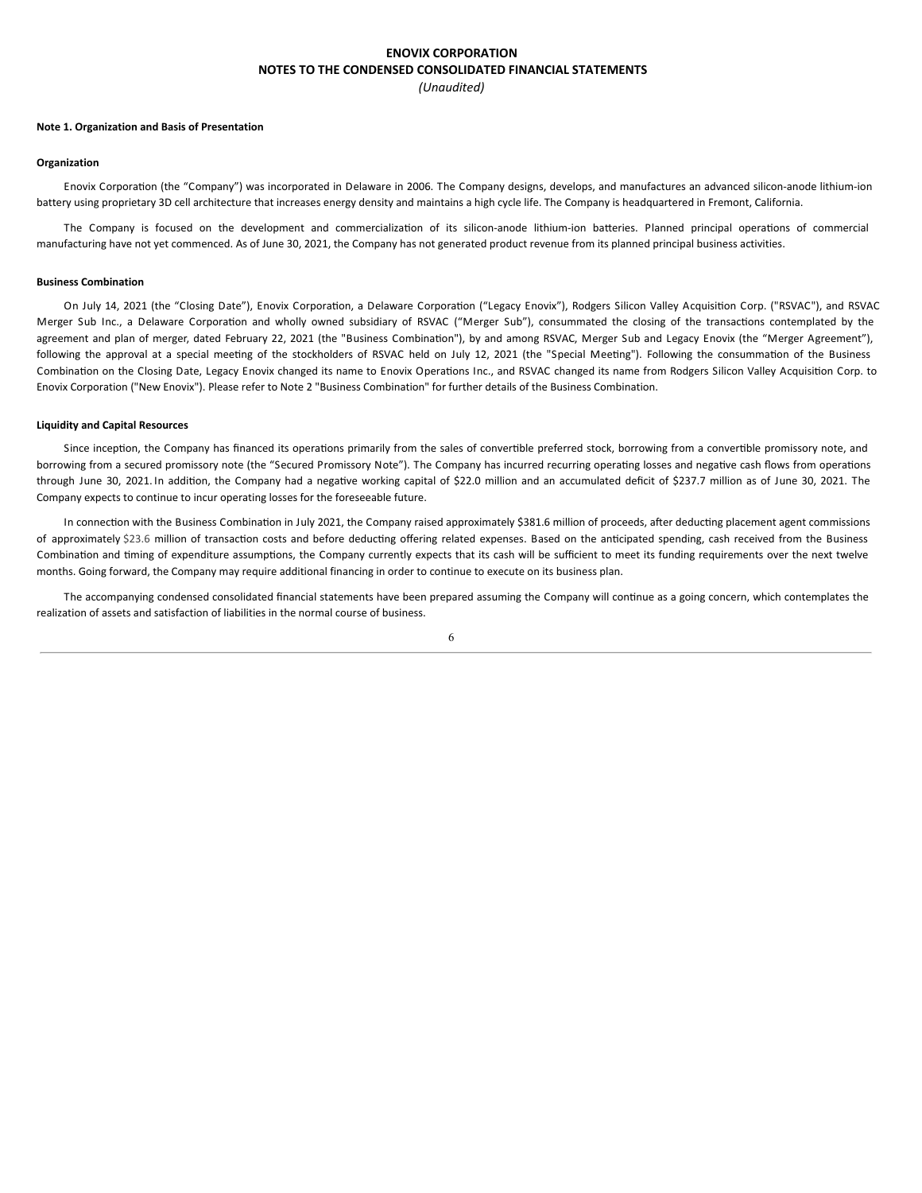**ENOVIX CORPORATION**
**NOTES TO THE CONDENSED CONSOLIDATED FINANCIAL STATEMENTS**
*(Unaudited)*

**Note 1. Organization and Basis of Presentation**

**Organization**

Enovix Corporation (the "Company") was incorporated in Delaware in 2006. The Company designs, develops, and manufactures an advanced silicon-anode lithium-ion battery using proprietary 3D cell architecture that increases energy density and maintains a high cycle life. The Company is headquartered in Fremont, California.

The Company is focused on the development and commercialization of its silicon-anode lithium-ion batteries. Planned principal operations of commercial manufacturing have not yet commenced. As of June 30, 2021, the Company has not generated product revenue from its planned principal business activities.

**Business Combination**

On July 14, 2021 (the "Closing Date"), Enovix Corporation, a Delaware Corporation ("Legacy Enovix"), Rodgers Silicon Valley Acquisition Corp. ("RSVAC"), and RSVAC Merger Sub Inc., a Delaware Corporation and wholly owned subsidiary of RSVAC ("Merger Sub"), consummated the closing of the transactions contemplated by the agreement and plan of merger, dated February 22, 2021 (the "Business Combination"), by and among RSVAC, Merger Sub and Legacy Enovix (the "Merger Agreement"), following the approval at a special meeting of the stockholders of RSVAC held on July 12, 2021 (the "Special Meeting"). Following the consummation of the Business Combination on the Closing Date, Legacy Enovix changed its name to Enovix Operations Inc., and RSVAC changed its name from Rodgers Silicon Valley Acquisition Corp. to Enovix Corporation ("New Enovix"). Please refer to Note 2 "Business Combination" for further details of the Business Combination.

**Liquidity and Capital Resources**

Since inception, the Company has financed its operations primarily from the sales of convertible preferred stock, borrowing from a convertible promissory note, and borrowing from a secured promissory note (the "Secured Promissory Note"). The Company has incurred recurring operating losses and negative cash flows from operations through June 30, 2021. In addition, the Company had a negative working capital of $22.0 million and an accumulated deficit of $237.7 million as of June 30, 2021. The Company expects to continue to incur operating losses for the foreseeable future.

In connection with the Business Combination in July 2021, the Company raised approximately $381.6 million of proceeds, after deducting placement agent commissions of approximately $23.6 million of transaction costs and before deducting offering related expenses. Based on the anticipated spending, cash received from the Business Combination and timing of expenditure assumptions, the Company currently expects that its cash will be sufficient to meet its funding requirements over the next twelve months. Going forward, the Company may require additional financing in order to continue to execute on its business plan.

The accompanying condensed consolidated financial statements have been prepared assuming the Company will continue as a going concern, which contemplates the realization of assets and satisfaction of liabilities in the normal course of business.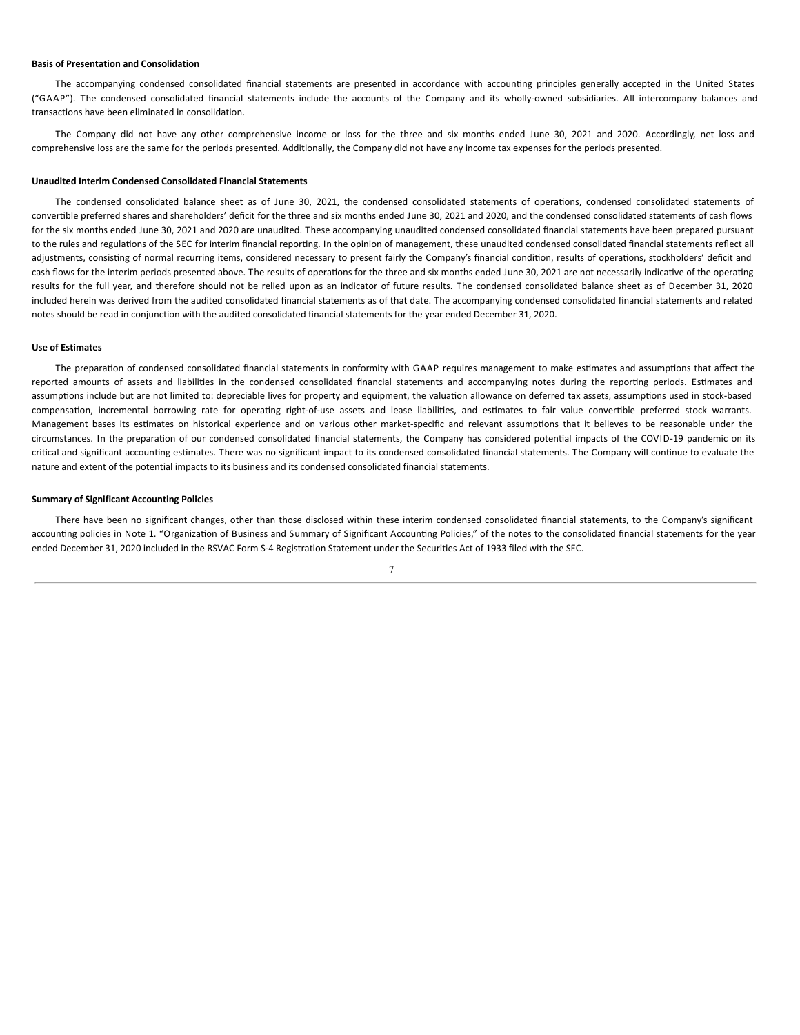**Basis of Presentation and Consolidation**

The accompanying condensed consolidated financial statements are presented in accordance with accounting principles generally accepted in the United States ("GAAP"). The condensed consolidated financial statements include the accounts of the Company and its wholly-owned subsidiaries. All intercompany balances and transactions have been eliminated in consolidation.

The Company did not have any other comprehensive income or loss for the three and six months ended June 30, 2021 and 2020. Accordingly, net loss and comprehensive loss are the same for the periods presented. Additionally, the Company did not have any income tax expenses for the periods presented.

**Unaudited Interim Condensed Consolidated Financial Statements**

The condensed consolidated balance sheet as of June 30, 2021, the condensed consolidated statements of operations, condensed consolidated statements of convertible preferred shares and shareholders' deficit for the three and six months ended June 30, 2021 and 2020, and the condensed consolidated statements of cash flows for the six months ended June 30, 2021 and 2020 are unaudited. These accompanying unaudited condensed consolidated financial statements have been prepared pursuant to the rules and regulations of the SEC for interim financial reporting. In the opinion of management, these unaudited condensed consolidated financial statements reflect all adjustments, consisting of normal recurring items, considered necessary to present fairly the Company's financial condition, results of operations, stockholders' deficit and cash flows for the interim periods presented above. The results of operations for the three and six months ended June 30, 2021 are not necessarily indicative of the operating results for the full year, and therefore should not be relied upon as an indicator of future results. The condensed consolidated balance sheet as of December 31, 2020 included herein was derived from the audited consolidated financial statements as of that date. The accompanying condensed consolidated financial statements and related notes should be read in conjunction with the audited consolidated financial statements for the year ended December 31, 2020.

**Use of Estimates**

The preparation of condensed consolidated financial statements in conformity with GAAP requires management to make estimates and assumptions that affect the reported amounts of assets and liabilities in the condensed consolidated financial statements and accompanying notes during the reporting periods. Estimates and assumptions include but are not limited to: depreciable lives for property and equipment, the valuation allowance on deferred tax assets, assumptions used in stock-based compensation, incremental borrowing rate for operating right-of-use assets and lease liabilities, and estimates to fair value convertible preferred stock warrants. Management bases its estimates on historical experience and on various other market-specific and relevant assumptions that it believes to be reasonable under the circumstances. In the preparation of our condensed consolidated financial statements, the Company has considered potential impacts of the COVID-19 pandemic on its critical and significant accounting estimates. There was no significant impact to its condensed consolidated financial statements. The Company will continue to evaluate the nature and extent of the potential impacts to its business and its condensed consolidated financial statements.

**Summary of Significant Accounting Policies**

There have been no significant changes, other than those disclosed within these interim condensed consolidated financial statements, to the Company's significant accounting policies in Note 1. "Organization of Business and Summary of Significant Accounting Policies," of the notes to the consolidated financial statements for the year ended December 31, 2020 included in the RSVAC Form S-4 Registration Statement under the Securities Act of 1933 filed with the SEC.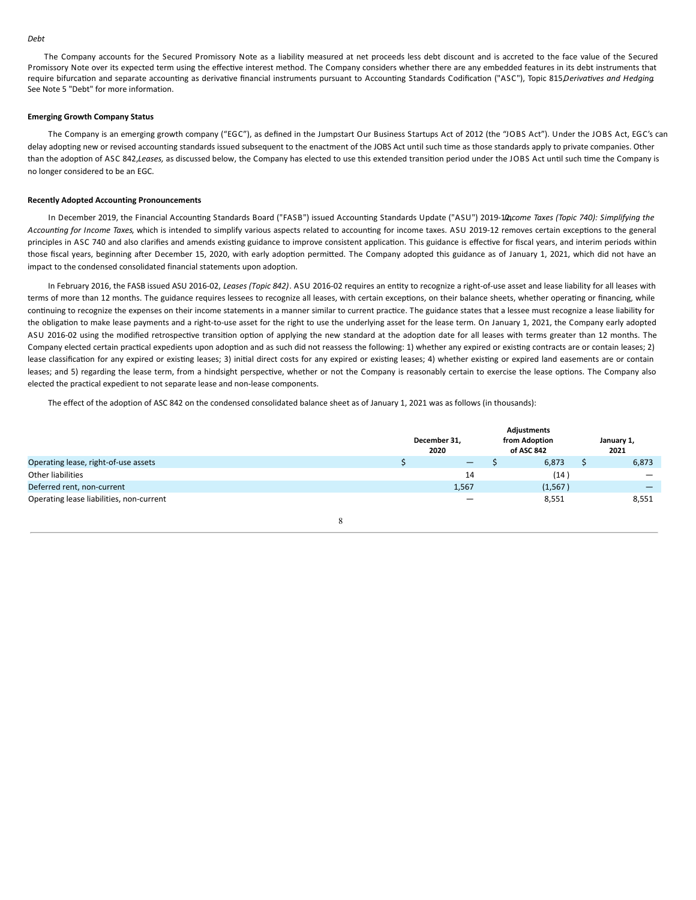*Debt*

The Company accounts for the Secured Promissory Note as a liability measured at net proceeds less debt discount and is accreted to the face value of the Secured Promissory Note over its expected term using the effective interest method. The Company considers whether there are any embedded features in its debt instruments that require bifurcation and separate accounting as derivative financial instruments pursuant to Accounting Standards Codification ("ASC"), Topic 815, *Derivatives and Hedging*. See Note 5 "Debt" for more information.

**Emerging Growth Company Status**

The Company is an emerging growth company ("EGC"), as defined in the Jumpstart Our Business Startups Act of 2012 (the "JOBS Act"). Under the JOBS Act, EGC's can delay adopting new or revised accounting standards issued subsequent to the enactment of the JOBS Act until such time as those standards apply to private companies. Other than the adoption of ASC 842, *Leases,* as discussed below, the Company has elected to use this extended transition period under the JOBS Act until such time the Company is no longer considered to be an EGC.

**Recently Adopted Accounting Pronouncements**

In December 2019, the Financial Accounting Standards Board ("FASB") issued Accounting Standards Update ("ASU") 2019-12, *Income Taxes (Topic 740): Simplifying the Accounting for Income Taxes*, which is intended to simplify various aspects related to accounting for income taxes. ASU 2019-12 removes certain exceptions to the general principles in ASC 740 and also clarifies and amends existing guidance to improve consistent application. This guidance is effective for fiscal years, and interim periods within those fiscal years, beginning after December 15, 2020, with early adoption permitted. The Company adopted this guidance as of January 1, 2021, which did not have an impact to the condensed consolidated financial statements upon adoption.

In February 2016, the FASB issued ASU 2016-02, *Leases (Topic 842)*. ASU 2016-02 requires an entity to recognize a right-of-use asset and lease liability for all leases with terms of more than 12 months. The guidance requires lessees to recognize all leases, with certain exceptions, on their balance sheets, whether operating or financing, while continuing to recognize the expenses on their income statements in a manner similar to current practice. The guidance states that a lessee must recognize a lease liability for the obligation to make lease payments and a right-to-use asset for the right to use the underlying asset for the lease term. On January 1, 2021, the Company early adopted ASU 2016-02 using the modified retrospective transition option of applying the new standard at the adoption date for all leases with terms greater than 12 months. The Company elected certain practical expedients upon adoption and as such did not reassess the following: 1) whether any expired or existing contracts are or contain leases; 2) lease classification for any expired or existing leases; 3) initial direct costs for any expired or existing leases; 4) whether existing or expired land easements are or contain leases; and 5) regarding the lease term, from a hindsight perspective, whether or not the Company is reasonably certain to exercise the lease options. The Company also elected the practical expedient to not separate lease and non-lease components.

The effect of the adoption of ASC 842 on the condensed consolidated balance sheet as of January 1, 2021 was as follows (in thousands):

| | December 31, 2020 | Adjustments from Adoption of ASC 842 | January 1, 2021 |
|---|---|---|---|
| Operating lease, right-of-use assets | $ — | $ 6,873 | $ 6,873 |
| Other liabilities | 14 | (14) | — |
| Deferred rent, non-current | 1,567 | (1,567) | — |
| Operating lease liabilities, non-current | — | 8,551 | 8,551 |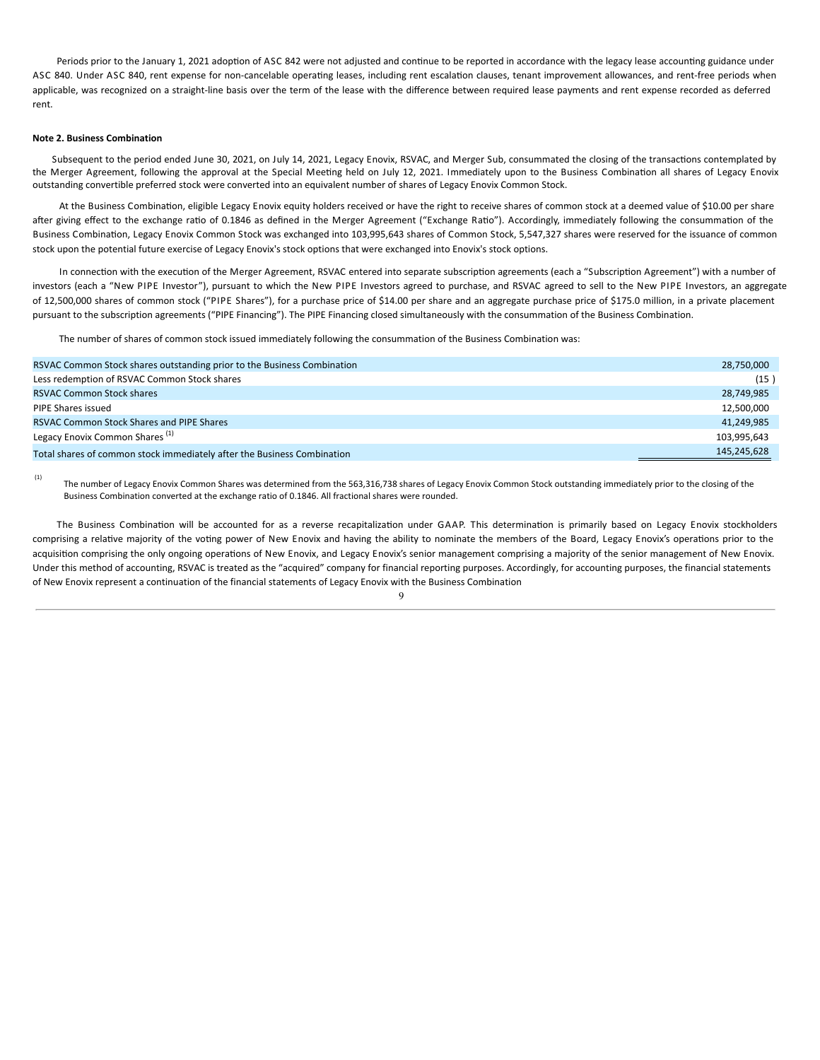Periods prior to the January 1, 2021 adoption of ASC 842 were not adjusted and continue to be reported in accordance with the legacy lease accounting guidance under ASC 840. Under ASC 840, rent expense for non-cancelable operating leases, including rent escalation clauses, tenant improvement allowances, and rent-free periods when applicable, was recognized on a straight-line basis over the term of the lease with the difference between required lease payments and rent expense recorded as deferred rent.

**Note 2. Business Combination**

Subsequent to the period ended June 30, 2021, on July 14, 2021, Legacy Enovix, RSVAC, and Merger Sub, consummated the closing of the transactions contemplated by the Merger Agreement, following the approval at the Special Meeting held on July 12, 2021. Immediately upon to the Business Combination all shares of Legacy Enovix outstanding convertible preferred stock were converted into an equivalent number of shares of Legacy Enovix Common Stock.

At the Business Combination, eligible Legacy Enovix equity holders received or have the right to receive shares of common stock at a deemed value of $10.00 per share after giving effect to the exchange ratio of 0.1846 as defined in the Merger Agreement ("Exchange Ratio"). Accordingly, immediately following the consummation of the Business Combination, Legacy Enovix Common Stock was exchanged into 103,995,643 shares of Common Stock, 5,547,327 shares were reserved for the issuance of common stock upon the potential future exercise of Legacy Enovix's stock options that were exchanged into Enovix's stock options.

In connection with the execution of the Merger Agreement, RSVAC entered into separate subscription agreements (each a "Subscription Agreement") with a number of investors (each a "New PIPE Investor"), pursuant to which the New PIPE Investors agreed to purchase, and RSVAC agreed to sell to the New PIPE Investors, an aggregate of 12,500,000 shares of common stock ("PIPE Shares"), for a purchase price of $14.00 per share and an aggregate purchase price of $175.0 million, in a private placement pursuant to the subscription agreements ("PIPE Financing"). The PIPE Financing closed simultaneously with the consummation of the Business Combination.

The number of shares of common stock issued immediately following the consummation of the Business Combination was:

| | |
|---|---|
| RSVAC Common Stock shares outstanding prior to the Business Combination | 28,750,000 |
| Less redemption of RSVAC Common Stock shares | (15 ) |
| RSVAC Common Stock shares | 28,749,985 |
| PIPE Shares issued | 12,500,000 |
| RSVAC Common Stock Shares and PIPE Shares | 41,249,985 |
| Legacy Enovix Common Shares [(1)] | 103,995,643 |
| Total shares of common stock immediately after the Business Combination | 145,245,628 |

(1) The number of Legacy Enovix Common Shares was determined from the 563,316,738 shares of Legacy Enovix Common Stock outstanding immediately prior to the closing of the Business Combination converted at the exchange ratio of 0.1846. All fractional shares were rounded.

The Business Combination will be accounted for as a reverse recapitalization under GAAP. This determination is primarily based on Legacy Enovix stockholders comprising a relative majority of the voting power of New Enovix and having the ability to nominate the members of the Board, Legacy Enovix's operations prior to the acquisition comprising the only ongoing operations of New Enovix, and Legacy Enovix's senior management comprising a majority of the senior management of New Enovix. Under this method of accounting, RSVAC is treated as the "acquired" company for financial reporting purposes. Accordingly, for accounting purposes, the financial statements of New Enovix represent a continuation of the financial statements of Legacy Enovix with the Business Combination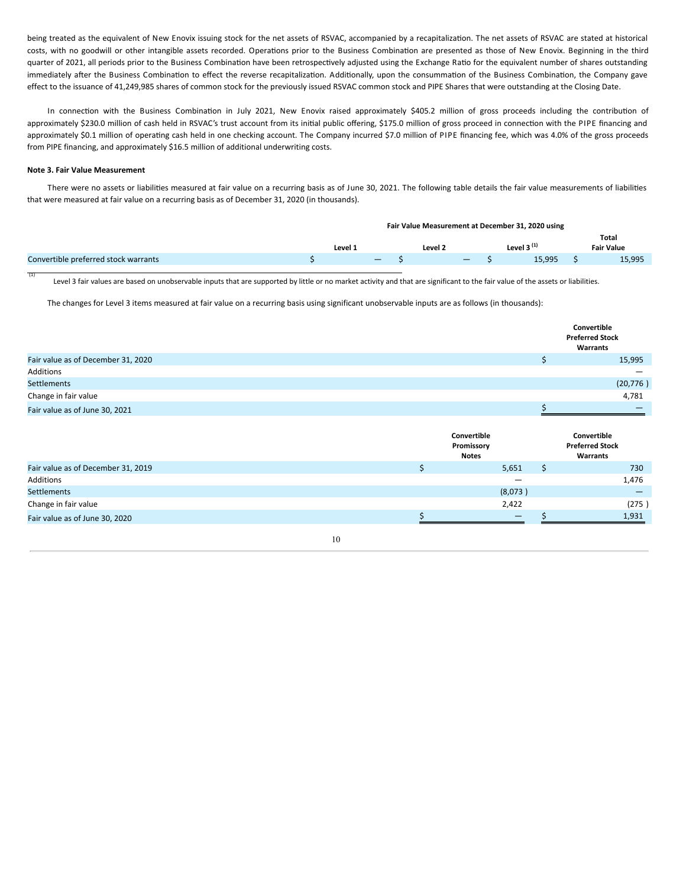being treated as the equivalent of New Enovix issuing stock for the net assets of RSVAC, accompanied by a recapitalization. The net assets of RSVAC are stated at historical costs, with no goodwill or other intangible assets recorded. Operations prior to the Business Combination are presented as those of New Enovix. Beginning in the third quarter of 2021, all periods prior to the Business Combination have been retrospectively adjusted using the Exchange Ratio for the equivalent number of shares outstanding immediately after the Business Combination to effect the reverse recapitalization. Additionally, upon the consummation of the Business Combination, the Company gave effect to the issuance of 41,249,985 shares of common stock for the previously issued RSVAC common stock and PIPE Shares that were outstanding at the Closing Date.

In connection with the Business Combination in July 2021, New Enovix raised approximately $405.2 million of gross proceeds including the contribution of approximately $230.0 million of cash held in RSVAC's trust account from its initial public offering, $175.0 million of gross proceed in connection with the PIPE financing and approximately $0.1 million of operating cash held in one checking account. The Company incurred $7.0 million of PIPE financing fee, which was 4.0% of the gross proceeds from PIPE financing, and approximately $16.5 million of additional underwriting costs.

**Note 3. Fair Value Measurement**

There were no assets or liabilities measured at fair value on a recurring basis as of June 30, 2021. The following table details the fair value measurements of liabilities that were measured at fair value on a recurring basis as of December 31, 2020 (in thousands).

| | Fair Value Measurement at December 31, 2020 using | | | |
|---|---|---|---|---|
| | Level 1 | Level 2 | Level 3 [(1)] | Total Fair Value |
| Convertible preferred stock warrants | $ — | $ — | $ 15,995 | $ 15,995 |

(1) Level 3 fair values are based on unobservable inputs that are supported by little or no market activity and that are significant to the fair value of the assets or liabilities.

The changes for Level 3 items measured at fair value on a recurring basis using significant unobservable inputs are as follows (in thousands):

| | Convertible Preferred Stock Warrants |
|---|---|
| Fair value as of December 31, 2020 | $ 15,995 |
| Additions | — |
| Settlements | (20,776 ) |
| Change in fair value | 4,781 |
| Fair value as of June 30, 2021 | $ — |

| | Convertible Promissory Notes | Convertible Preferred Stock Warrants |
|---|---|---|
| Fair value as of December 31, 2019 | $ 5,651 | $ 730 |
| Additions | — | 1,476 |
| Settlements | (8,073 ) | — |
| Change in fair value | 2,422 | (275 ) |
| Fair value as of June 30, 2020 | $ — | $ 1,931 |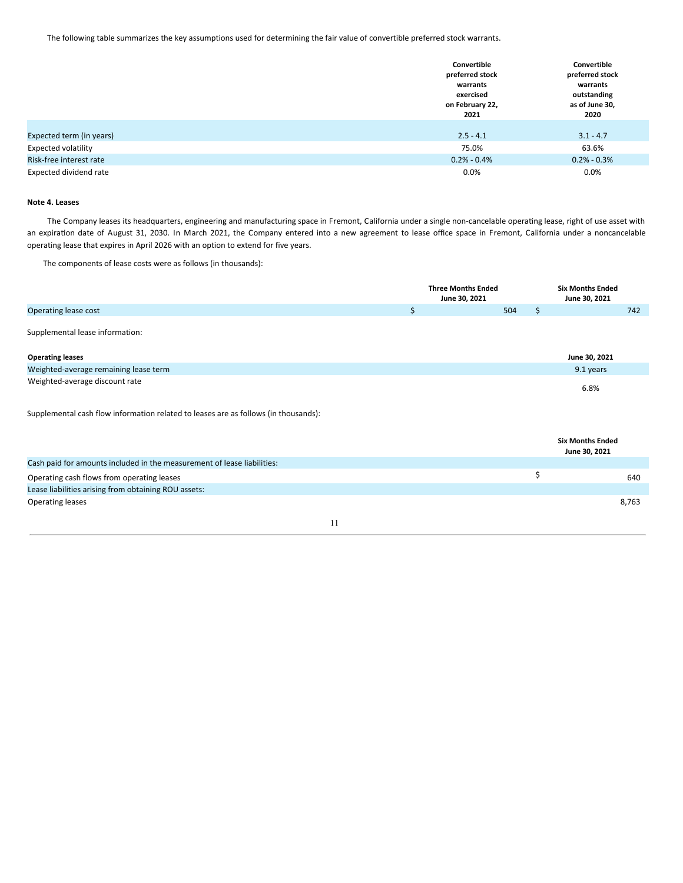The following table summarizes the key assumptions used for determining the fair value of convertible preferred stock warrants.

| | Convertible preferred stock warrants exercised on February 22, 2021 | Convertible preferred stock warrants outstanding as of June 30, 2020 |
|---|---|---|
| Expected term (in years) | 2.5 - 4.1 | 3.1 - 4.7 |
| Expected volatility | 75.0% | 63.6% |
| Risk-free interest rate | 0.2% - 0.4% | 0.2% - 0.3% |
| Expected dividend rate | 0.0% | 0.0% |

**Note 4. Leases**

The Company leases its headquarters, engineering and manufacturing space in Fremont, California under a single non-cancelable operating lease, right of use asset with an expiration date of August 31, 2030. In March 2021, the Company entered into a new agreement to lease office space in Fremont, California under a noncancelable operating lease that expires in April 2026 with an option to extend for five years.

The components of lease costs were as follows (in thousands):

| | Three Months Ended June 30, 2021 | Six Months Ended June 30, 2021 |
|---|---|---|
| Operating lease cost | $ 504 | $ 742 |

Supplemental lease information:

| **Operating leases** | **June 30, 2021** |
|---|---|
| Weighted-average remaining lease term | 9.1 years |
| Weighted-average discount rate | 6.8% |

Supplemental cash flow information related to leases are as follows (in thousands):

| | Six Months Ended June 30, 2021 |
|---|---|
| Cash paid for amounts included in the measurement of lease liabilities: | |
| Operating cash flows from operating leases | $ 640 |
| Lease liabilities arising from obtaining ROU assets: | |
| Operating leases | 8,763 |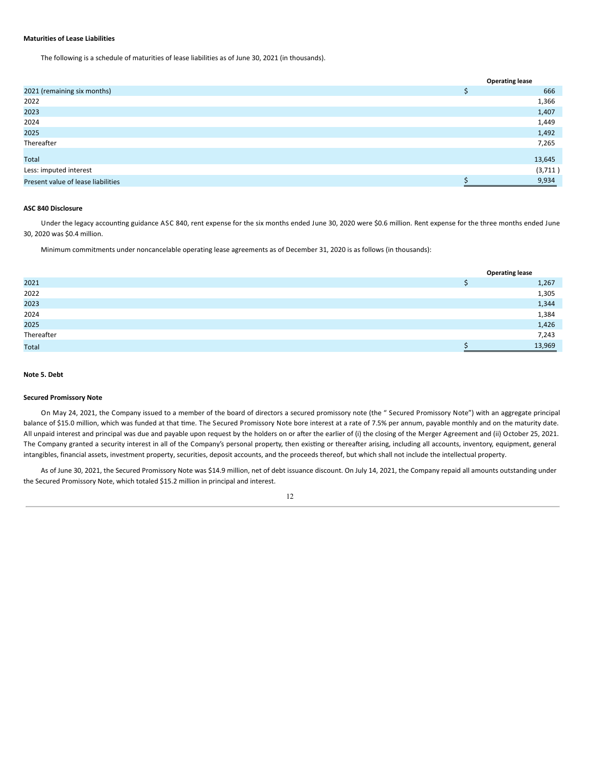**Maturities of Lease Liabilities**

The following is a schedule of maturities of lease liabilities as of June 30, 2021 (in thousands).

| | Operating lease |
|---|---|
| 2021 (remaining six months) | $ 666 |
| 2022 | 1,366 |
| 2023 | 1,407 |
| 2024 | 1,449 |
| 2025 | 1,492 |
| Thereafter | 7,265 |
| Total | 13,645 |
| Less: imputed interest | (3,711 ) |
| Present value of lease liabilities | $ 9,934 |

**ASC 840 Disclosure**

Under the legacy accounting guidance ASC 840, rent expense for the six months ended June 30, 2020 were $0.6 million. Rent expense for the three months ended June 30, 2020 was $0.4 million.

Minimum commitments under noncancelable operating lease agreements as of December 31, 2020 is as follows (in thousands):

| | Operating lease |
|---|---|
| 2021 | $ 1,267 |
| 2022 | 1,305 |
| 2023 | 1,344 |
| 2024 | 1,384 |
| 2025 | 1,426 |
| Thereafter | 7,243 |
| Total | $ 13,969 |

**Note 5. Debt**

**Secured Promissory Note**

On May 24, 2021, the Company issued to a member of the board of directors a secured promissory note (the " Secured Promissory Note") with an aggregate principal balance of $15.0 million, which was funded at that time. The Secured Promissory Note bore interest at a rate of 7.5% per annum, payable monthly and on the maturity date. All unpaid interest and principal was due and payable upon request by the holders on or after the earlier of (i) the closing of the Merger Agreement and (ii) October 25, 2021. The Company granted a security interest in all of the Company's personal property, then existing or thereafter arising, including all accounts, inventory, equipment, general intangibles, financial assets, investment property, securities, deposit accounts, and the proceeds thereof, but which shall not include the intellectual property.

As of June 30, 2021, the Secured Promissory Note was $14.9 million, net of debt issuance discount. On July 14, 2021, the Company repaid all amounts outstanding under the Secured Promissory Note, which totaled $15.2 million in principal and interest.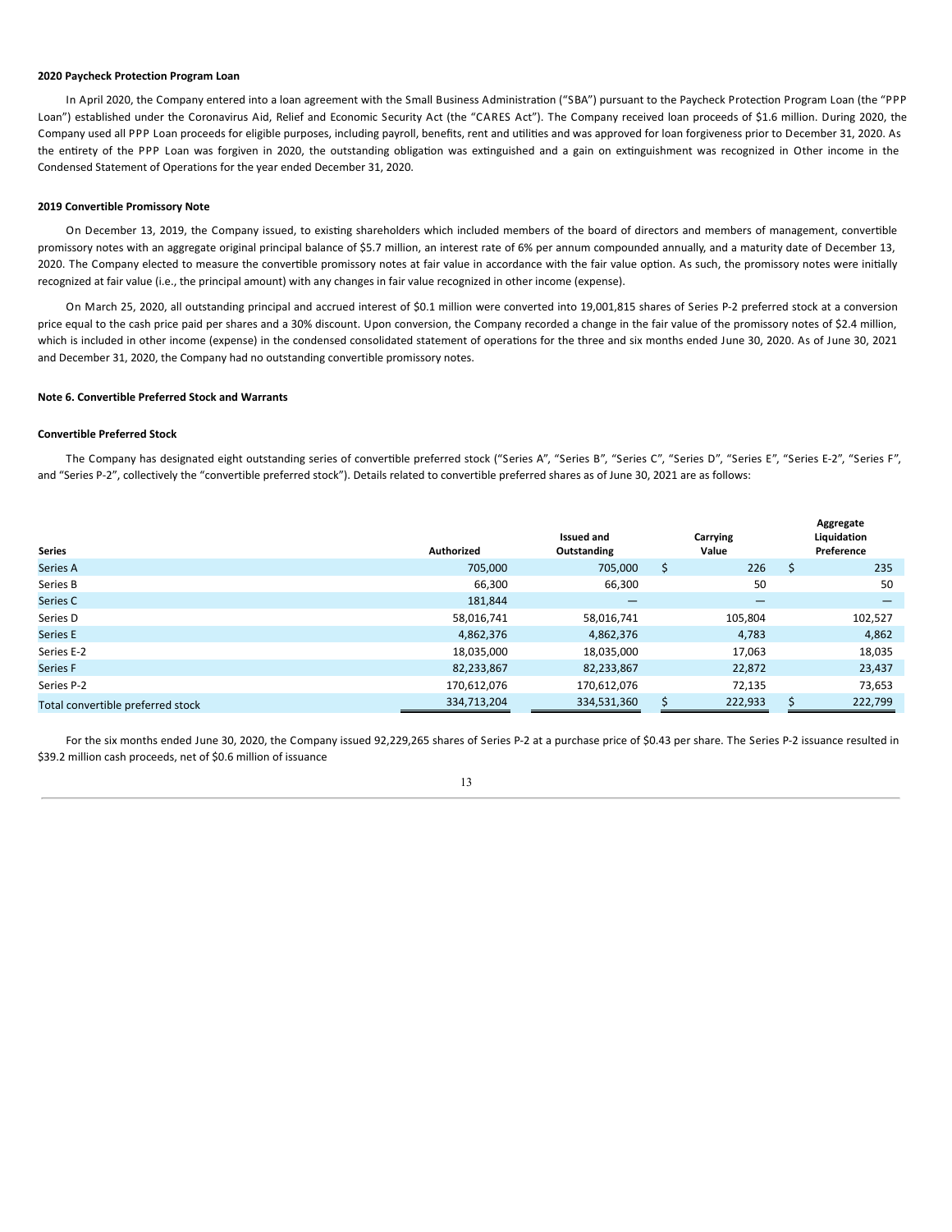**2020 Paycheck Protection Program Loan**

In April 2020, the Company entered into a loan agreement with the Small Business Administration ("SBA") pursuant to the Paycheck Protection Program Loan (the "PPP Loan") established under the Coronavirus Aid, Relief and Economic Security Act (the "CARES Act"). The Company received loan proceeds of $1.6 million. During 2020, the Company used all PPP Loan proceeds for eligible purposes, including payroll, benefits, rent and utilities and was approved for loan forgiveness prior to December 31, 2020. As the entirety of the PPP Loan was forgiven in 2020, the outstanding obligation was extinguished and a gain on extinguishment was recognized in Other income in the Condensed Statement of Operations for the year ended December 31, 2020.

**2019 Convertible Promissory Note**

On December 13, 2019, the Company issued, to existing shareholders which included members of the board of directors and members of management, convertible promissory notes with an aggregate original principal balance of $5.7 million, an interest rate of 6% per annum compounded annually, and a maturity date of December 13, 2020. The Company elected to measure the convertible promissory notes at fair value in accordance with the fair value option. As such, the promissory notes were initially recognized at fair value (i.e., the principal amount) with any changes in fair value recognized in other income (expense).

On March 25, 2020, all outstanding principal and accrued interest of $0.1 million were converted into 19,001,815 shares of Series P-2 preferred stock at a conversion price equal to the cash price paid per shares and a 30% discount. Upon conversion, the Company recorded a change in the fair value of the promissory notes of $2.4 million, which is included in other income (expense) in the condensed consolidated statement of operations for the three and six months ended June 30, 2020. As of June 30, 2021 and December 31, 2020, the Company had no outstanding convertible promissory notes.

**Note 6. Convertible Preferred Stock and Warrants**

**Convertible Preferred Stock**

The Company has designated eight outstanding series of convertible preferred stock ("Series A", "Series B", "Series C", "Series D", "Series E", "Series E-2", "Series F", and "Series P-2", collectively the "convertible preferred stock"). Details related to convertible preferred shares as of June 30, 2021 are as follows:

| Series | Authorized | Issued and Outstanding | Carrying Value | Aggregate Liquidation Preference |
|---|---|---|---|---|
| Series A | 705,000 | 705,000 | $ 226 | $ 235 |
| Series B | 66,300 | 66,300 | 50 | 50 |
| Series C | 181,844 | — | — | — |
| Series D | 58,016,741 | 58,016,741 | 105,804 | 102,527 |
| Series E | 4,862,376 | 4,862,376 | 4,783 | 4,862 |
| Series E-2 | 18,035,000 | 18,035,000 | 17,063 | 18,035 |
| Series F | 82,233,867 | 82,233,867 | 22,872 | 23,437 |
| Series P-2 | 170,612,076 | 170,612,076 | 72,135 | 73,653 |
| Total convertible preferred stock | 334,713,204 | 334,531,360 | $ 222,933 | $ 222,799 |

For the six months ended June 30, 2020, the Company issued 92,229,265 shares of Series P-2 at a purchase price of $0.43 per share. The Series P-2 issuance resulted in $39.2 million cash proceeds, net of $0.6 million of issuance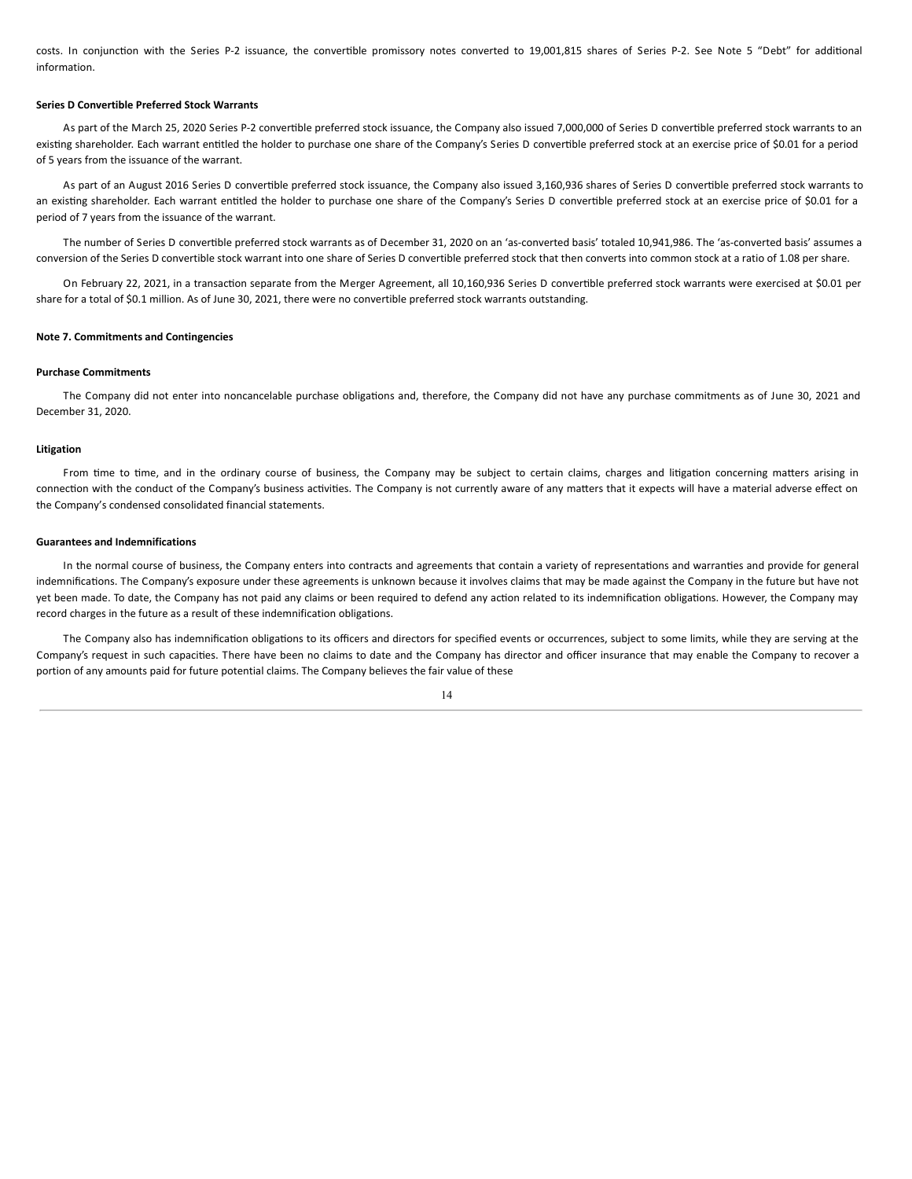costs. In conjunction with the Series P-2 issuance, the convertible promissory notes converted to 19,001,815 shares of Series P-2. See Note 5 "Debt" for additional information.

**Series D Convertible Preferred Stock Warrants**

As part of the March 25, 2020 Series P-2 convertible preferred stock issuance, the Company also issued 7,000,000 of Series D convertible preferred stock warrants to an existing shareholder. Each warrant entitled the holder to purchase one share of the Company's Series D convertible preferred stock at an exercise price of $0.01 for a period of 5 years from the issuance of the warrant.

As part of an August 2016 Series D convertible preferred stock issuance, the Company also issued 3,160,936 shares of Series D convertible preferred stock warrants to an existing shareholder. Each warrant entitled the holder to purchase one share of the Company's Series D convertible preferred stock at an exercise price of $0.01 for a period of 7 years from the issuance of the warrant.

The number of Series D convertible preferred stock warrants as of December 31, 2020 on an 'as-converted basis' totaled 10,941,986. The 'as-converted basis' assumes a conversion of the Series D convertible stock warrant into one share of Series D convertible preferred stock that then converts into common stock at a ratio of 1.08 per share.

On February 22, 2021, in a transaction separate from the Merger Agreement, all 10,160,936 Series D convertible preferred stock warrants were exercised at $0.01 per share for a total of $0.1 million. As of June 30, 2021, there were no convertible preferred stock warrants outstanding.

**Note 7. Commitments and Contingencies**

**Purchase Commitments**

The Company did not enter into noncancelable purchase obligations and, therefore, the Company did not have any purchase commitments as of June 30, 2021 and December 31, 2020.

**Litigation**

From time to time, and in the ordinary course of business, the Company may be subject to certain claims, charges and litigation concerning matters arising in connection with the conduct of the Company's business activities. The Company is not currently aware of any matters that it expects will have a material adverse effect on the Company's condensed consolidated financial statements.

**Guarantees and Indemnifications**

In the normal course of business, the Company enters into contracts and agreements that contain a variety of representations and warranties and provide for general indemnifications. The Company's exposure under these agreements is unknown because it involves claims that may be made against the Company in the future but have not yet been made. To date, the Company has not paid any claims or been required to defend any action related to its indemnification obligations. However, the Company may record charges in the future as a result of these indemnification obligations.

The Company also has indemnification obligations to its officers and directors for specified events or occurrences, subject to some limits, while they are serving at the Company's request in such capacities. There have been no claims to date and the Company has director and officer insurance that may enable the Company to recover a portion of any amounts paid for future potential claims. The Company believes the fair value of these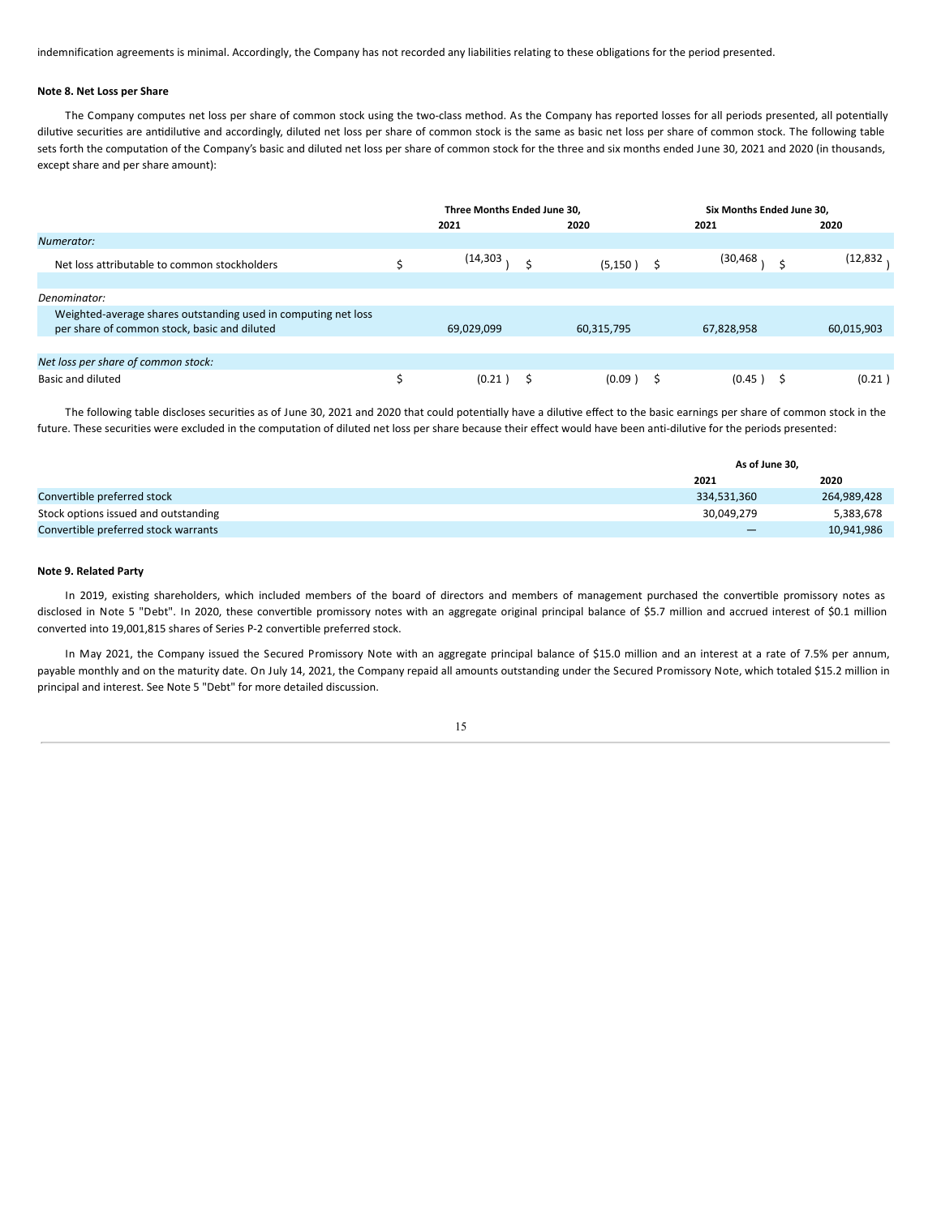indemnification agreements is minimal. Accordingly, the Company has not recorded any liabilities relating to these obligations for the period presented.

**Note 8. Net Loss per Share**

The Company computes net loss per share of common stock using the two-class method. As the Company has reported losses for all periods presented, all potentially dilutive securities are antidilutive and accordingly, diluted net loss per share of common stock is the same as basic net loss per share of common stock. The following table sets forth the computation of the Company's basic and diluted net loss per share of common stock for the three and six months ended June 30, 2021 and 2020 (in thousands, except share and per share amount):

| | Three Months Ended June 30, | | Six Months Ended June 30, | |
|---|---|---|---|---|
| | 2021 | 2020 | 2021 | 2020 |
| *Numerator:* | | | | |
| Net loss attributable to common stockholders | $ (14,303) | $ (5,150) | $ (30,468) | $ (12,832) |
| *Denominator:* | | | | |
| Weighted-average shares outstanding used in computing net loss per share of common stock, basic and diluted | 69,029,099 | 60,315,795 | 67,828,958 | 60,015,903 |
| *Net loss per share of common stock:* | | | | |
| Basic and diluted | $ (0.21) | $ (0.09) | $ (0.45) | $ (0.21) |

The following table discloses securities as of June 30, 2021 and 2020 that could potentially have a dilutive effect to the basic earnings per share of common stock in the future. These securities were excluded in the computation of diluted net loss per share because their effect would have been anti-dilutive for the periods presented:

| | As of June 30, | |
|---|---|---|
| | 2021 | 2020 |
| Convertible preferred stock | 334,531,360 | 264,989,428 |
| Stock options issued and outstanding | 30,049,279 | 5,383,678 |
| Convertible preferred stock warrants | — | 10,941,986 |

**Note 9. Related Party**

In 2019, existing shareholders, which included members of the board of directors and members of management purchased the convertible promissory notes as disclosed in Note 5 "Debt". In 2020, these convertible promissory notes with an aggregate original principal balance of $5.7 million and accrued interest of $0.1 million converted into 19,001,815 shares of Series P-2 convertible preferred stock.

In May 2021, the Company issued the Secured Promissory Note with an aggregate principal balance of $15.0 million and an interest at a rate of 7.5% per annum, payable monthly and on the maturity date. On July 14, 2021, the Company repaid all amounts outstanding under the Secured Promissory Note, which totaled $15.2 million in principal and interest. See Note 5 "Debt" for more detailed discussion.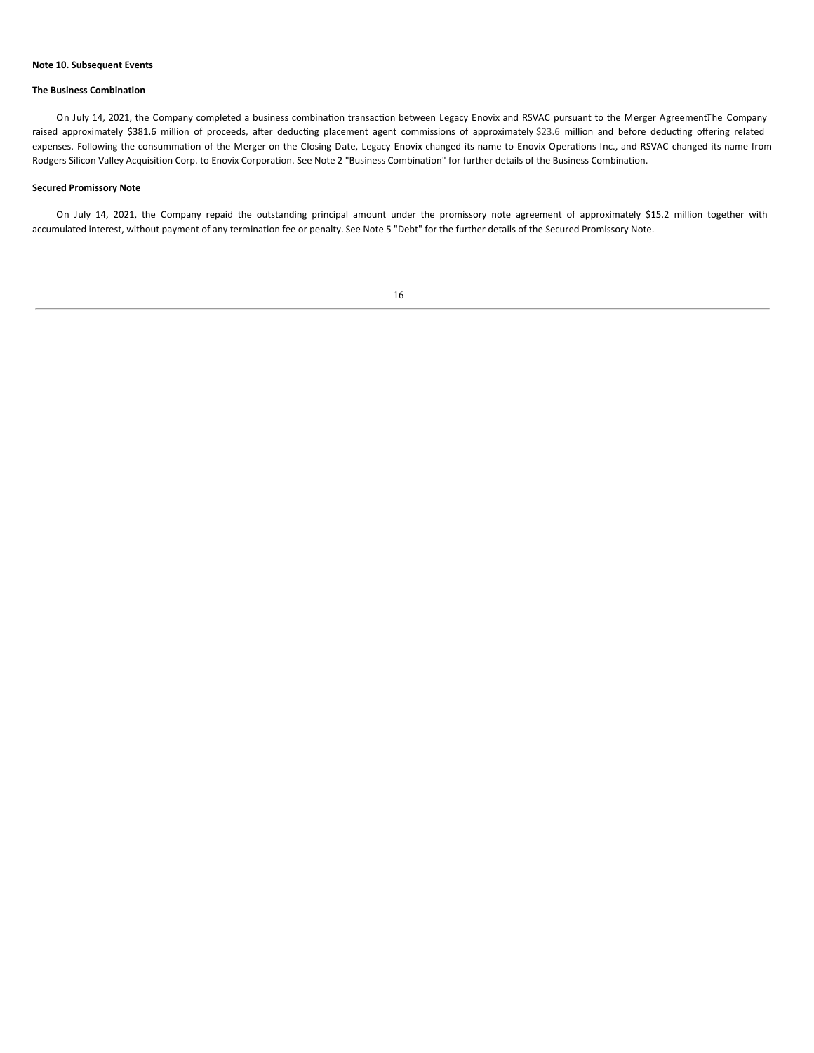**Note 10. Subsequent Events**

**The Business Combination**

On July 14, 2021, the Company completed a business combination transaction between Legacy Enovix and RSVAC pursuant to the Merger AgreementThe Company raised approximately $381.6 million of proceeds, after deducting placement agent commissions of approximately $23.6 million and before deducting offering related expenses. Following the consummation of the Merger on the Closing Date, Legacy Enovix changed its name to Enovix Operations Inc., and RSVAC changed its name from Rodgers Silicon Valley Acquisition Corp. to Enovix Corporation. See Note 2 "Business Combination" for further details of the Business Combination.

**Secured Promissory Note**

On July 14, 2021, the Company repaid the outstanding principal amount under the promissory note agreement of approximately $15.2 million together with accumulated interest, without payment of any termination fee or penalty. See Note 5 "Debt" for the further details of the Secured Promissory Note.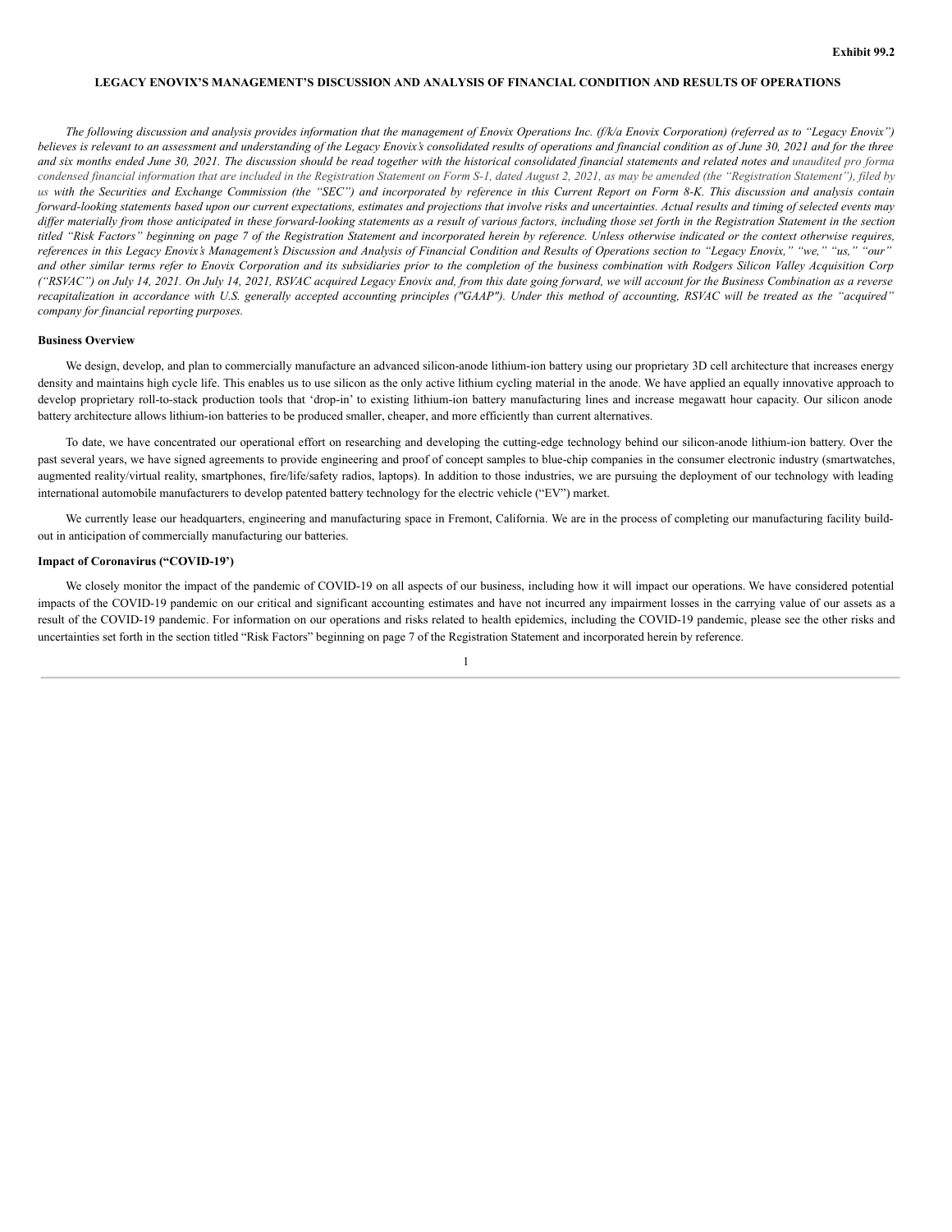Exhibit 99.2

# LEGACY ENOVIX'S MANAGEMENT'S DISCUSSION AND ANALYSIS OF FINANCIAL CONDITION AND RESULTS OF OPERATIONS

*The following discussion and analysis provides information that the management of Enovix Operations Inc. (f/k/a Enovix Corporation) (referred as to "Legacy Enovix") believes is relevant to an assessment and understanding of the Legacy Enovix's consolidated results of operations and financial condition as of June 30, 2021 and for the three and six months ended June 30, 2021. The discussion should be read together with the historical consolidated financial statements and related notes and unaudited pro forma condensed financial information that are included in the Registration Statement on Form S-1, dated August 2, 2021, as may be amended (the "Registration Statement"), filed by us with the Securities and Exchange Commission (the "SEC") and incorporated by reference in this Current Report on Form 8-K. This discussion and analysis contain forward-looking statements based upon our current expectations, estimates and projections that involve risks and uncertainties. Actual results and timing of selected events may differ materially from those anticipated in these forward-looking statements as a result of various factors, including those set forth in the Registration Statement in the section titled "Risk Factors" beginning on page 7 of the Registration Statement and incorporated herein by reference. Unless otherwise indicated or the context otherwise requires, references in this Legacy Enovix's Management's Discussion and Analysis of Financial Condition and Results of Operations section to "Legacy Enovix," "we," "us," "our" and other similar terms refer to Enovix Corporation and its subsidiaries prior to the completion of the business combination with Rodgers Silicon Valley Acquisition Corp ("RSVAC") on July 14, 2021. On July 14, 2021, RSVAC acquired Legacy Enovix and, from this date going forward, we will account for the Business Combination as a reverse recapitalization in accordance with U.S. generally accepted accounting principles ("GAAP"). Under this method of accounting, RSVAC will be treated as the "acquired" company for financial reporting purposes.*

**Business Overview**

We design, develop, and plan to commercially manufacture an advanced silicon-anode lithium-ion battery using our proprietary 3D cell architecture that increases energy density and maintains high cycle life. This enables us to use silicon as the only active lithium cycling material in the anode. We have applied an equally innovative approach to develop proprietary roll-to-stack production tools that 'drop-in' to existing lithium-ion battery manufacturing lines and increase megawatt hour capacity. Our silicon anode battery architecture allows lithium-ion batteries to be produced smaller, cheaper, and more efficiently than current alternatives.

To date, we have concentrated our operational effort on researching and developing the cutting-edge technology behind our silicon-anode lithium-ion battery. Over the past several years, we have signed agreements to provide engineering and proof of concept samples to blue-chip companies in the consumer electronic industry (smartwatches, augmented reality/virtual reality, smartphones, fire/life/safety radios, laptops). In addition to those industries, we are pursuing the deployment of our technology with leading international automobile manufacturers to develop patented battery technology for the electric vehicle ("EV") market.

We currently lease our headquarters, engineering and manufacturing space in Fremont, California. We are in the process of completing our manufacturing facility build-out in anticipation of commercially manufacturing our batteries.

**Impact of Coronavirus ("COVID-19')**

We closely monitor the impact of the pandemic of COVID-19 on all aspects of our business, including how it will impact our operations. We have considered potential impacts of the COVID-19 pandemic on our critical and significant accounting estimates and have not incurred any impairment losses in the carrying value of our assets as a result of the COVID-19 pandemic. For information on our operations and risks related to health epidemics, including the COVID-19 pandemic, please see the other risks and uncertainties set forth in the section titled "Risk Factors" beginning on page 7 of the Registration Statement and incorporated herein by reference.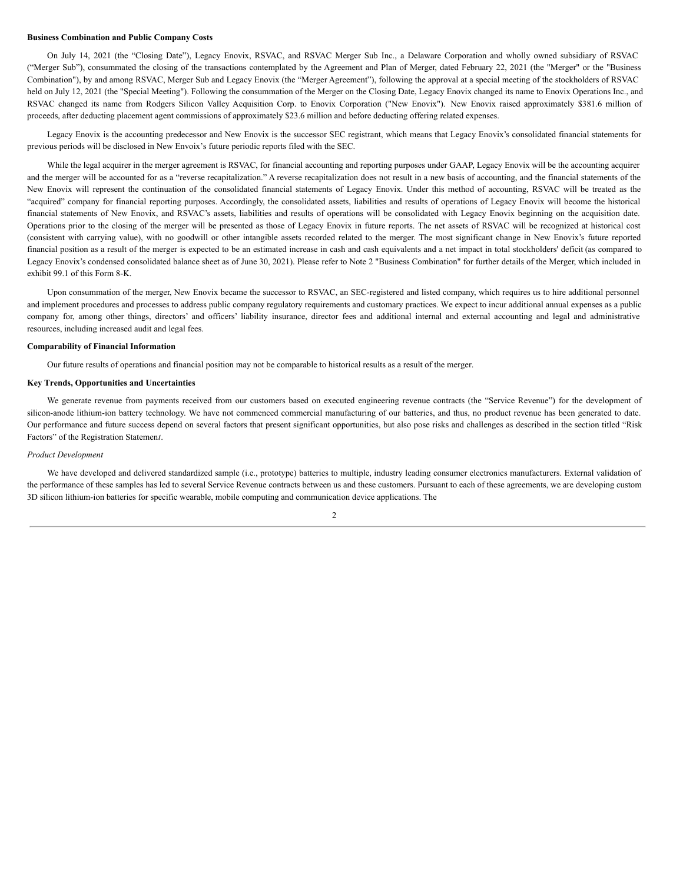**Business Combination and Public Company Costs**

On July 14, 2021 (the "Closing Date"), Legacy Enovix, RSVAC, and RSVAC Merger Sub Inc., a Delaware Corporation and wholly owned subsidiary of RSVAC ("Merger Sub"), consummated the closing of the transactions contemplated by the Agreement and Plan of Merger, dated February 22, 2021 (the "Merger" or the "Business Combination"), by and among RSVAC, Merger Sub and Legacy Enovix (the "Merger Agreement"), following the approval at a special meeting of the stockholders of RSVAC held on July 12, 2021 (the "Special Meeting"). Following the consummation of the Merger on the Closing Date, Legacy Enovix changed its name to Enovix Operations Inc., and RSVAC changed its name from Rodgers Silicon Valley Acquisition Corp. to Enovix Corporation ("New Enovix"). New Enovix raised approximately $381.6 million of proceeds, after deducting placement agent commissions of approximately $23.6 million and before deducting offering related expenses.

Legacy Enovix is the accounting predecessor and New Enovix is the successor SEC registrant, which means that Legacy Enovix's consolidated financial statements for previous periods will be disclosed in New Envoix's future periodic reports filed with the SEC.

While the legal acquirer in the merger agreement is RSVAC, for financial accounting and reporting purposes under GAAP, Legacy Enovix will be the accounting acquirer and the merger will be accounted for as a "reverse recapitalization." A reverse recapitalization does not result in a new basis of accounting, and the financial statements of the New Enovix will represent the continuation of the consolidated financial statements of Legacy Enovix. Under this method of accounting, RSVAC will be treated as the "acquired" company for financial reporting purposes. Accordingly, the consolidated assets, liabilities and results of operations of Legacy Enovix will become the historical financial statements of New Enovix, and RSVAC's assets, liabilities and results of operations will be consolidated with Legacy Enovix beginning on the acquisition date. Operations prior to the closing of the merger will be presented as those of Legacy Enovix in future reports. The net assets of RSVAC will be recognized at historical cost (consistent with carrying value), with no goodwill or other intangible assets recorded related to the merger. The most significant change in New Enovix's future reported financial position as a result of the merger is expected to be an estimated increase in cash and cash equivalents and a net impact in total stockholders' deficit (as compared to Legacy Enovix's condensed consolidated balance sheet as of June 30, 2021). Please refer to Note 2 "Business Combination" for further details of the Merger, which included in exhibit 99.1 of this Form 8-K.

Upon consummation of the merger, New Enovix became the successor to RSVAC, an SEC-registered and listed company, which requires us to hire additional personnel and implement procedures and processes to address public company regulatory requirements and customary practices. We expect to incur additional annual expenses as a public company for, among other things, directors' and officers' liability insurance, director fees and additional internal and external accounting and legal and administrative resources, including increased audit and legal fees.

**Comparability of Financial Information**

Our future results of operations and financial position may not be comparable to historical results as a result of the merger.

**Key Trends, Opportunities and Uncertainties**

We generate revenue from payments received from our customers based on executed engineering revenue contracts (the "Service Revenue") for the development of silicon-anode lithium-ion battery technology. We have not commenced commercial manufacturing of our batteries, and thus, no product revenue has been generated to date. Our performance and future success depend on several factors that present significant opportunities, but also pose risks and challenges as described in the section titled "Risk Factors" of the Registration Statement.

*Product Development*

We have developed and delivered standardized sample (i.e., prototype) batteries to multiple, industry leading consumer electronics manufacturers. External validation of the performance of these samples has led to several Service Revenue contracts between us and these customers. Pursuant to each of these agreements, we are developing custom 3D silicon lithium-ion batteries for specific wearable, mobile computing and communication device applications. The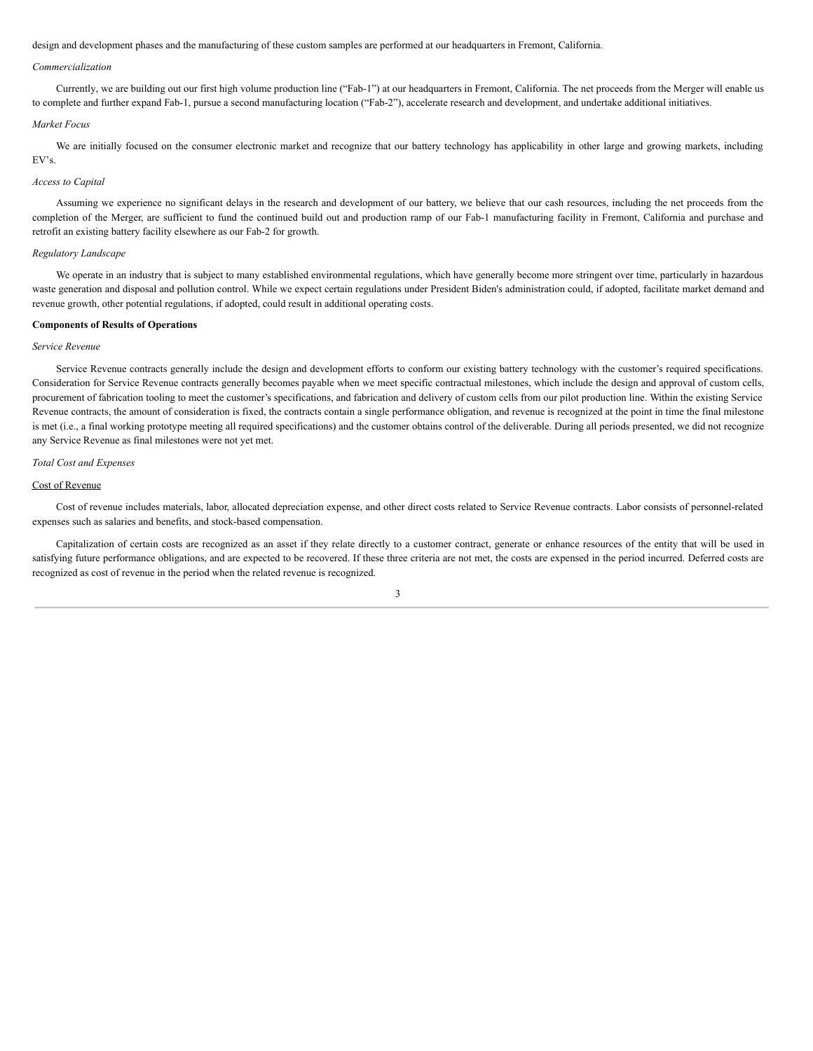design and development phases and the manufacturing of these custom samples are performed at our headquarters in Fremont, California.

*Commercialization*

Currently, we are building out our first high volume production line ("Fab-1") at our headquarters in Fremont, California. The net proceeds from the Merger will enable us to complete and further expand Fab-1, pursue a second manufacturing location ("Fab-2"), accelerate research and development, and undertake additional initiatives.

*Market Focus*

We are initially focused on the consumer electronic market and recognize that our battery technology has applicability in other large and growing markets, including EV's.

*Access to Capital*

Assuming we experience no significant delays in the research and development of our battery, we believe that our cash resources, including the net proceeds from the completion of the Merger, are sufficient to fund the continued build out and production ramp of our Fab-1 manufacturing facility in Fremont, California and purchase and retrofit an existing battery facility elsewhere as our Fab-2 for growth.

*Regulatory Landscape*

We operate in an industry that is subject to many established environmental regulations, which have generally become more stringent over time, particularly in hazardous waste generation and disposal and pollution control. While we expect certain regulations under President Biden's administration could, if adopted, facilitate market demand and revenue growth, other potential regulations, if adopted, could result in additional operating costs.

**Components of Results of Operations**

*Service Revenue*

Service Revenue contracts generally include the design and development efforts to conform our existing battery technology with the customer's required specifications. Consideration for Service Revenue contracts generally becomes payable when we meet specific contractual milestones, which include the design and approval of custom cells, procurement of fabrication tooling to meet the customer's specifications, and fabrication and delivery of custom cells from our pilot production line. Within the existing Service Revenue contracts, the amount of consideration is fixed, the contracts contain a single performance obligation, and revenue is recognized at the point in time the final milestone is met (i.e., a final working prototype meeting all required specifications) and the customer obtains control of the deliverable. During all periods presented, we did not recognize any Service Revenue as final milestones were not yet met.

*Total Cost and Expenses*

Cost of Revenue

Cost of revenue includes materials, labor, allocated depreciation expense, and other direct costs related to Service Revenue contracts. Labor consists of personnel-related expenses such as salaries and benefits, and stock-based compensation.

Capitalization of certain costs are recognized as an asset if they relate directly to a customer contract, generate or enhance resources of the entity that will be used in satisfying future performance obligations, and are expected to be recovered. If these three criteria are not met, the costs are expensed in the period incurred. Deferred costs are recognized as cost of revenue in the period when the related revenue is recognized.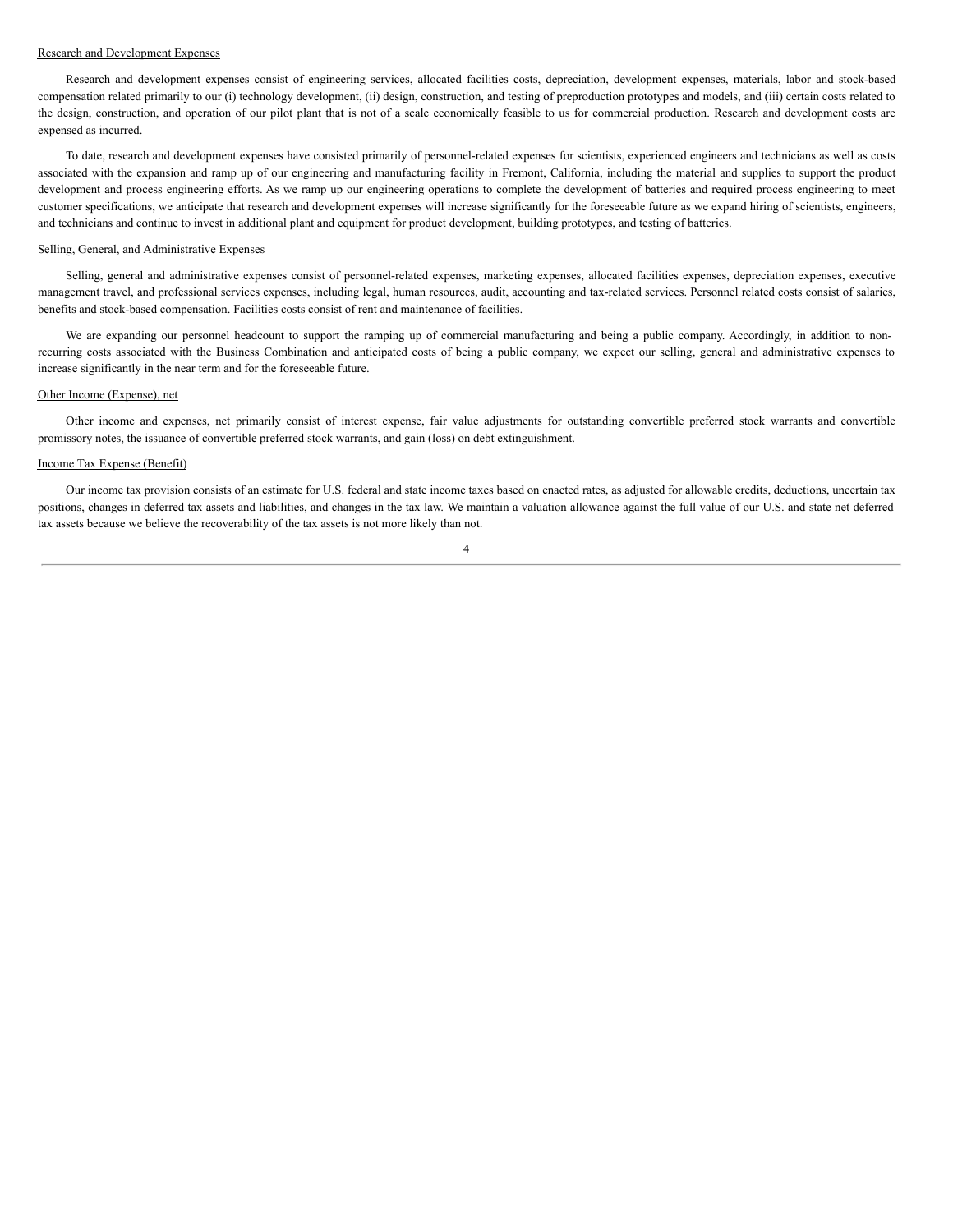Research and Development Expenses

Research and development expenses consist of engineering services, allocated facilities costs, depreciation, development expenses, materials, labor and stock-based compensation related primarily to our (i) technology development, (ii) design, construction, and testing of preproduction prototypes and models, and (iii) certain costs related to the design, construction, and operation of our pilot plant that is not of a scale economically feasible to us for commercial production. Research and development costs are expensed as incurred.

To date, research and development expenses have consisted primarily of personnel-related expenses for scientists, experienced engineers and technicians as well as costs associated with the expansion and ramp up of our engineering and manufacturing facility in Fremont, California, including the material and supplies to support the product development and process engineering efforts. As we ramp up our engineering operations to complete the development of batteries and required process engineering to meet customer specifications, we anticipate that research and development expenses will increase significantly for the foreseeable future as we expand hiring of scientists, engineers, and technicians and continue to invest in additional plant and equipment for product development, building prototypes, and testing of batteries.

Selling, General, and Administrative Expenses

Selling, general and administrative expenses consist of personnel-related expenses, marketing expenses, allocated facilities expenses, depreciation expenses, executive management travel, and professional services expenses, including legal, human resources, audit, accounting and tax-related services. Personnel related costs consist of salaries, benefits and stock-based compensation. Facilities costs consist of rent and maintenance of facilities.

We are expanding our personnel headcount to support the ramping up of commercial manufacturing and being a public company. Accordingly, in addition to non-recurring costs associated with the Business Combination and anticipated costs of being a public company, we expect our selling, general and administrative expenses to increase significantly in the near term and for the foreseeable future.

Other Income (Expense), net

Other income and expenses, net primarily consist of interest expense, fair value adjustments for outstanding convertible preferred stock warrants and convertible promissory notes, the issuance of convertible preferred stock warrants, and gain (loss) on debt extinguishment.

Income Tax Expense (Benefit)

Our income tax provision consists of an estimate for U.S. federal and state income taxes based on enacted rates, as adjusted for allowable credits, deductions, uncertain tax positions, changes in deferred tax assets and liabilities, and changes in the tax law. We maintain a valuation allowance against the full value of our U.S. and state net deferred tax assets because we believe the recoverability of the tax assets is not more likely than not.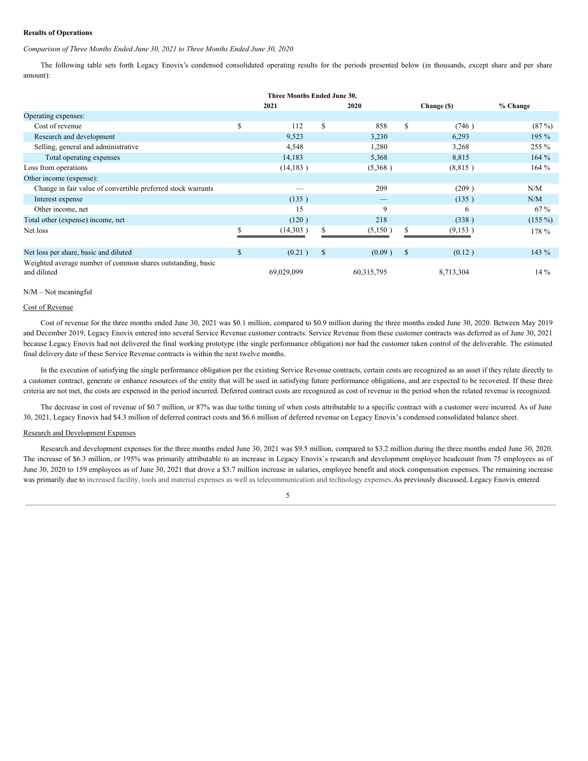**Results of Operations**

*Comparison of Three Months Ended June 30, 2021 to Three Months Ended June 30, 2020*

The following table sets forth Legacy Enovix's condensed consolidated operating results for the periods presented below (in thousands, except share and per share amount):

| | Three Months Ended June 30, | | | |
|---|---|---|---|---|
| | 2021 | 2020 | Change ($) | % Change |
| Operating expenses: | | | | |
| Cost of revenue | $ 112 | $ 858 | $ (746 ) | (87 %) |
| Research and development | 9,523 | 3,230 | 6,293 | 195 % |
| Selling, general and administrative | 4,548 | 1,280 | 3,268 | 255 % |
| Total operating expenses | 14,183 | 5,368 | 8,815 | 164 % |
| Loss from operations | (14,183 ) | (5,368 ) | (8,815 ) | 164 % |
| Other income (expense): | | | | |
| Change in fair value of convertible preferred stock warrants | — | 209 | (209 ) | N/M |
| Interest expense | (135 ) | — | (135 ) | N/M |
| Other income, net | 15 | 9 | 6 | 67 % |
| Total other (expense) income, net | (120 ) | 218 | (338 ) | (155 %) |
| Net loss | $ (14,303 ) | $ (5,150 ) | $ (9,153 ) | 178 % |
| Net loss per share, basic and diluted | $ (0.21 ) | $ (0.09 ) | $ (0.12 ) | 143 % |
| Weighted average number of common shares outstanding, basic and diluted | 69,029,099 | 60,315,795 | 8,713,304 | 14 % |

N/M – Not meaningful

Cost of Revenue

Cost of revenue for the three months ended June 30, 2021 was $0.1 million, compared to $0.9 million during the three months ended June 30, 2020. Between May 2019 and December 2019, Legacy Enovix entered into several Service Revenue customer contracts. Service Revenue from these customer contracts was deferred as of June 30, 2021 because Legacy Enovix had not delivered the final working prototype (the single performance obligation) nor had the customer taken control of the deliverable. The estimated final delivery date of these Service Revenue contracts is within the next twelve months.

In the execution of satisfying the single performance obligation per the existing Service Revenue contracts, certain costs are recognized as an asset if they relate directly to a customer contract, generate or enhance resources of the entity that will be used in satisfying future performance obligations, and are expected to be recovered. If these three criteria are not met, the costs are expensed in the period incurred. Deferred contract costs are recognized as cost of revenue in the period when the related revenue is recognized.

The decrease in cost of revenue of $0.7 million, or 87% was due tothe timing of when costs attributable to a specific contract with a customer were incurred. As of June 30, 2021, Legacy Enovix had $4.3 million of deferred contract costs and $6.6 million of deferred revenue on Legacy Enovix's condensed consolidated balance sheet.

Research and Development Expenses

Research and development expenses for the three months ended June 30, 2021 was $9.5 million, compared to $3.2 million during the three months ended June 30, 2020. The increase of $6.3 million, or 195% was primarily attributable to an increase in Legacy Enovix`s research and development employee headcount from 75 employees as of June 30, 2020 to 159 employees as of June 30, 2021 that drove a $3.7 million increase in salaries, employee benefit and stock compensation expenses. The remaining increase was primarily due to increased facility, tools and material expenses as well as telecommunication and technology expenses. As previously discussed, Legacy Enovix entered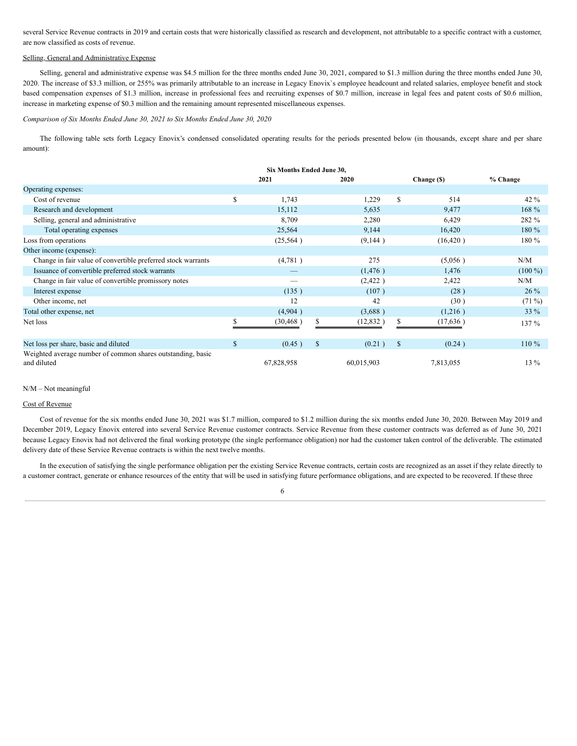several Service Revenue contracts in 2019 and certain costs that were historically classified as research and development, not attributable to a specific contract with a customer, are now classified as costs of revenue.

Selling, General and Administrative Expense

Selling, general and administrative expense was $4.5 million for the three months ended June 30, 2021, compared to $1.3 million during the three months ended June 30, 2020. The increase of $3.3 million, or 255% was primarily attributable to an increase in Legacy Enovix`s employee headcount and related salaries, employee benefit and stock based compensation expenses of $1.3 million, increase in professional fees and recruiting expenses of $0.7 million, increase in legal fees and patent costs of $0.6 million, increase in marketing expense of $0.3 million and the remaining amount represented miscellaneous expenses.

*Comparison of Six Months Ended June 30, 2021 to Six Months Ended June 30, 2020*

The following table sets forth Legacy Enovix's condensed consolidated operating results for the periods presented below (in thousands, except share and per share amount):

| | Six Months Ended June 30, | | | |
|---|---|---|---|---|
| | 2021 | 2020 | Change ($) | % Change |
| Operating expenses: | | | | |
| Cost of revenue | $ 1,743 | 1,229 | $ 514 | 42 % |
| Research and development | 15,112 | 5,635 | 9,477 | 168 % |
| Selling, general and administrative | 8,709 | 2,280 | 6,429 | 282 % |
| Total operating expenses | 25,564 | 9,144 | 16,420 | 180 % |
| Loss from operations | (25,564 ) | (9,144 ) | (16,420 ) | 180 % |
| Other income (expense): | | | | |
| Change in fair value of convertible preferred stock warrants | (4,781 ) | 275 | (5,056 ) | N/M |
| Issuance of convertible preferred stock warrants | — | (1,476 ) | 1,476 | (100 %) |
| Change in fair value of convertible promissory notes | — | (2,422 ) | 2,422 | N/M |
| Interest expense | (135 ) | (107 ) | (28 ) | 26 % |
| Other income, net | 12 | 42 | (30 ) | (71 %) |
| Total other expense, net | (4,904 ) | (3,688 ) | (1,216 ) | 33 % |
| Net loss | $ (30,468 ) | $ (12,832 ) | $ (17,636 ) | 137 % |
| Net loss per share, basic and diluted | $ (0.45 ) | $ (0.21 ) | $ (0.24 ) | 110 % |
| Weighted average number of common shares outstanding, basic and diluted | 67,828,958 | 60,015,903 | 7,813,055 | 13 % |

N/M – Not meaningful

Cost of Revenue

Cost of revenue for the six months ended June 30, 2021 was $1.7 million, compared to $1.2 million during the six months ended June 30, 2020. Between May 2019 and December 2019, Legacy Enovix entered into several Service Revenue customer contracts. Service Revenue from these customer contracts was deferred as of June 30, 2021 because Legacy Enovix had not delivered the final working prototype (the single performance obligation) nor had the customer taken control of the deliverable. The estimated delivery date of these Service Revenue contracts is within the next twelve months.

In the execution of satisfying the single performance obligation per the existing Service Revenue contracts, certain costs are recognized as an asset if they relate directly to a customer contract, generate or enhance resources of the entity that will be used in satisfying future performance obligations, and are expected to be recovered. If these three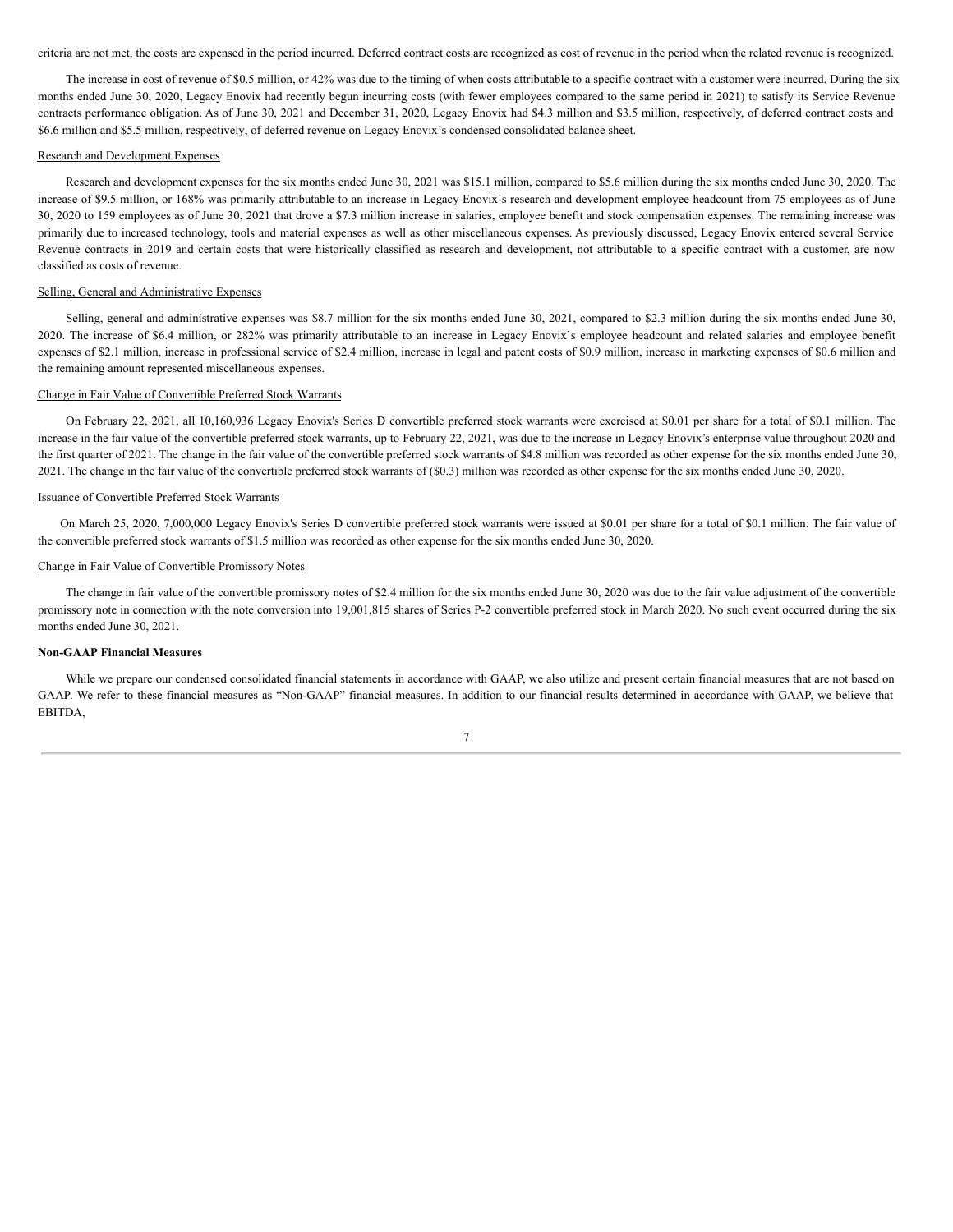criteria are not met, the costs are expensed in the period incurred. Deferred contract costs are recognized as cost of revenue in the period when the related revenue is recognized.

The increase in cost of revenue of $0.5 million, or 42% was due to the timing of when costs attributable to a specific contract with a customer were incurred. During the six months ended June 30, 2020, Legacy Enovix had recently begun incurring costs (with fewer employees compared to the same period in 2021) to satisfy its Service Revenue contracts performance obligation. As of June 30, 2021 and December 31, 2020, Legacy Enovix had $4.3 million and $3.5 million, respectively, of deferred contract costs and $6.6 million and $5.5 million, respectively, of deferred revenue on Legacy Enovix's condensed consolidated balance sheet.

Research and Development Expenses

Research and development expenses for the six months ended June 30, 2021 was $15.1 million, compared to $5.6 million during the six months ended June 30, 2020. The increase of $9.5 million, or 168% was primarily attributable to an increase in Legacy Enovix`s research and development employee headcount from 75 employees as of June 30, 2020 to 159 employees as of June 30, 2021 that drove a $7.3 million increase in salaries, employee benefit and stock compensation expenses. The remaining increase was primarily due to increased technology, tools and material expenses as well as other miscellaneous expenses. As previously discussed, Legacy Enovix entered several Service Revenue contracts in 2019 and certain costs that were historically classified as research and development, not attributable to a specific contract with a customer, are now classified as costs of revenue.

Selling, General and Administrative Expenses

Selling, general and administrative expenses was $8.7 million for the six months ended June 30, 2021, compared to $2.3 million during the six months ended June 30, 2020. The increase of $6.4 million, or 282% was primarily attributable to an increase in Legacy Enovix`s employee headcount and related salaries and employee benefit expenses of $2.1 million, increase in professional service of $2.4 million, increase in legal and patent costs of $0.9 million, increase in marketing expenses of $0.6 million and the remaining amount represented miscellaneous expenses.

Change in Fair Value of Convertible Preferred Stock Warrants

On February 22, 2021, all 10,160,936 Legacy Enovix's Series D convertible preferred stock warrants were exercised at $0.01 per share for a total of $0.1 million. The increase in the fair value of the convertible preferred stock warrants, up to February 22, 2021, was due to the increase in Legacy Enovix's enterprise value throughout 2020 and the first quarter of 2021. The change in the fair value of the convertible preferred stock warrants of $4.8 million was recorded as other expense for the six months ended June 30, 2021. The change in the fair value of the convertible preferred stock warrants of ($0.3) million was recorded as other expense for the six months ended June 30, 2020.

Issuance of Convertible Preferred Stock Warrants

On March 25, 2020, 7,000,000 Legacy Enovix's Series D convertible preferred stock warrants were issued at $0.01 per share for a total of $0.1 million. The fair value of the convertible preferred stock warrants of $1.5 million was recorded as other expense for the six months ended June 30, 2020.

Change in Fair Value of Convertible Promissory Notes

The change in fair value of the convertible promissory notes of $2.4 million for the six months ended June 30, 2020 was due to the fair value adjustment of the convertible promissory note in connection with the note conversion into 19,001,815 shares of Series P-2 convertible preferred stock in March 2020. No such event occurred during the six months ended June 30, 2021.

**Non-GAAP Financial Measures**

While we prepare our condensed consolidated financial statements in accordance with GAAP, we also utilize and present certain financial measures that are not based on GAAP. We refer to these financial measures as "Non-GAAP" financial measures. In addition to our financial results determined in accordance with GAAP, we believe that EBITDA,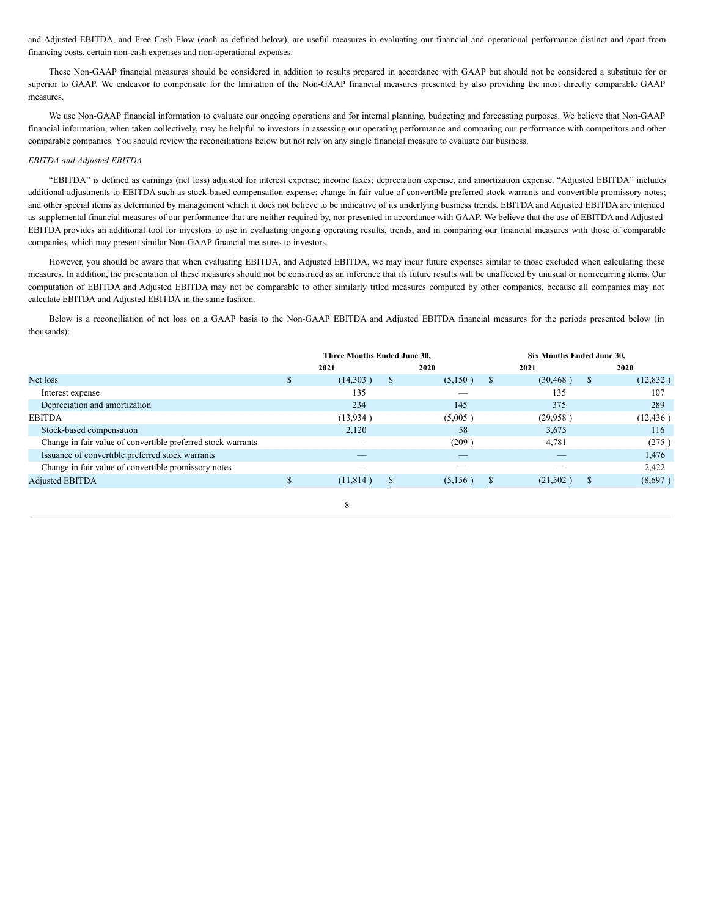and Adjusted EBITDA, and Free Cash Flow (each as defined below), are useful measures in evaluating our financial and operational performance distinct and apart from financing costs, certain non-cash expenses and non-operational expenses.

These Non-GAAP financial measures should be considered in addition to results prepared in accordance with GAAP but should not be considered a substitute for or superior to GAAP. We endeavor to compensate for the limitation of the Non-GAAP financial measures presented by also providing the most directly comparable GAAP measures.

We use Non-GAAP financial information to evaluate our ongoing operations and for internal planning, budgeting and forecasting purposes. We believe that Non-GAAP financial information, when taken collectively, may be helpful to investors in assessing our operating performance and comparing our performance with competitors and other comparable companies. You should review the reconciliations below but not rely on any single financial measure to evaluate our business.

*EBITDA and Adjusted EBITDA*

"EBITDA" is defined as earnings (net loss) adjusted for interest expense; income taxes; depreciation expense, and amortization expense. "Adjusted EBITDA" includes additional adjustments to EBITDA such as stock-based compensation expense; change in fair value of convertible preferred stock warrants and convertible promissory notes; and other special items as determined by management which it does not believe to be indicative of its underlying business trends. EBITDA and Adjusted EBITDA are intended as supplemental financial measures of our performance that are neither required by, nor presented in accordance with GAAP. We believe that the use of EBITDA and Adjusted EBITDA provides an additional tool for investors to use in evaluating ongoing operating results, trends, and in comparing our financial measures with those of comparable companies, which may present similar Non-GAAP financial measures to investors.

However, you should be aware that when evaluating EBITDA, and Adjusted EBITDA, we may incur future expenses similar to those excluded when calculating these measures. In addition, the presentation of these measures should not be construed as an inference that its future results will be unaffected by unusual or nonrecurring items. Our computation of EBITDA and Adjusted EBITDA may not be comparable to other similarly titled measures computed by other companies, because all companies may not calculate EBITDA and Adjusted EBITDA in the same fashion.

Below is a reconciliation of net loss on a GAAP basis to the Non-GAAP EBITDA and Adjusted EBITDA financial measures for the periods presented below (in thousands):

| | Three Months Ended June 30, | | Six Months Ended June 30, | |
|---|---|---|---|---|
| | 2021 | 2020 | 2021 | 2020 |
| Net loss | $ (14,303) | $ (5,150) | $ (30,468) | $ (12,832) |
| Interest expense | 135 | — | 135 | 107 |
| Depreciation and amortization | 234 | 145 | 375 | 289 |
| EBITDA | (13,934) | (5,005) | (29,958) | (12,436) |
| Stock-based compensation | 2,120 | 58 | 3,675 | 116 |
| Change in fair value of convertible preferred stock warrants | — | (209) | 4,781 | (275) |
| Issuance of convertible preferred stock warrants | — | — | — | 1,476 |
| Change in fair value of convertible promissory notes | — | — | — | 2,422 |
| Adjusted EBITDA | $ (11,814) | $ (5,156) | $ (21,502) | $ (8,697) |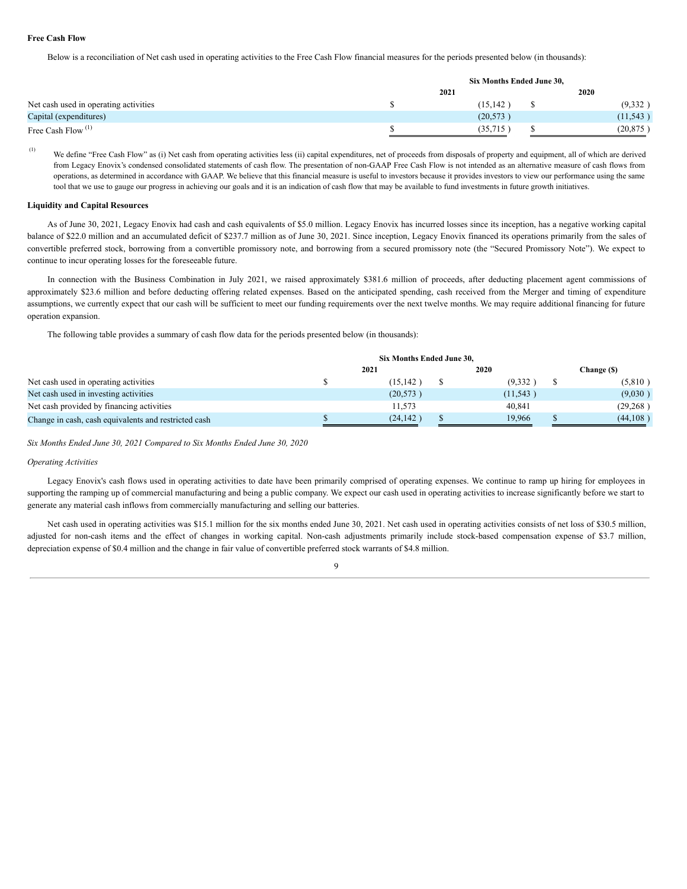**Free Cash Flow**

Below is a reconciliation of Net cash used in operating activities to the Free Cash Flow financial measures for the periods presented below (in thousands):

| | Six Months Ended June 30, | |
|---|---|---|
| | 2021 | 2020 |
| Net cash used in operating activities | $ (15,142 ) | $ (9,332 ) |
| Capital (expenditures) | (20,573 ) | (11,543 ) |
| Free Cash Flow [(1)] | $ (35,715 ) | $ (20,875 ) |

(1) We define "Free Cash Flow" as (i) Net cash from operating activities less (ii) capital expenditures, net of proceeds from disposals of property and equipment, all of which are derived from Legacy Enovix's condensed consolidated statements of cash flow. The presentation of non-GAAP Free Cash Flow is not intended as an alternative measure of cash flows from operations, as determined in accordance with GAAP. We believe that this financial measure is useful to investors because it provides investors to view our performance using the same tool that we use to gauge our progress in achieving our goals and it is an indication of cash flow that may be available to fund investments in future growth initiatives.

**Liquidity and Capital Resources**

As of June 30, 2021, Legacy Enovix had cash and cash equivalents of $5.0 million. Legacy Enovix has incurred losses since its inception, has a negative working capital balance of $22.0 million and an accumulated deficit of $237.7 million as of June 30, 2021. Since inception, Legacy Enovix financed its operations primarily from the sales of convertible preferred stock, borrowing from a convertible promissory note, and borrowing from a secured promissory note (the "Secured Promissory Note"). We expect to continue to incur operating losses for the foreseeable future.

In connection with the Business Combination in July 2021, we raised approximately $381.6 million of proceeds, after deducting placement agent commissions of approximately $23.6 million and before deducting offering related expenses. Based on the anticipated spending, cash received from the Merger and timing of expenditure assumptions, we currently expect that our cash will be sufficient to meet our funding requirements over the next twelve months. We may require additional financing for future operation expansion.

The following table provides a summary of cash flow data for the periods presented below (in thousands):

| | Six Months Ended June 30, | | |
|---|---|---|---|
| | 2021 | 2020 | Change ($) |
| Net cash used in operating activities | $ (15,142 ) | $ (9,332 ) | $ (5,810 ) |
| Net cash used in investing activities | (20,573 ) | (11,543 ) | (9,030 ) |
| Net cash provided by financing activities | 11,573 | 40,841 | (29,268 ) |
| Change in cash, cash equivalents and restricted cash | $ (24,142 ) | $ 19,966 | $ (44,108 ) |

*Six Months Ended June 30, 2021 Compared to Six Months Ended June 30, 2020*

*Operating Activities*

Legacy Enovix's cash flows used in operating activities to date have been primarily comprised of operating expenses. We continue to ramp up hiring for employees in supporting the ramping up of commercial manufacturing and being a public company. We expect our cash used in operating activities to increase significantly before we start to generate any material cash inflows from commercially manufacturing and selling our batteries.

Net cash used in operating activities was $15.1 million for the six months ended June 30, 2021. Net cash used in operating activities consists of net loss of $30.5 million, adjusted for non-cash items and the effect of changes in working capital. Non-cash adjustments primarily include stock-based compensation expense of $3.7 million, depreciation expense of $0.4 million and the change in fair value of convertible preferred stock warrants of $4.8 million.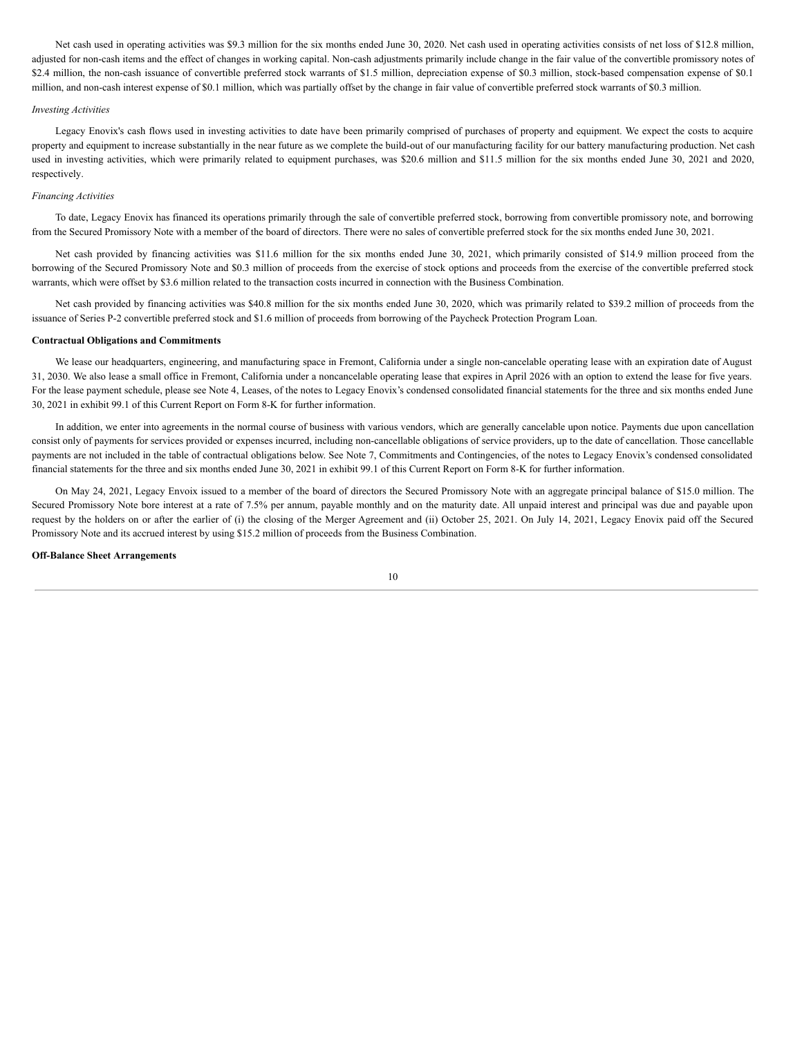Net cash used in operating activities was $9.3 million for the six months ended June 30, 2020. Net cash used in operating activities consists of net loss of $12.8 million, adjusted for non-cash items and the effect of changes in working capital. Non-cash adjustments primarily include change in the fair value of the convertible promissory notes of $2.4 million, the non-cash issuance of convertible preferred stock warrants of $1.5 million, depreciation expense of $0.3 million, stock-based compensation expense of $0.1 million, and non-cash interest expense of $0.1 million, which was partially offset by the change in fair value of convertible preferred stock warrants of $0.3 million.

*Investing Activities*

Legacy Enovix's cash flows used in investing activities to date have been primarily comprised of purchases of property and equipment. We expect the costs to acquire property and equipment to increase substantially in the near future as we complete the build-out of our manufacturing facility for our battery manufacturing production. Net cash used in investing activities, which were primarily related to equipment purchases, was $20.6 million and $11.5 million for the six months ended June 30, 2021 and 2020, respectively.

*Financing Activities*

To date, Legacy Enovix has financed its operations primarily through the sale of convertible preferred stock, borrowing from convertible promissory note, and borrowing from the Secured Promissory Note with a member of the board of directors. There were no sales of convertible preferred stock for the six months ended June 30, 2021.

Net cash provided by financing activities was $11.6 million for the six months ended June 30, 2021, which primarily consisted of $14.9 million proceed from the borrowing of the Secured Promissory Note and $0.3 million of proceeds from the exercise of stock options and proceeds from the exercise of the convertible preferred stock warrants, which were offset by $3.6 million related to the transaction costs incurred in connection with the Business Combination.

Net cash provided by financing activities was $40.8 million for the six months ended June 30, 2020, which was primarily related to $39.2 million of proceeds from the issuance of Series P-2 convertible preferred stock and $1.6 million of proceeds from borrowing of the Paycheck Protection Program Loan.

**Contractual Obligations and Commitments**

We lease our headquarters, engineering, and manufacturing space in Fremont, California under a single non-cancelable operating lease with an expiration date of August 31, 2030. We also lease a small office in Fremont, California under a noncancelable operating lease that expires in April 2026 with an option to extend the lease for five years. For the lease payment schedule, please see Note 4, Leases, of the notes to Legacy Enovix's condensed consolidated financial statements for the three and six months ended June 30, 2021 in exhibit 99.1 of this Current Report on Form 8-K for further information.

In addition, we enter into agreements in the normal course of business with various vendors, which are generally cancelable upon notice. Payments due upon cancellation consist only of payments for services provided or expenses incurred, including non-cancellable obligations of service providers, up to the date of cancellation. Those cancellable payments are not included in the table of contractual obligations below. See Note 7, Commitments and Contingencies, of the notes to Legacy Enovix's condensed consolidated financial statements for the three and six months ended June 30, 2021 in exhibit 99.1 of this Current Report on Form 8-K for further information.

On May 24, 2021, Legacy Envoix issued to a member of the board of directors the Secured Promissory Note with an aggregate principal balance of $15.0 million. The Secured Promissory Note bore interest at a rate of 7.5% per annum, payable monthly and on the maturity date. All unpaid interest and principal was due and payable upon request by the holders on or after the earlier of (i) the closing of the Merger Agreement and (ii) October 25, 2021. On July 14, 2021, Legacy Enovix paid off the Secured Promissory Note and its accrued interest by using $15.2 million of proceeds from the Business Combination.

**Off-Balance Sheet Arrangements**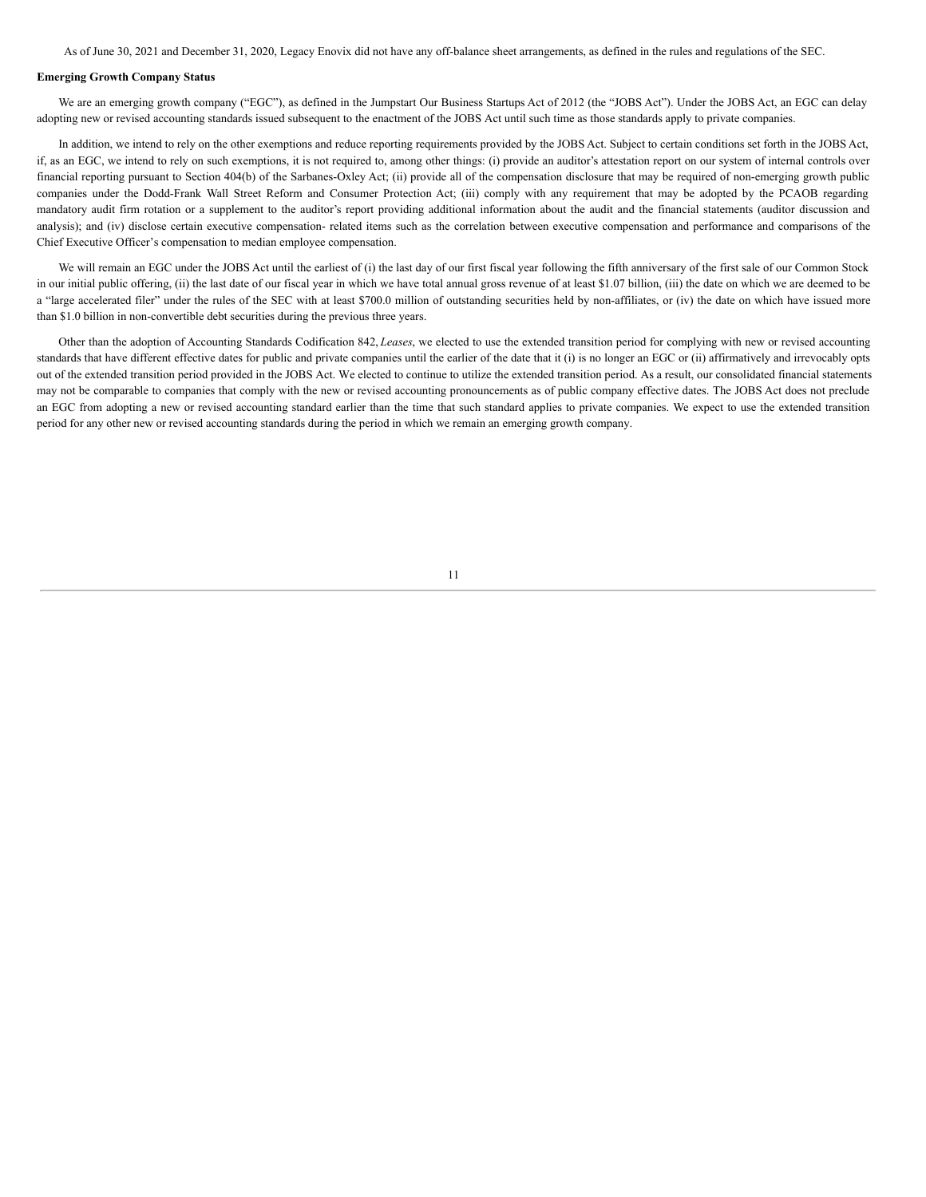As of June 30, 2021 and December 31, 2020, Legacy Enovix did not have any off-balance sheet arrangements, as defined in the rules and regulations of the SEC.

**Emerging Growth Company Status**

We are an emerging growth company ("EGC"), as defined in the Jumpstart Our Business Startups Act of 2012 (the "JOBS Act"). Under the JOBS Act, an EGC can delay adopting new or revised accounting standards issued subsequent to the enactment of the JOBS Act until such time as those standards apply to private companies.

In addition, we intend to rely on the other exemptions and reduce reporting requirements provided by the JOBS Act. Subject to certain conditions set forth in the JOBS Act, if, as an EGC, we intend to rely on such exemptions, it is not required to, among other things: (i) provide an auditor's attestation report on our system of internal controls over financial reporting pursuant to Section 404(b) of the Sarbanes-Oxley Act; (ii) provide all of the compensation disclosure that may be required of non-emerging growth public companies under the Dodd-Frank Wall Street Reform and Consumer Protection Act; (iii) comply with any requirement that may be adopted by the PCAOB regarding mandatory audit firm rotation or a supplement to the auditor's report providing additional information about the audit and the financial statements (auditor discussion and analysis); and (iv) disclose certain executive compensation- related items such as the correlation between executive compensation and performance and comparisons of the Chief Executive Officer's compensation to median employee compensation.

We will remain an EGC under the JOBS Act until the earliest of (i) the last day of our first fiscal year following the fifth anniversary of the first sale of our Common Stock in our initial public offering, (ii) the last date of our fiscal year in which we have total annual gross revenue of at least $1.07 billion, (iii) the date on which we are deemed to be a "large accelerated filer" under the rules of the SEC with at least $700.0 million of outstanding securities held by non-affiliates, or (iv) the date on which have issued more than $1.0 billion in non-convertible debt securities during the previous three years.

Other than the adoption of Accounting Standards Codification 842, *Leases*, we elected to use the extended transition period for complying with new or revised accounting standards that have different effective dates for public and private companies until the earlier of the date that it (i) is no longer an EGC or (ii) affirmatively and irrevocably opts out of the extended transition period provided in the JOBS Act. We elected to continue to utilize the extended transition period. As a result, our consolidated financial statements may not be comparable to companies that comply with the new or revised accounting pronouncements as of public company effective dates. The JOBS Act does not preclude an EGC from adopting a new or revised accounting standard earlier than the time that such standard applies to private companies. We expect to use the extended transition period for any other new or revised accounting standards during the period in which we remain an emerging growth company.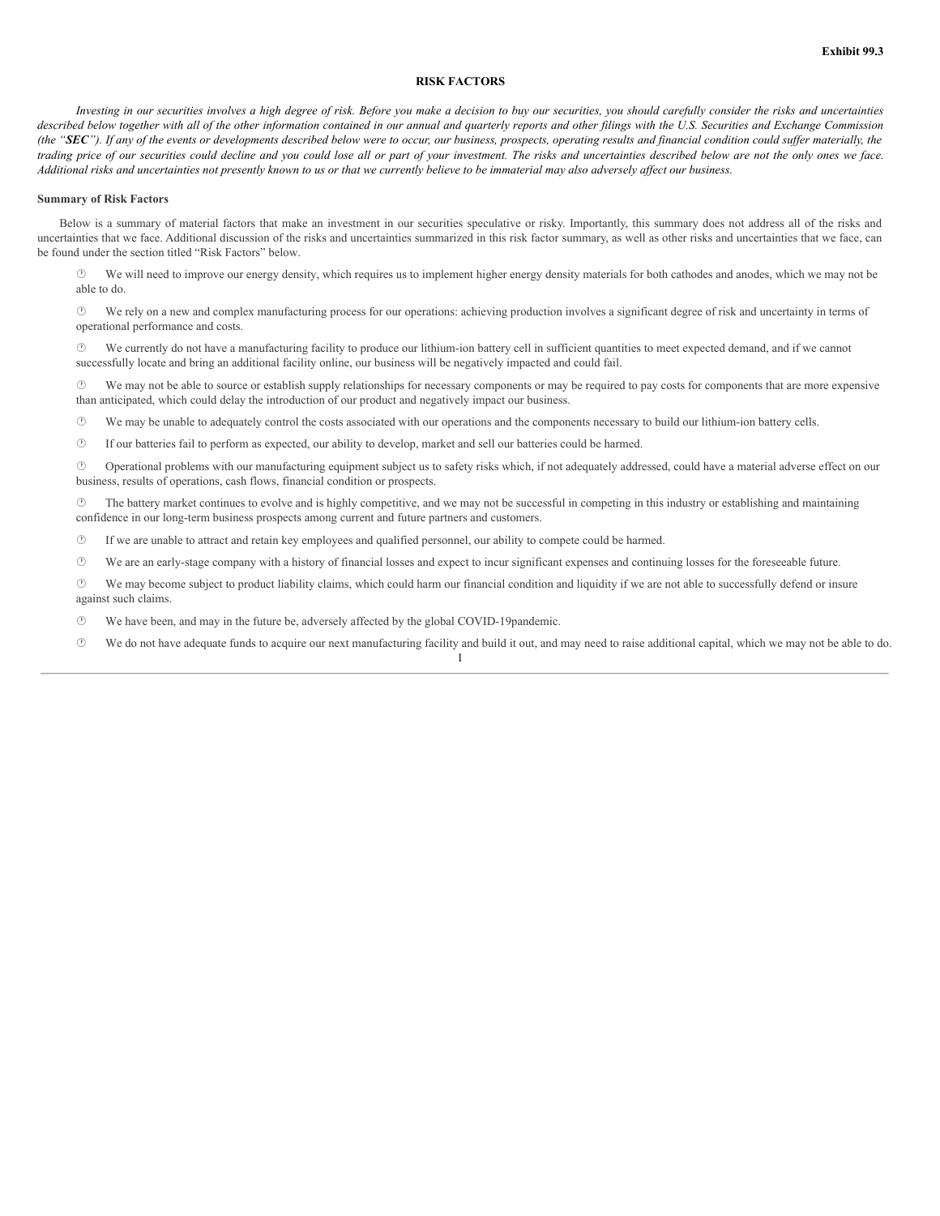Exhibit 99.3

# RISK FACTORS

*Investing in our securities involves a high degree of risk. Before you make a decision to buy our securities, you should carefully consider the risks and uncertainties described below together with all of the other information contained in our annual and quarterly reports and other filings with the U.S. Securities and Exchange Commission (the "**SEC**"). If any of the events or developments described below were to occur, our business, prospects, operating results and financial condition could suffer materially, the trading price of our securities could decline and you could lose all or part of your investment. The risks and uncertainties described below are not the only ones we face. Additional risks and uncertainties not presently known to us or that we currently believe to be immaterial may also adversely affect our business.*

**Summary of Risk Factors**

Below is a summary of material factors that make an investment in our securities speculative or risky. Importantly, this summary does not address all of the risks and uncertainties that we face. Additional discussion of the risks and uncertainties summarized in this risk factor summary, as well as other risks and uncertainties that we face, can be found under the section titled "Risk Factors" below.

- We will need to improve our energy density, which requires us to implement higher energy density materials for both cathodes and anodes, which we may not be able to do.
- We rely on a new and complex manufacturing process for our operations: achieving production involves a significant degree of risk and uncertainty in terms of operational performance and costs.
- We currently do not have a manufacturing facility to produce our lithium-ion battery cell in sufficient quantities to meet expected demand, and if we cannot successfully locate and bring an additional facility online, our business will be negatively impacted and could fail.
- We may not be able to source or establish supply relationships for necessary components or may be required to pay costs for components that are more expensive than anticipated, which could delay the introduction of our product and negatively impact our business.
- We may be unable to adequately control the costs associated with our operations and the components necessary to build our lithium-ion battery cells.
- If our batteries fail to perform as expected, our ability to develop, market and sell our batteries could be harmed.
- Operational problems with our manufacturing equipment subject us to safety risks which, if not adequately addressed, could have a material adverse effect on our business, results of operations, cash flows, financial condition or prospects.
- The battery market continues to evolve and is highly competitive, and we may not be successful in competing in this industry or establishing and maintaining confidence in our long-term business prospects among current and future partners and customers.
- If we are unable to attract and retain key employees and qualified personnel, our ability to compete could be harmed.
- We are an early-stage company with a history of financial losses and expect to incur significant expenses and continuing losses for the foreseeable future.
- We may become subject to product liability claims, which could harm our financial condition and liquidity if we are not able to successfully defend or insure against such claims.
- We have been, and may in the future be, adversely affected by the global COVID-19pandemic.
- We do not have adequate funds to acquire our next manufacturing facility and build it out, and may need to raise additional capital, which we may not be able to do.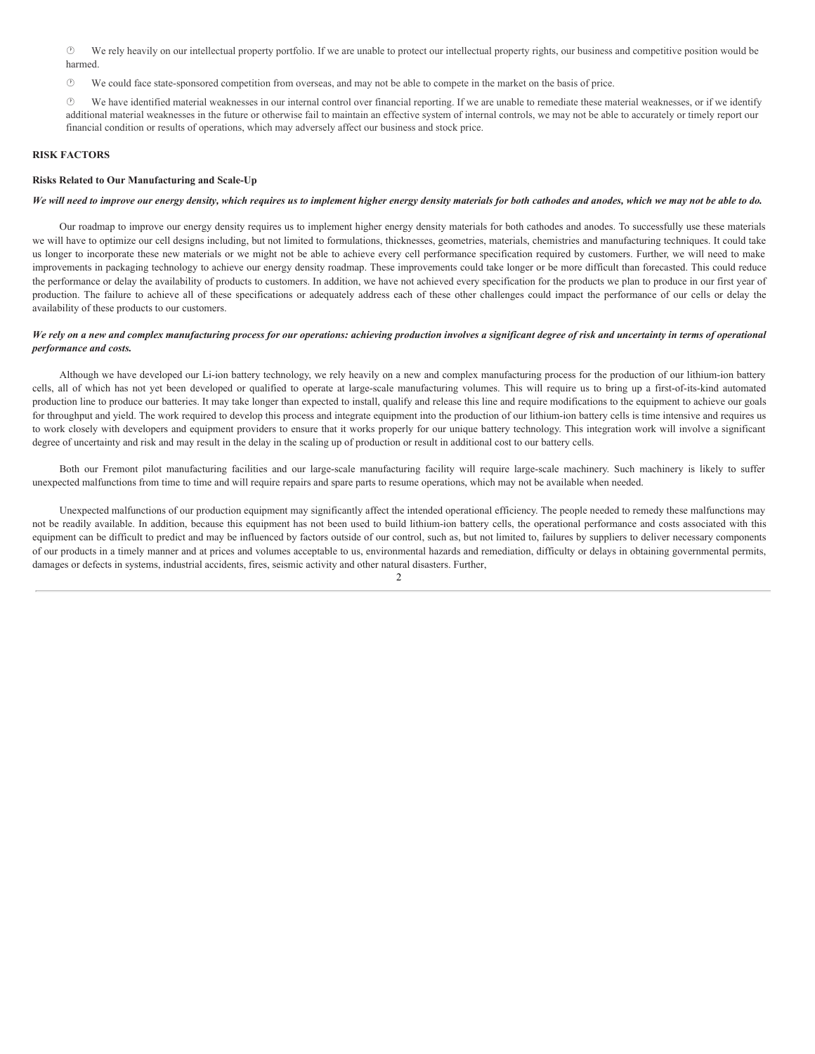- We rely heavily on our intellectual property portfolio. If we are unable to protect our intellectual property rights, our business and competitive position would be harmed.
- We could face state-sponsored competition from overseas, and may not be able to compete in the market on the basis of price.
- We have identified material weaknesses in our internal control over financial reporting. If we are unable to remediate these material weaknesses, or if we identify additional material weaknesses in the future or otherwise fail to maintain an effective system of internal controls, we may not be able to accurately or timely report our financial condition or results of operations, which may adversely affect our business and stock price.

## RISK FACTORS

### Risks Related to Our Manufacturing and Scale-Up

***We will need to improve our energy density, which requires us to implement higher energy density materials for both cathodes and anodes, which we may not be able to do.***

Our roadmap to improve our energy density requires us to implement higher energy density materials for both cathodes and anodes. To successfully use these materials we will have to optimize our cell designs including, but not limited to formulations, thicknesses, geometries, materials, chemistries and manufacturing techniques. It could take us longer to incorporate these new materials or we might not be able to achieve every cell performance specification required by customers. Further, we will need to make improvements in packaging technology to achieve our energy density roadmap. These improvements could take longer or be more difficult than forecasted. This could reduce the performance or delay the availability of products to customers. In addition, we have not achieved every specification for the products we plan to produce in our first year of production. The failure to achieve all of these specifications or adequately address each of these other challenges could impact the performance of our cells or delay the availability of these products to our customers.

***We rely on a new and complex manufacturing process for our operations: achieving production involves a significant degree of risk and uncertainty in terms of operational performance and costs.***

Although we have developed our Li-ion battery technology, we rely heavily on a new and complex manufacturing process for the production of our lithium-ion battery cells, all of which has not yet been developed or qualified to operate at large-scale manufacturing volumes. This will require us to bring up a first-of-its-kind automated production line to produce our batteries. It may take longer than expected to install, qualify and release this line and require modifications to the equipment to achieve our goals for throughput and yield. The work required to develop this process and integrate equipment into the production of our lithium-ion battery cells is time intensive and requires us to work closely with developers and equipment providers to ensure that it works properly for our unique battery technology. This integration work will involve a significant degree of uncertainty and risk and may result in the delay in the scaling up of production or result in additional cost to our battery cells.

Both our Fremont pilot manufacturing facilities and our large-scale manufacturing facility will require large-scale machinery. Such machinery is likely to suffer unexpected malfunctions from time to time and will require repairs and spare parts to resume operations, which may not be available when needed.

Unexpected malfunctions of our production equipment may significantly affect the intended operational efficiency. The people needed to remedy these malfunctions may not be readily available. In addition, because this equipment has not been used to build lithium-ion battery cells, the operational performance and costs associated with this equipment can be difficult to predict and may be influenced by factors outside of our control, such as, but not limited to, failures by suppliers to deliver necessary components of our products in a timely manner and at prices and volumes acceptable to us, environmental hazards and remediation, difficulty or delays in obtaining governmental permits, damages or defects in systems, industrial accidents, fires, seismic activity and other natural disasters. Further,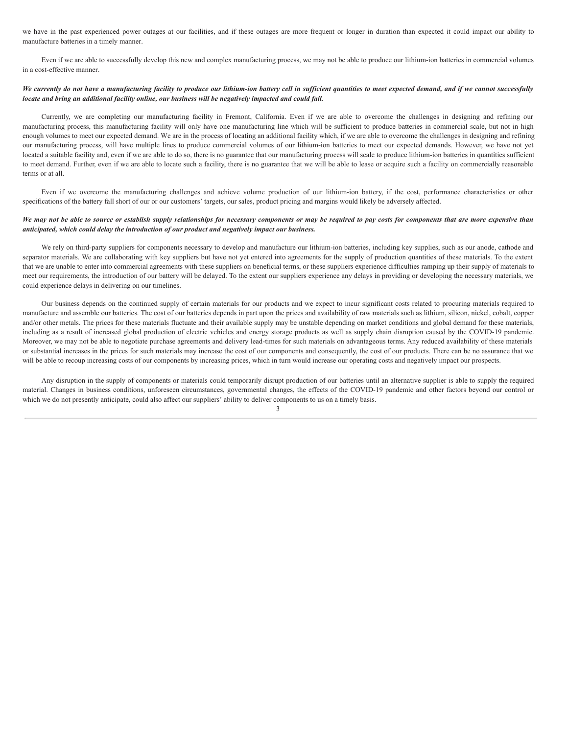we have in the past experienced power outages at our facilities, and if these outages are more frequent or longer in duration than expected it could impact our ability to manufacture batteries in a timely manner.

Even if we are able to successfully develop this new and complex manufacturing process, we may not be able to produce our lithium-ion batteries in commercial volumes in a cost-effective manner.

***We currently do not have a manufacturing facility to produce our lithium-ion battery cell in sufficient quantities to meet expected demand, and if we cannot successfully locate and bring an additional facility online, our business will be negatively impacted and could fail.***

Currently, we are completing our manufacturing facility in Fremont, California. Even if we are able to overcome the challenges in designing and refining our manufacturing process, this manufacturing facility will only have one manufacturing line which will be sufficient to produce batteries in commercial scale, but not in high enough volumes to meet our expected demand. We are in the process of locating an additional facility which, if we are able to overcome the challenges in designing and refining our manufacturing process, will have multiple lines to produce commercial volumes of our lithium-ion batteries to meet our expected demands. However, we have not yet located a suitable facility and, even if we are able to do so, there is no guarantee that our manufacturing process will scale to produce lithium-ion batteries in quantities sufficient to meet demand. Further, even if we are able to locate such a facility, there is no guarantee that we will be able to lease or acquire such a facility on commercially reasonable terms or at all.

Even if we overcome the manufacturing challenges and achieve volume production of our lithium-ion battery, if the cost, performance characteristics or other specifications of the battery fall short of our or our customers' targets, our sales, product pricing and margins would likely be adversely affected.

***We may not be able to source or establish supply relationships for necessary components or may be required to pay costs for components that are more expensive than anticipated, which could delay the introduction of our product and negatively impact our business.***

We rely on third-party suppliers for components necessary to develop and manufacture our lithium-ion batteries, including key supplies, such as our anode, cathode and separator materials. We are collaborating with key suppliers but have not yet entered into agreements for the supply of production quantities of these materials. To the extent that we are unable to enter into commercial agreements with these suppliers on beneficial terms, or these suppliers experience difficulties ramping up their supply of materials to meet our requirements, the introduction of our battery will be delayed. To the extent our suppliers experience any delays in providing or developing the necessary materials, we could experience delays in delivering on our timelines.

Our business depends on the continued supply of certain materials for our products and we expect to incur significant costs related to procuring materials required to manufacture and assemble our batteries. The cost of our batteries depends in part upon the prices and availability of raw materials such as lithium, silicon, nickel, cobalt, copper and/or other metals. The prices for these materials fluctuate and their available supply may be unstable depending on market conditions and global demand for these materials, including as a result of increased global production of electric vehicles and energy storage products as well as supply chain disruption caused by the COVID-19 pandemic. Moreover, we may not be able to negotiate purchase agreements and delivery lead-times for such materials on advantageous terms. Any reduced availability of these materials or substantial increases in the prices for such materials may increase the cost of our components and consequently, the cost of our products. There can be no assurance that we will be able to recoup increasing costs of our components by increasing prices, which in turn would increase our operating costs and negatively impact our prospects.

Any disruption in the supply of components or materials could temporarily disrupt production of our batteries until an alternative supplier is able to supply the required material. Changes in business conditions, unforeseen circumstances, governmental changes, the effects of the COVID-19 pandemic and other factors beyond our control or which we do not presently anticipate, could also affect our suppliers' ability to deliver components to us on a timely basis.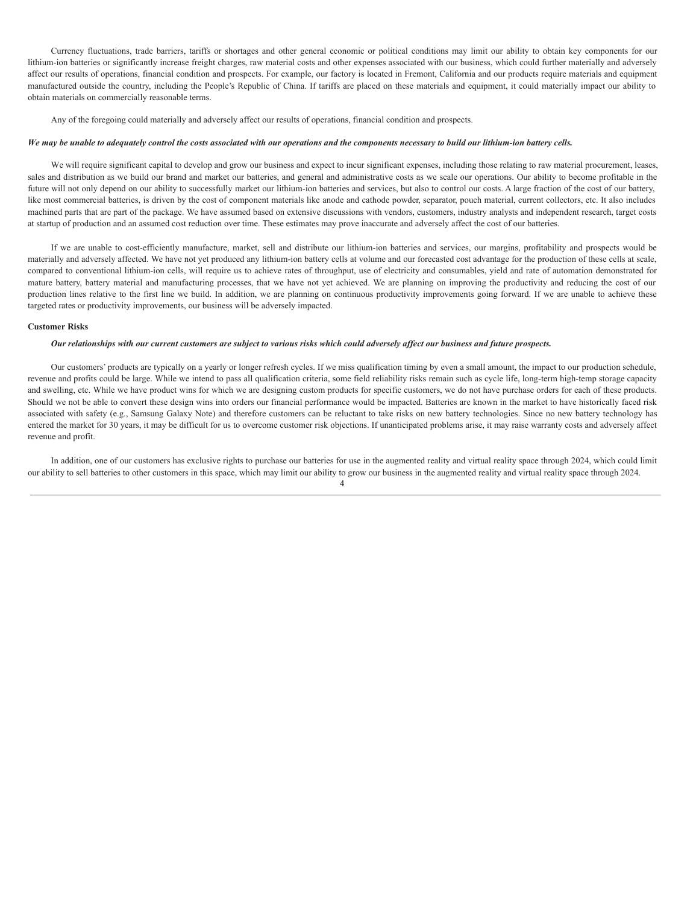Currency fluctuations, trade barriers, tariffs or shortages and other general economic or political conditions may limit our ability to obtain key components for our lithium-ion batteries or significantly increase freight charges, raw material costs and other expenses associated with our business, which could further materially and adversely affect our results of operations, financial condition and prospects. For example, our factory is located in Fremont, California and our products require materials and equipment manufactured outside the country, including the People's Republic of China. If tariffs are placed on these materials and equipment, it could materially impact our ability to obtain materials on commercially reasonable terms.

Any of the foregoing could materially and adversely affect our results of operations, financial condition and prospects.

***We may be unable to adequately control the costs associated with our operations and the components necessary to build our lithium-ion battery cells.***

We will require significant capital to develop and grow our business and expect to incur significant expenses, including those relating to raw material procurement, leases, sales and distribution as we build our brand and market our batteries, and general and administrative costs as we scale our operations. Our ability to become profitable in the future will not only depend on our ability to successfully market our lithium-ion batteries and services, but also to control our costs. A large fraction of the cost of our battery, like most commercial batteries, is driven by the cost of component materials like anode and cathode powder, separator, pouch material, current collectors, etc. It also includes machined parts that are part of the package. We have assumed based on extensive discussions with vendors, customers, industry analysts and independent research, target costs at startup of production and an assumed cost reduction over time. These estimates may prove inaccurate and adversely affect the cost of our batteries.

If we are unable to cost-efficiently manufacture, market, sell and distribute our lithium-ion batteries and services, our margins, profitability and prospects would be materially and adversely affected. We have not yet produced any lithium-ion battery cells at volume and our forecasted cost advantage for the production of these cells at scale, compared to conventional lithium-ion cells, will require us to achieve rates of throughput, use of electricity and consumables, yield and rate of automation demonstrated for mature battery, battery material and manufacturing processes, that we have not yet achieved. We are planning on improving the productivity and reducing the cost of our production lines relative to the first line we build. In addition, we are planning on continuous productivity improvements going forward. If we are unable to achieve these targeted rates or productivity improvements, our business will be adversely impacted.

**Customer Risks**

***Our relationships with our current customers are subject to various risks which could adversely affect our business and future prospects.***

Our customers' products are typically on a yearly or longer refresh cycles. If we miss qualification timing by even a small amount, the impact to our production schedule, revenue and profits could be large. While we intend to pass all qualification criteria, some field reliability risks remain such as cycle life, long-term high-temp storage capacity and swelling, etc. While we have product wins for which we are designing custom products for specific customers, we do not have purchase orders for each of these products. Should we not be able to convert these design wins into orders our financial performance would be impacted. Batteries are known in the market to have historically faced risk associated with safety (e.g., Samsung Galaxy Note) and therefore customers can be reluctant to take risks on new battery technologies. Since no new battery technology has entered the market for 30 years, it may be difficult for us to overcome customer risk objections. If unanticipated problems arise, it may raise warranty costs and adversely affect revenue and profit.

In addition, one of our customers has exclusive rights to purchase our batteries for use in the augmented reality and virtual reality space through 2024, which could limit our ability to sell batteries to other customers in this space, which may limit our ability to grow our business in the augmented reality and virtual reality space through 2024.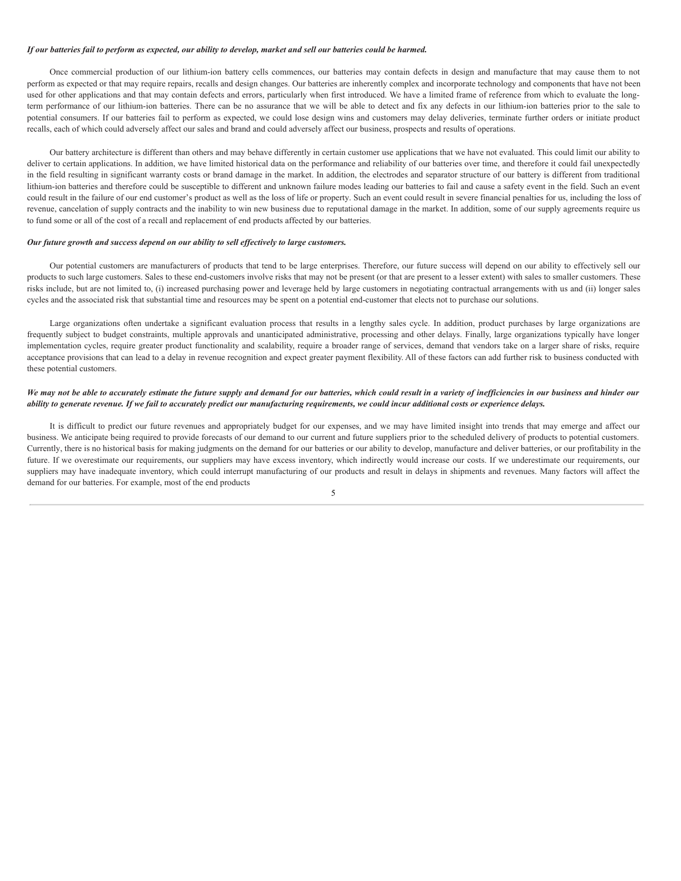***If our batteries fail to perform as expected, our ability to develop, market and sell our batteries could be harmed.***

Once commercial production of our lithium-ion battery cells commences, our batteries may contain defects in design and manufacture that may cause them to not perform as expected or that may require repairs, recalls and design changes. Our batteries are inherently complex and incorporate technology and components that have not been used for other applications and that may contain defects and errors, particularly when first introduced. We have a limited frame of reference from which to evaluate the long-term performance of our lithium-ion batteries. There can be no assurance that we will be able to detect and fix any defects in our lithium-ion batteries prior to the sale to potential consumers. If our batteries fail to perform as expected, we could lose design wins and customers may delay deliveries, terminate further orders or initiate product recalls, each of which could adversely affect our sales and brand and could adversely affect our business, prospects and results of operations.

Our battery architecture is different than others and may behave differently in certain customer use applications that we have not evaluated. This could limit our ability to deliver to certain applications. In addition, we have limited historical data on the performance and reliability of our batteries over time, and therefore it could fail unexpectedly in the field resulting in significant warranty costs or brand damage in the market. In addition, the electrodes and separator structure of our battery is different from traditional lithium-ion batteries and therefore could be susceptible to different and unknown failure modes leading our batteries to fail and cause a safety event in the field. Such an event could result in the failure of our end customer's product as well as the loss of life or property. Such an event could result in severe financial penalties for us, including the loss of revenue, cancelation of supply contracts and the inability to win new business due to reputational damage in the market. In addition, some of our supply agreements require us to fund some or all of the cost of a recall and replacement of end products affected by our batteries.

***Our future growth and success depend on our ability to sell effectively to large customers.***

Our potential customers are manufacturers of products that tend to be large enterprises. Therefore, our future success will depend on our ability to effectively sell our products to such large customers. Sales to these end-customers involve risks that may not be present (or that are present to a lesser extent) with sales to smaller customers. These risks include, but are not limited to, (i) increased purchasing power and leverage held by large customers in negotiating contractual arrangements with us and (ii) longer sales cycles and the associated risk that substantial time and resources may be spent on a potential end-customer that elects not to purchase our solutions.

Large organizations often undertake a significant evaluation process that results in a lengthy sales cycle. In addition, product purchases by large organizations are frequently subject to budget constraints, multiple approvals and unanticipated administrative, processing and other delays. Finally, large organizations typically have longer implementation cycles, require greater product functionality and scalability, require a broader range of services, demand that vendors take on a larger share of risks, require acceptance provisions that can lead to a delay in revenue recognition and expect greater payment flexibility. All of these factors can add further risk to business conducted with these potential customers.

***We may not be able to accurately estimate the future supply and demand for our batteries, which could result in a variety of inefficiencies in our business and hinder our ability to generate revenue. If we fail to accurately predict our manufacturing requirements, we could incur additional costs or experience delays.***

It is difficult to predict our future revenues and appropriately budget for our expenses, and we may have limited insight into trends that may emerge and affect our business. We anticipate being required to provide forecasts of our demand to our current and future suppliers prior to the scheduled delivery of products to potential customers. Currently, there is no historical basis for making judgments on the demand for our batteries or our ability to develop, manufacture and deliver batteries, or our profitability in the future. If we overestimate our requirements, our suppliers may have excess inventory, which indirectly would increase our costs. If we underestimate our requirements, our suppliers may have inadequate inventory, which could interrupt manufacturing of our products and result in delays in shipments and revenues. Many factors will affect the demand for our batteries. For example, most of the end products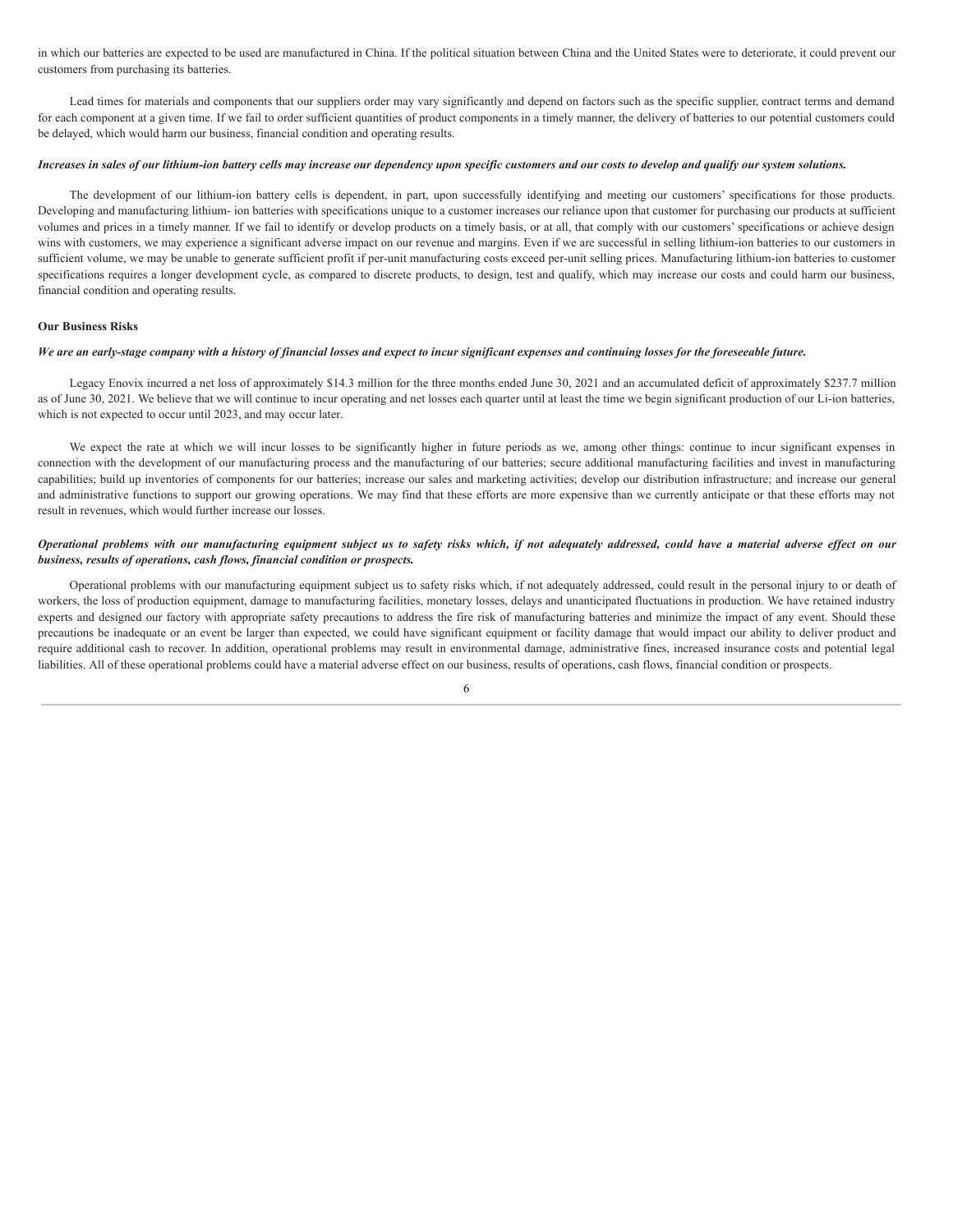in which our batteries are expected to be used are manufactured in China. If the political situation between China and the United States were to deteriorate, it could prevent our customers from purchasing its batteries.

Lead times for materials and components that our suppliers order may vary significantly and depend on factors such as the specific supplier, contract terms and demand for each component at a given time. If we fail to order sufficient quantities of product components in a timely manner, the delivery of batteries to our potential customers could be delayed, which would harm our business, financial condition and operating results.

***Increases in sales of our lithium-ion battery cells may increase our dependency upon specific customers and our costs to develop and qualify our system solutions.***

The development of our lithium-ion battery cells is dependent, in part, upon successfully identifying and meeting our customers' specifications for those products. Developing and manufacturing lithium- ion batteries with specifications unique to a customer increases our reliance upon that customer for purchasing our products at sufficient volumes and prices in a timely manner. If we fail to identify or develop products on a timely basis, or at all, that comply with our customers' specifications or achieve design wins with customers, we may experience a significant adverse impact on our revenue and margins. Even if we are successful in selling lithium-ion batteries to our customers in sufficient volume, we may be unable to generate sufficient profit if per-unit manufacturing costs exceed per-unit selling prices. Manufacturing lithium-ion batteries to customer specifications requires a longer development cycle, as compared to discrete products, to design, test and qualify, which may increase our costs and could harm our business, financial condition and operating results.

**Our Business Risks**

***We are an early-stage company with a history of financial losses and expect to incur significant expenses and continuing losses for the foreseeable future.***

Legacy Enovix incurred a net loss of approximately $14.3 million for the three months ended June 30, 2021 and an accumulated deficit of approximately $237.7 million as of June 30, 2021. We believe that we will continue to incur operating and net losses each quarter until at least the time we begin significant production of our Li-ion batteries, which is not expected to occur until 2023, and may occur later.

We expect the rate at which we will incur losses to be significantly higher in future periods as we, among other things: continue to incur significant expenses in connection with the development of our manufacturing process and the manufacturing of our batteries; secure additional manufacturing facilities and invest in manufacturing capabilities; build up inventories of components for our batteries; increase our sales and marketing activities; develop our distribution infrastructure; and increase our general and administrative functions to support our growing operations. We may find that these efforts are more expensive than we currently anticipate or that these efforts may not result in revenues, which would further increase our losses.

***Operational problems with our manufacturing equipment subject us to safety risks which, if not adequately addressed, could have a material adverse effect on our business, results of operations, cash flows, financial condition or prospects.***

Operational problems with our manufacturing equipment subject us to safety risks which, if not adequately addressed, could result in the personal injury to or death of workers, the loss of production equipment, damage to manufacturing facilities, monetary losses, delays and unanticipated fluctuations in production. We have retained industry experts and designed our factory with appropriate safety precautions to address the fire risk of manufacturing batteries and minimize the impact of any event. Should these precautions be inadequate or an event be larger than expected, we could have significant equipment or facility damage that would impact our ability to deliver product and require additional cash to recover. In addition, operational problems may result in environmental damage, administrative fines, increased insurance costs and potential legal liabilities. All of these operational problems could have a material adverse effect on our business, results of operations, cash flows, financial condition or prospects.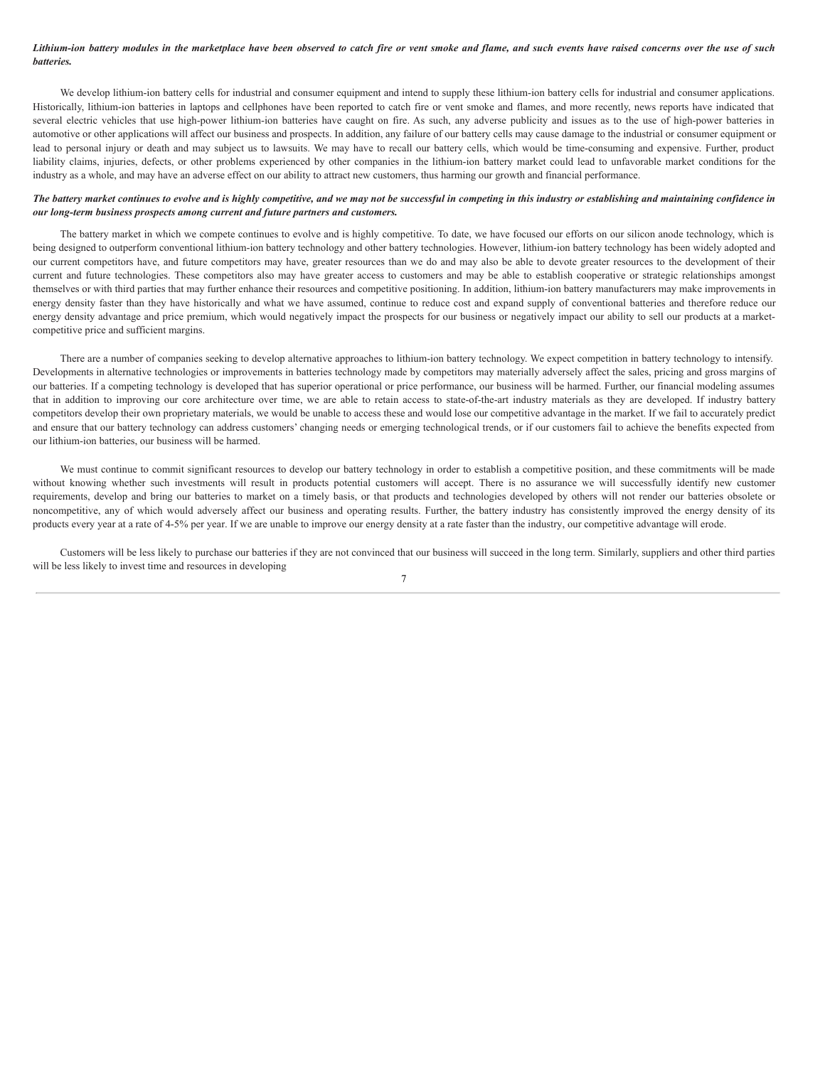***Lithium-ion battery modules in the marketplace have been observed to catch fire or vent smoke and flame, and such events have raised concerns over the use of such batteries.***

We develop lithium-ion battery cells for industrial and consumer equipment and intend to supply these lithium-ion battery cells for industrial and consumer applications. Historically, lithium-ion batteries in laptops and cellphones have been reported to catch fire or vent smoke and flames, and more recently, news reports have indicated that several electric vehicles that use high-power lithium-ion batteries have caught on fire. As such, any adverse publicity and issues as to the use of high-power batteries in automotive or other applications will affect our business and prospects. In addition, any failure of our battery cells may cause damage to the industrial or consumer equipment or lead to personal injury or death and may subject us to lawsuits. We may have to recall our battery cells, which would be time-consuming and expensive. Further, product liability claims, injuries, defects, or other problems experienced by other companies in the lithium-ion battery market could lead to unfavorable market conditions for the industry as a whole, and may have an adverse effect on our ability to attract new customers, thus harming our growth and financial performance.

***The battery market continues to evolve and is highly competitive, and we may not be successful in competing in this industry or establishing and maintaining confidence in our long-term business prospects among current and future partners and customers.***

The battery market in which we compete continues to evolve and is highly competitive. To date, we have focused our efforts on our silicon anode technology, which is being designed to outperform conventional lithium-ion battery technology and other battery technologies. However, lithium-ion battery technology has been widely adopted and our current competitors have, and future competitors may have, greater resources than we do and may also be able to devote greater resources to the development of their current and future technologies. These competitors also may have greater access to customers and may be able to establish cooperative or strategic relationships amongst themselves or with third parties that may further enhance their resources and competitive positioning. In addition, lithium-ion battery manufacturers may make improvements in energy density faster than they have historically and what we have assumed, continue to reduce cost and expand supply of conventional batteries and therefore reduce our energy density advantage and price premium, which would negatively impact the prospects for our business or negatively impact our ability to sell our products at a market-competitive price and sufficient margins.

There are a number of companies seeking to develop alternative approaches to lithium-ion battery technology. We expect competition in battery technology to intensify. Developments in alternative technologies or improvements in batteries technology made by competitors may materially adversely affect the sales, pricing and gross margins of our batteries. If a competing technology is developed that has superior operational or price performance, our business will be harmed. Further, our financial modeling assumes that in addition to improving our core architecture over time, we are able to retain access to state-of-the-art industry materials as they are developed. If industry battery competitors develop their own proprietary materials, we would be unable to access these and would lose our competitive advantage in the market. If we fail to accurately predict and ensure that our battery technology can address customers' changing needs or emerging technological trends, or if our customers fail to achieve the benefits expected from our lithium-ion batteries, our business will be harmed.

We must continue to commit significant resources to develop our battery technology in order to establish a competitive position, and these commitments will be made without knowing whether such investments will result in products potential customers will accept. There is no assurance we will successfully identify new customer requirements, develop and bring our batteries to market on a timely basis, or that products and technologies developed by others will not render our batteries obsolete or noncompetitive, any of which would adversely affect our business and operating results. Further, the battery industry has consistently improved the energy density of its products every year at a rate of 4-5% per year. If we are unable to improve our energy density at a rate faster than the industry, our competitive advantage will erode.

Customers will be less likely to purchase our batteries if they are not convinced that our business will succeed in the long term. Similarly, suppliers and other third parties will be less likely to invest time and resources in developing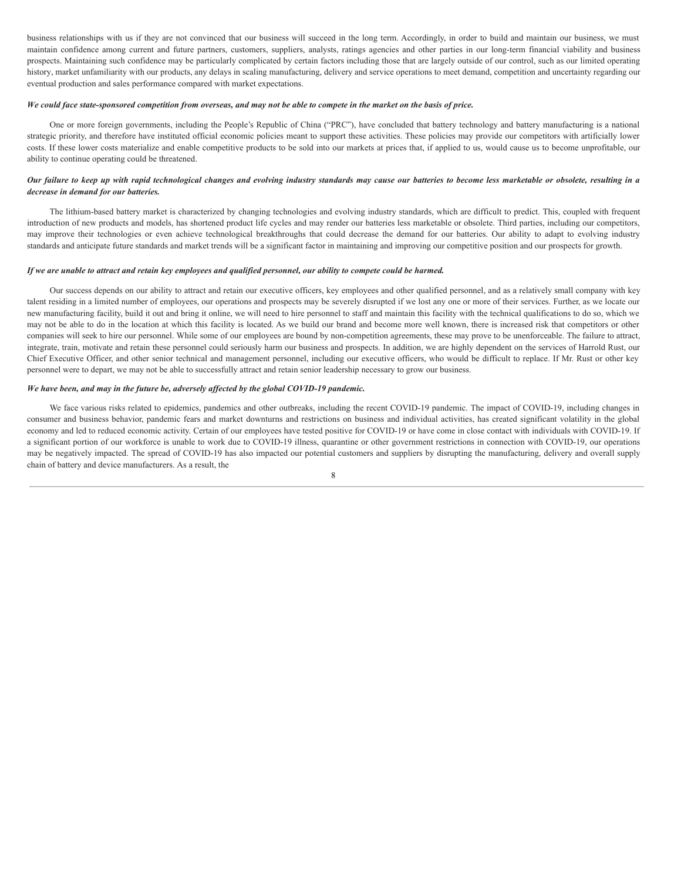business relationships with us if they are not convinced that our business will succeed in the long term. Accordingly, in order to build and maintain our business, we must maintain confidence among current and future partners, customers, suppliers, analysts, ratings agencies and other parties in our long-term financial viability and business prospects. Maintaining such confidence may be particularly complicated by certain factors including those that are largely outside of our control, such as our limited operating history, market unfamiliarity with our products, any delays in scaling manufacturing, delivery and service operations to meet demand, competition and uncertainty regarding our eventual production and sales performance compared with market expectations.

***We could face state-sponsored competition from overseas, and may not be able to compete in the market on the basis of price.***

One or more foreign governments, including the People's Republic of China ("PRC"), have concluded that battery technology and battery manufacturing is a national strategic priority, and therefore have instituted official economic policies meant to support these activities. These policies may provide our competitors with artificially lower costs. If these lower costs materialize and enable competitive products to be sold into our markets at prices that, if applied to us, would cause us to become unprofitable, our ability to continue operating could be threatened.

***Our failure to keep up with rapid technological changes and evolving industry standards may cause our batteries to become less marketable or obsolete, resulting in a decrease in demand for our batteries.***

The lithium-based battery market is characterized by changing technologies and evolving industry standards, which are difficult to predict. This, coupled with frequent introduction of new products and models, has shortened product life cycles and may render our batteries less marketable or obsolete. Third parties, including our competitors, may improve their technologies or even achieve technological breakthroughs that could decrease the demand for our batteries. Our ability to adapt to evolving industry standards and anticipate future standards and market trends will be a significant factor in maintaining and improving our competitive position and our prospects for growth.

***If we are unable to attract and retain key employees and qualified personnel, our ability to compete could be harmed.***

Our success depends on our ability to attract and retain our executive officers, key employees and other qualified personnel, and as a relatively small company with key talent residing in a limited number of employees, our operations and prospects may be severely disrupted if we lost any one or more of their services. Further, as we locate our new manufacturing facility, build it out and bring it online, we will need to hire personnel to staff and maintain this facility with the technical qualifications to do so, which we may not be able to do in the location at which this facility is located. As we build our brand and become more well known, there is increased risk that competitors or other companies will seek to hire our personnel. While some of our employees are bound by non-competition agreements, these may prove to be unenforceable. The failure to attract, integrate, train, motivate and retain these personnel could seriously harm our business and prospects. In addition, we are highly dependent on the services of Harrold Rust, our Chief Executive Officer, and other senior technical and management personnel, including our executive officers, who would be difficult to replace. If Mr. Rust or other key personnel were to depart, we may not be able to successfully attract and retain senior leadership necessary to grow our business.

***We have been, and may in the future be, adversely affected by the global COVID-19 pandemic.***

We face various risks related to epidemics, pandemics and other outbreaks, including the recent COVID-19 pandemic. The impact of COVID-19, including changes in consumer and business behavior, pandemic fears and market downturns and restrictions on business and individual activities, has created significant volatility in the global economy and led to reduced economic activity. Certain of our employees have tested positive for COVID-19 or have come in close contact with individuals with COVID-19. If a significant portion of our workforce is unable to work due to COVID-19 illness, quarantine or other government restrictions in connection with COVID-19, our operations may be negatively impacted. The spread of COVID-19 has also impacted our potential customers and suppliers by disrupting the manufacturing, delivery and overall supply chain of battery and device manufacturers. As a result, the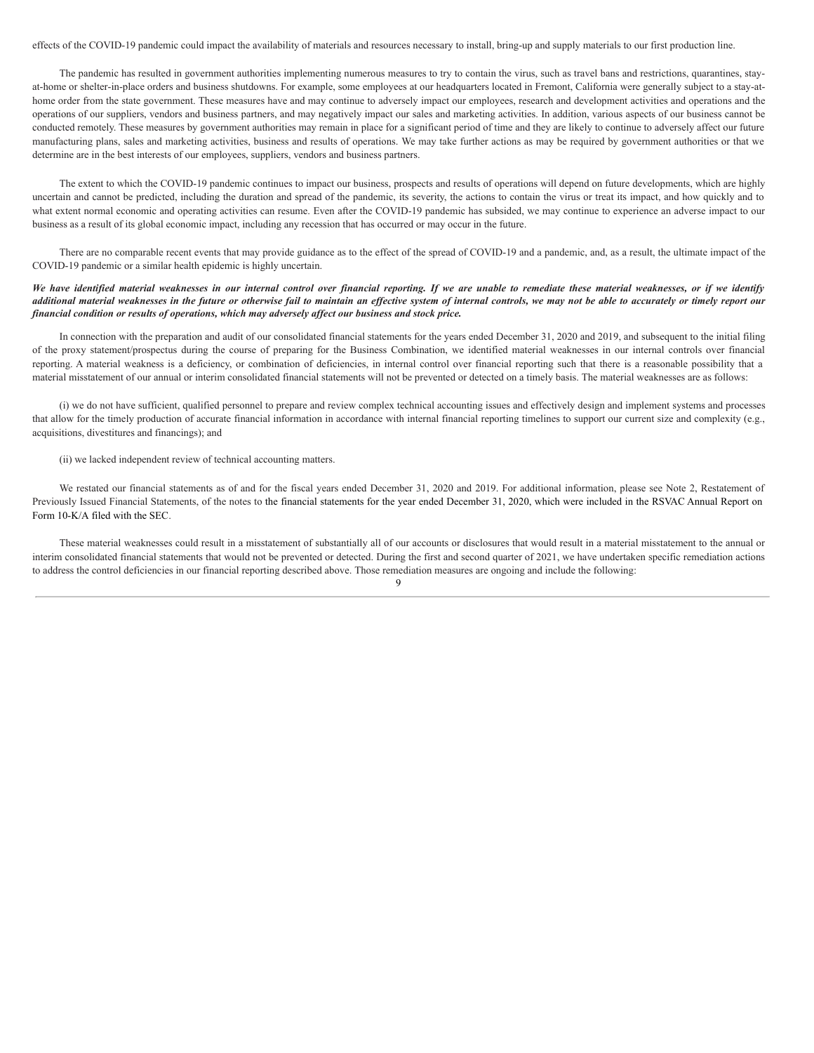effects of the COVID-19 pandemic could impact the availability of materials and resources necessary to install, bring-up and supply materials to our first production line.

The pandemic has resulted in government authorities implementing numerous measures to try to contain the virus, such as travel bans and restrictions, quarantines, stay-at-home or shelter-in-place orders and business shutdowns. For example, some employees at our headquarters located in Fremont, California were generally subject to a stay-at-home order from the state government. These measures have and may continue to adversely impact our employees, research and development activities and operations and the operations of our suppliers, vendors and business partners, and may negatively impact our sales and marketing activities. In addition, various aspects of our business cannot be conducted remotely. These measures by government authorities may remain in place for a significant period of time and they are likely to continue to adversely affect our future manufacturing plans, sales and marketing activities, business and results of operations. We may take further actions as may be required by government authorities or that we determine are in the best interests of our employees, suppliers, vendors and business partners.

The extent to which the COVID-19 pandemic continues to impact our business, prospects and results of operations will depend on future developments, which are highly uncertain and cannot be predicted, including the duration and spread of the pandemic, its severity, the actions to contain the virus or treat its impact, and how quickly and to what extent normal economic and operating activities can resume. Even after the COVID-19 pandemic has subsided, we may continue to experience an adverse impact to our business as a result of its global economic impact, including any recession that has occurred or may occur in the future.

There are no comparable recent events that may provide guidance as to the effect of the spread of COVID-19 and a pandemic, and, as a result, the ultimate impact of the COVID-19 pandemic or a similar health epidemic is highly uncertain.

***We have identified material weaknesses in our internal control over financial reporting. If we are unable to remediate these material weaknesses, or if we identify additional material weaknesses in the future or otherwise fail to maintain an effective system of internal controls, we may not be able to accurately or timely report our financial condition or results of operations, which may adversely affect our business and stock price.***

In connection with the preparation and audit of our consolidated financial statements for the years ended December 31, 2020 and 2019, and subsequent to the initial filing of the proxy statement/prospectus during the course of preparing for the Business Combination, we identified material weaknesses in our internal controls over financial reporting. A material weakness is a deficiency, or combination of deficiencies, in internal control over financial reporting such that there is a reasonable possibility that a material misstatement of our annual or interim consolidated financial statements will not be prevented or detected on a timely basis. The material weaknesses are as follows:

(i) we do not have sufficient, qualified personnel to prepare and review complex technical accounting issues and effectively design and implement systems and processes that allow for the timely production of accurate financial information in accordance with internal financial reporting timelines to support our current size and complexity (e.g., acquisitions, divestitures and financings); and

(ii) we lacked independent review of technical accounting matters.

We restated our financial statements as of and for the fiscal years ended December 31, 2020 and 2019. For additional information, please see Note 2, Restatement of Previously Issued Financial Statements, of the notes to the financial statements for the year ended December 31, 2020, which were included in the RSVAC Annual Report on Form 10-K/A filed with the SEC.

These material weaknesses could result in a misstatement of substantially all of our accounts or disclosures that would result in a material misstatement to the annual or interim consolidated financial statements that would not be prevented or detected. During the first and second quarter of 2021, we have undertaken specific remediation actions to address the control deficiencies in our financial reporting described above. Those remediation measures are ongoing and include the following: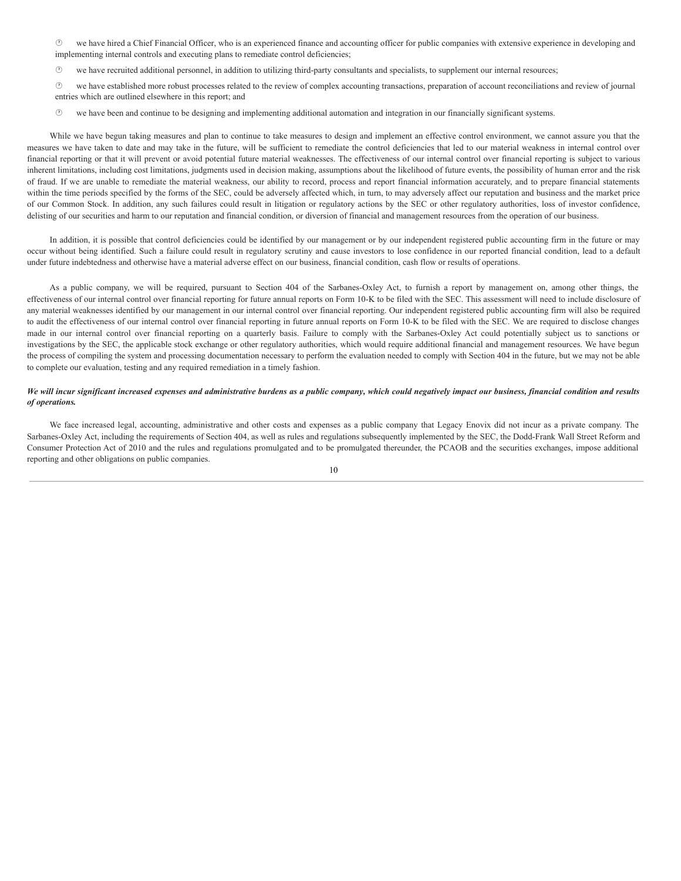- we have hired a Chief Financial Officer, who is an experienced finance and accounting officer for public companies with extensive experience in developing and implementing internal controls and executing plans to remediate control deficiencies;
- we have recruited additional personnel, in addition to utilizing third-party consultants and specialists, to supplement our internal resources;
- we have established more robust processes related to the review of complex accounting transactions, preparation of account reconciliations and review of journal entries which are outlined elsewhere in this report; and
- we have been and continue to be designing and implementing additional automation and integration in our financially significant systems.

While we have begun taking measures and plan to continue to take measures to design and implement an effective control environment, we cannot assure you that the measures we have taken to date and may take in the future, will be sufficient to remediate the control deficiencies that led to our material weakness in internal control over financial reporting or that it will prevent or avoid potential future material weaknesses. The effectiveness of our internal control over financial reporting is subject to various inherent limitations, including cost limitations, judgments used in decision making, assumptions about the likelihood of future events, the possibility of human error and the risk of fraud. If we are unable to remediate the material weakness, our ability to record, process and report financial information accurately, and to prepare financial statements within the time periods specified by the forms of the SEC, could be adversely affected which, in turn, to may adversely affect our reputation and business and the market price of our Common Stock. In addition, any such failures could result in litigation or regulatory actions by the SEC or other regulatory authorities, loss of investor confidence, delisting of our securities and harm to our reputation and financial condition, or diversion of financial and management resources from the operation of our business.

In addition, it is possible that control deficiencies could be identified by our management or by our independent registered public accounting firm in the future or may occur without being identified. Such a failure could result in regulatory scrutiny and cause investors to lose confidence in our reported financial condition, lead to a default under future indebtedness and otherwise have a material adverse effect on our business, financial condition, cash flow or results of operations.

As a public company, we will be required, pursuant to Section 404 of the Sarbanes-Oxley Act, to furnish a report by management on, among other things, the effectiveness of our internal control over financial reporting for future annual reports on Form 10-K to be filed with the SEC. This assessment will need to include disclosure of any material weaknesses identified by our management in our internal control over financial reporting. Our independent registered public accounting firm will also be required to audit the effectiveness of our internal control over financial reporting in future annual reports on Form 10-K to be filed with the SEC. We are required to disclose changes made in our internal control over financial reporting on a quarterly basis. Failure to comply with the Sarbanes-Oxley Act could potentially subject us to sanctions or investigations by the SEC, the applicable stock exchange or other regulatory authorities, which would require additional financial and management resources. We have begun the process of compiling the system and processing documentation necessary to perform the evaluation needed to comply with Section 404 in the future, but we may not be able to complete our evaluation, testing and any required remediation in a timely fashion.

***We will incur significant increased expenses and administrative burdens as a public company, which could negatively impact our business, financial condition and results of operations.***

We face increased legal, accounting, administrative and other costs and expenses as a public company that Legacy Enovix did not incur as a private company. The Sarbanes-Oxley Act, including the requirements of Section 404, as well as rules and regulations subsequently implemented by the SEC, the Dodd-Frank Wall Street Reform and Consumer Protection Act of 2010 and the rules and regulations promulgated and to be promulgated thereunder, the PCAOB and the securities exchanges, impose additional reporting and other obligations on public companies.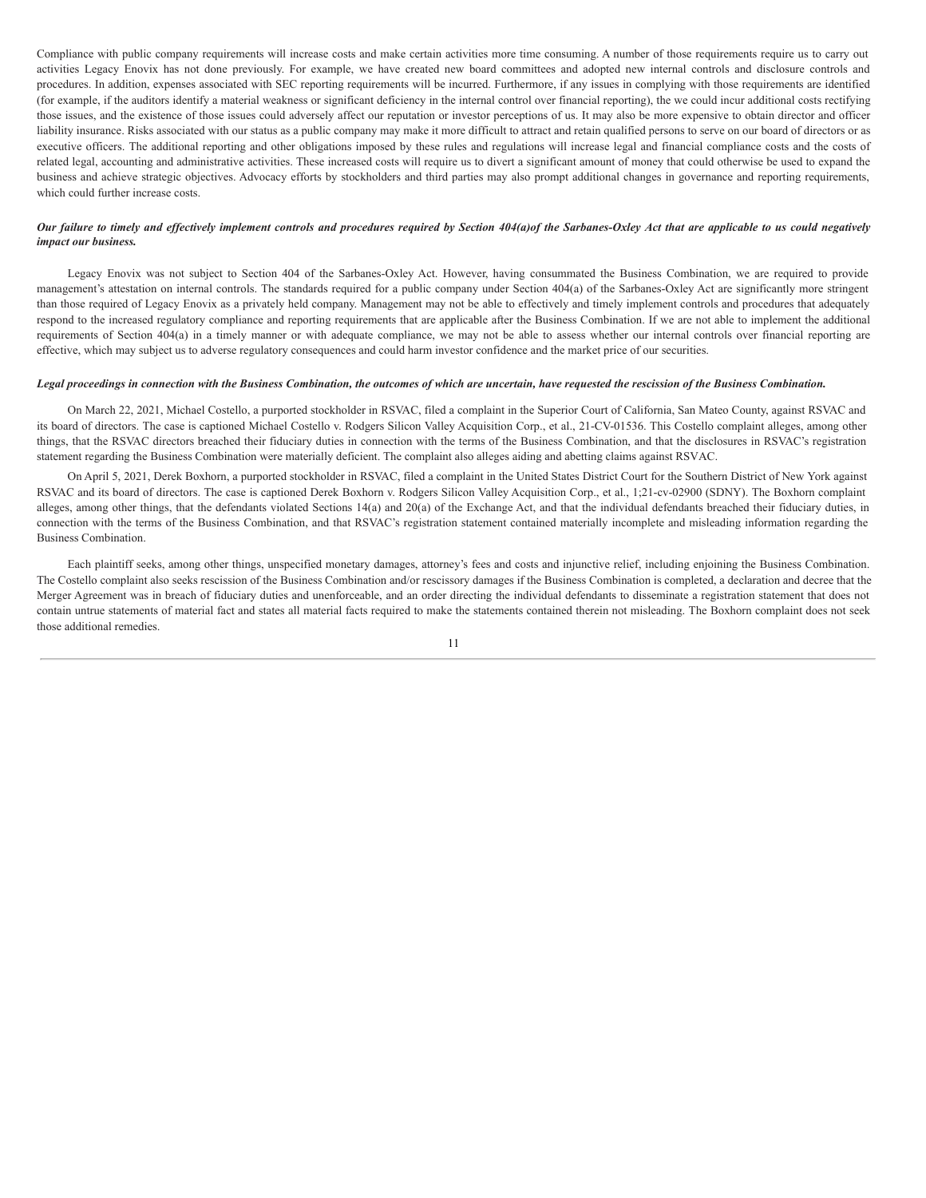Compliance with public company requirements will increase costs and make certain activities more time consuming. A number of those requirements require us to carry out activities Legacy Enovix has not done previously. For example, we have created new board committees and adopted new internal controls and disclosure controls and procedures. In addition, expenses associated with SEC reporting requirements will be incurred. Furthermore, if any issues in complying with those requirements are identified (for example, if the auditors identify a material weakness or significant deficiency in the internal control over financial reporting), the we could incur additional costs rectifying those issues, and the existence of those issues could adversely affect our reputation or investor perceptions of us. It may also be more expensive to obtain director and officer liability insurance. Risks associated with our status as a public company may make it more difficult to attract and retain qualified persons to serve on our board of directors or as executive officers. The additional reporting and other obligations imposed by these rules and regulations will increase legal and financial compliance costs and the costs of related legal, accounting and administrative activities. These increased costs will require us to divert a significant amount of money that could otherwise be used to expand the business and achieve strategic objectives. Advocacy efforts by stockholders and third parties may also prompt additional changes in governance and reporting requirements, which could further increase costs.

***Our failure to timely and effectively implement controls and procedures required by Section 404(a)of the Sarbanes-Oxley Act that are applicable to us could negatively impact our business.***

Legacy Enovix was not subject to Section 404 of the Sarbanes-Oxley Act. However, having consummated the Business Combination, we are required to provide management's attestation on internal controls. The standards required for a public company under Section 404(a) of the Sarbanes-Oxley Act are significantly more stringent than those required of Legacy Enovix as a privately held company. Management may not be able to effectively and timely implement controls and procedures that adequately respond to the increased regulatory compliance and reporting requirements that are applicable after the Business Combination. If we are not able to implement the additional requirements of Section 404(a) in a timely manner or with adequate compliance, we may not be able to assess whether our internal controls over financial reporting are effective, which may subject us to adverse regulatory consequences and could harm investor confidence and the market price of our securities.

***Legal proceedings in connection with the Business Combination, the outcomes of which are uncertain, have requested the rescission of the Business Combination.***

On March 22, 2021, Michael Costello, a purported stockholder in RSVAC, filed a complaint in the Superior Court of California, San Mateo County, against RSVAC and its board of directors. The case is captioned Michael Costello v. Rodgers Silicon Valley Acquisition Corp., et al., 21-CV-01536. This Costello complaint alleges, among other things, that the RSVAC directors breached their fiduciary duties in connection with the terms of the Business Combination, and that the disclosures in RSVAC's registration statement regarding the Business Combination were materially deficient. The complaint also alleges aiding and abetting claims against RSVAC.

On April 5, 2021, Derek Boxhorn, a purported stockholder in RSVAC, filed a complaint in the United States District Court for the Southern District of New York against RSVAC and its board of directors. The case is captioned Derek Boxhorn v. Rodgers Silicon Valley Acquisition Corp., et al., 1;21-cv-02900 (SDNY). The Boxhorn complaint alleges, among other things, that the defendants violated Sections 14(a) and 20(a) of the Exchange Act, and that the individual defendants breached their fiduciary duties, in connection with the terms of the Business Combination, and that RSVAC's registration statement contained materially incomplete and misleading information regarding the Business Combination.

Each plaintiff seeks, among other things, unspecified monetary damages, attorney's fees and costs and injunctive relief, including enjoining the Business Combination. The Costello complaint also seeks rescission of the Business Combination and/or rescissory damages if the Business Combination is completed, a declaration and decree that the Merger Agreement was in breach of fiduciary duties and unenforceable, and an order directing the individual defendants to disseminate a registration statement that does not contain untrue statements of material fact and states all material facts required to make the statements contained therein not misleading. The Boxhorn complaint does not seek those additional remedies.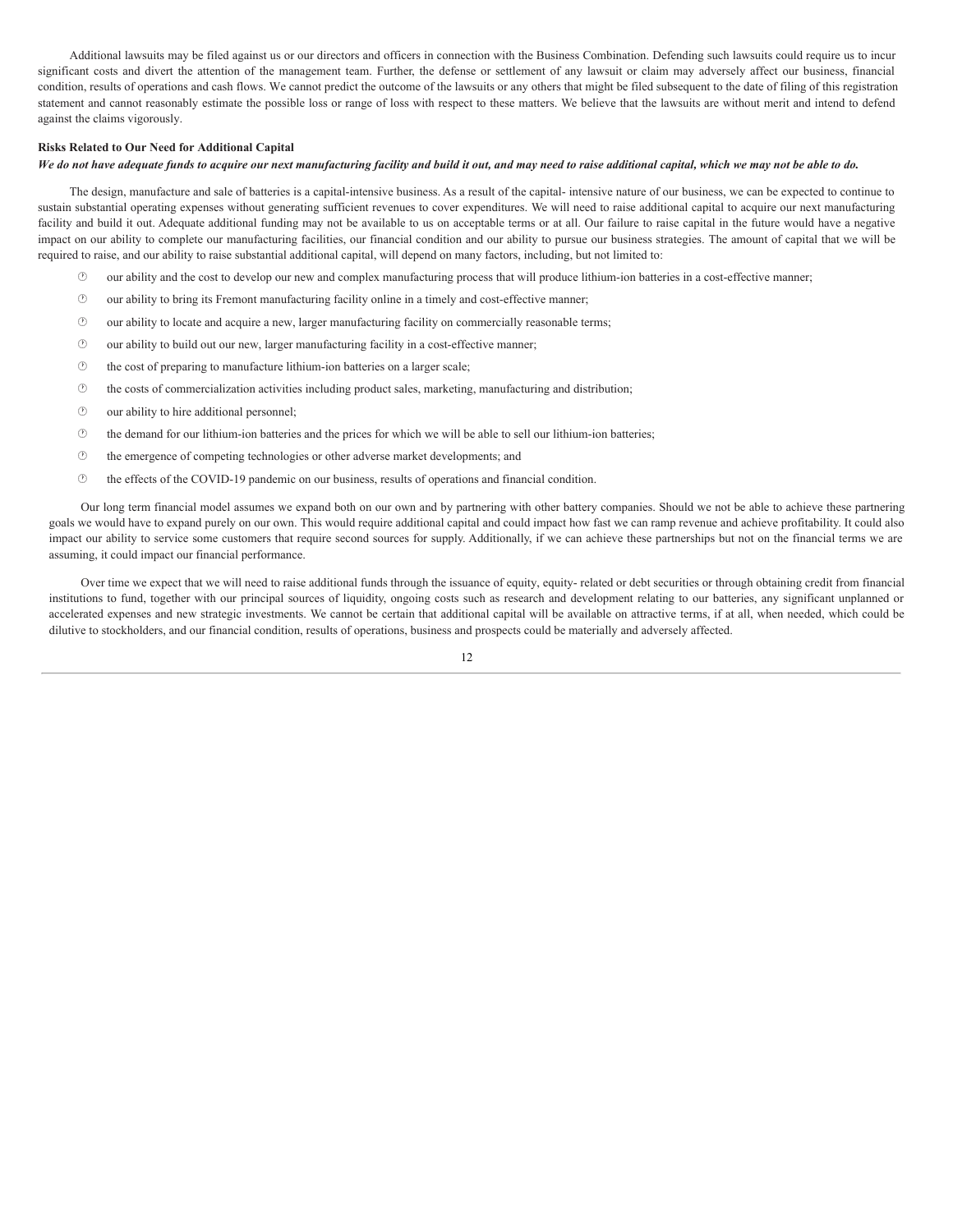Additional lawsuits may be filed against us or our directors and officers in connection with the Business Combination. Defending such lawsuits could require us to incur significant costs and divert the attention of the management team. Further, the defense or settlement of any lawsuit or claim may adversely affect our business, financial condition, results of operations and cash flows. We cannot predict the outcome of the lawsuits or any others that might be filed subsequent to the date of filing of this registration statement and cannot reasonably estimate the possible loss or range of loss with respect to these matters. We believe that the lawsuits are without merit and intend to defend against the claims vigorously.

**Risks Related to Our Need for Additional Capital**

***We do not have adequate funds to acquire our next manufacturing facility and build it out, and may need to raise additional capital, which we may not be able to do.***

The design, manufacture and sale of batteries is a capital-intensive business. As a result of the capital- intensive nature of our business, we can be expected to continue to sustain substantial operating expenses without generating sufficient revenues to cover expenditures. We will need to raise additional capital to acquire our next manufacturing facility and build it out. Adequate additional funding may not be available to us on acceptable terms or at all. Our failure to raise capital in the future would have a negative impact on our ability to complete our manufacturing facilities, our financial condition and our ability to pursue our business strategies. The amount of capital that we will be required to raise, and our ability to raise substantial additional capital, will depend on many factors, including, but not limited to:

- our ability and the cost to develop our new and complex manufacturing process that will produce lithium-ion batteries in a cost-effective manner;
- our ability to bring its Fremont manufacturing facility online in a timely and cost-effective manner;
- our ability to locate and acquire a new, larger manufacturing facility on commercially reasonable terms;
- our ability to build out our new, larger manufacturing facility in a cost-effective manner;
- the cost of preparing to manufacture lithium-ion batteries on a larger scale;
- the costs of commercialization activities including product sales, marketing, manufacturing and distribution;
- our ability to hire additional personnel;
- the demand for our lithium-ion batteries and the prices for which we will be able to sell our lithium-ion batteries;
- the emergence of competing technologies or other adverse market developments; and
- the effects of the COVID-19 pandemic on our business, results of operations and financial condition.

Our long term financial model assumes we expand both on our own and by partnering with other battery companies. Should we not be able to achieve these partnering goals we would have to expand purely on our own. This would require additional capital and could impact how fast we can ramp revenue and achieve profitability. It could also impact our ability to service some customers that require second sources for supply. Additionally, if we can achieve these partnerships but not on the financial terms we are assuming, it could impact our financial performance.

Over time we expect that we will need to raise additional funds through the issuance of equity, equity- related or debt securities or through obtaining credit from financial institutions to fund, together with our principal sources of liquidity, ongoing costs such as research and development relating to our batteries, any significant unplanned or accelerated expenses and new strategic investments. We cannot be certain that additional capital will be available on attractive terms, if at all, when needed, which could be dilutive to stockholders, and our financial condition, results of operations, business and prospects could be materially and adversely affected.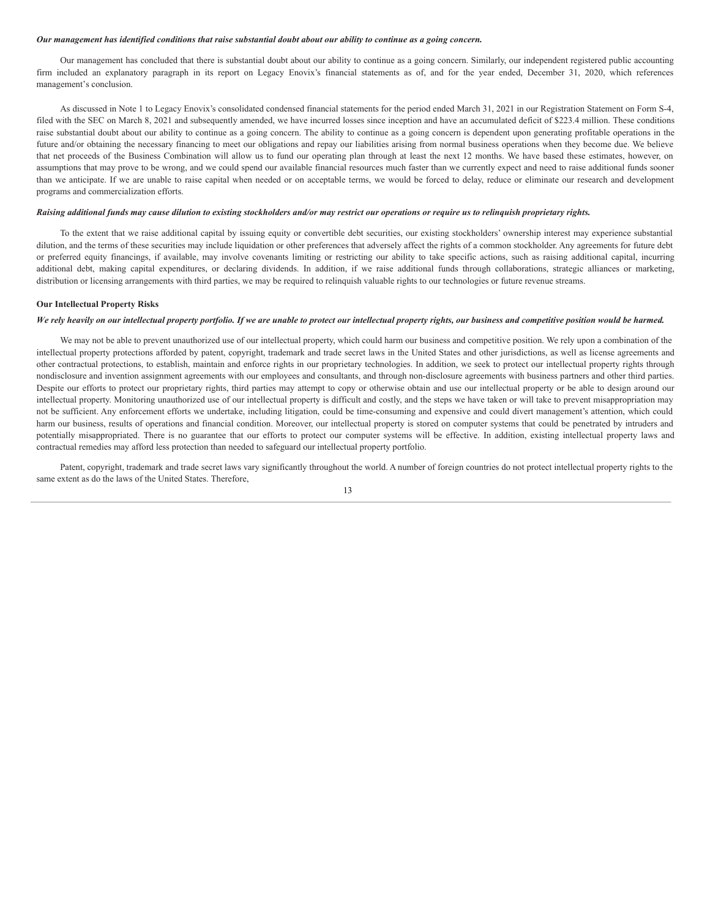***Our management has identified conditions that raise substantial doubt about our ability to continue as a going concern.***

Our management has concluded that there is substantial doubt about our ability to continue as a going concern. Similarly, our independent registered public accounting firm included an explanatory paragraph in its report on Legacy Enovix's financial statements as of, and for the year ended, December 31, 2020, which references management's conclusion.

As discussed in Note 1 to Legacy Enovix's consolidated condensed financial statements for the period ended March 31, 2021 in our Registration Statement on Form S-4, filed with the SEC on March 8, 2021 and subsequently amended, we have incurred losses since inception and have an accumulated deficit of $223.4 million. These conditions raise substantial doubt about our ability to continue as a going concern. The ability to continue as a going concern is dependent upon generating profitable operations in the future and/or obtaining the necessary financing to meet our obligations and repay our liabilities arising from normal business operations when they become due. We believe that net proceeds of the Business Combination will allow us to fund our operating plan through at least the next 12 months. We have based these estimates, however, on assumptions that may prove to be wrong, and we could spend our available financial resources much faster than we currently expect and need to raise additional funds sooner than we anticipate. If we are unable to raise capital when needed or on acceptable terms, we would be forced to delay, reduce or eliminate our research and development programs and commercialization efforts.

***Raising additional funds may cause dilution to existing stockholders and/or may restrict our operations or require us to relinquish proprietary rights.***

To the extent that we raise additional capital by issuing equity or convertible debt securities, our existing stockholders' ownership interest may experience substantial dilution, and the terms of these securities may include liquidation or other preferences that adversely affect the rights of a common stockholder. Any agreements for future debt or preferred equity financings, if available, may involve covenants limiting or restricting our ability to take specific actions, such as raising additional capital, incurring additional debt, making capital expenditures, or declaring dividends. In addition, if we raise additional funds through collaborations, strategic alliances or marketing, distribution or licensing arrangements with third parties, we may be required to relinquish valuable rights to our technologies or future revenue streams.

**Our Intellectual Property Risks**

***We rely heavily on our intellectual property portfolio. If we are unable to protect our intellectual property rights, our business and competitive position would be harmed.***

We may not be able to prevent unauthorized use of our intellectual property, which could harm our business and competitive position. We rely upon a combination of the intellectual property protections afforded by patent, copyright, trademark and trade secret laws in the United States and other jurisdictions, as well as license agreements and other contractual protections, to establish, maintain and enforce rights in our proprietary technologies. In addition, we seek to protect our intellectual property rights through nondisclosure and invention assignment agreements with our employees and consultants, and through non-disclosure agreements with business partners and other third parties. Despite our efforts to protect our proprietary rights, third parties may attempt to copy or otherwise obtain and use our intellectual property or be able to design around our intellectual property. Monitoring unauthorized use of our intellectual property is difficult and costly, and the steps we have taken or will take to prevent misappropriation may not be sufficient. Any enforcement efforts we undertake, including litigation, could be time-consuming and expensive and could divert management's attention, which could harm our business, results of operations and financial condition. Moreover, our intellectual property is stored on computer systems that could be penetrated by intruders and potentially misappropriated. There is no guarantee that our efforts to protect our computer systems will be effective. In addition, existing intellectual property laws and contractual remedies may afford less protection than needed to safeguard our intellectual property portfolio.

Patent, copyright, trademark and trade secret laws vary significantly throughout the world. A number of foreign countries do not protect intellectual property rights to the same extent as do the laws of the United States. Therefore,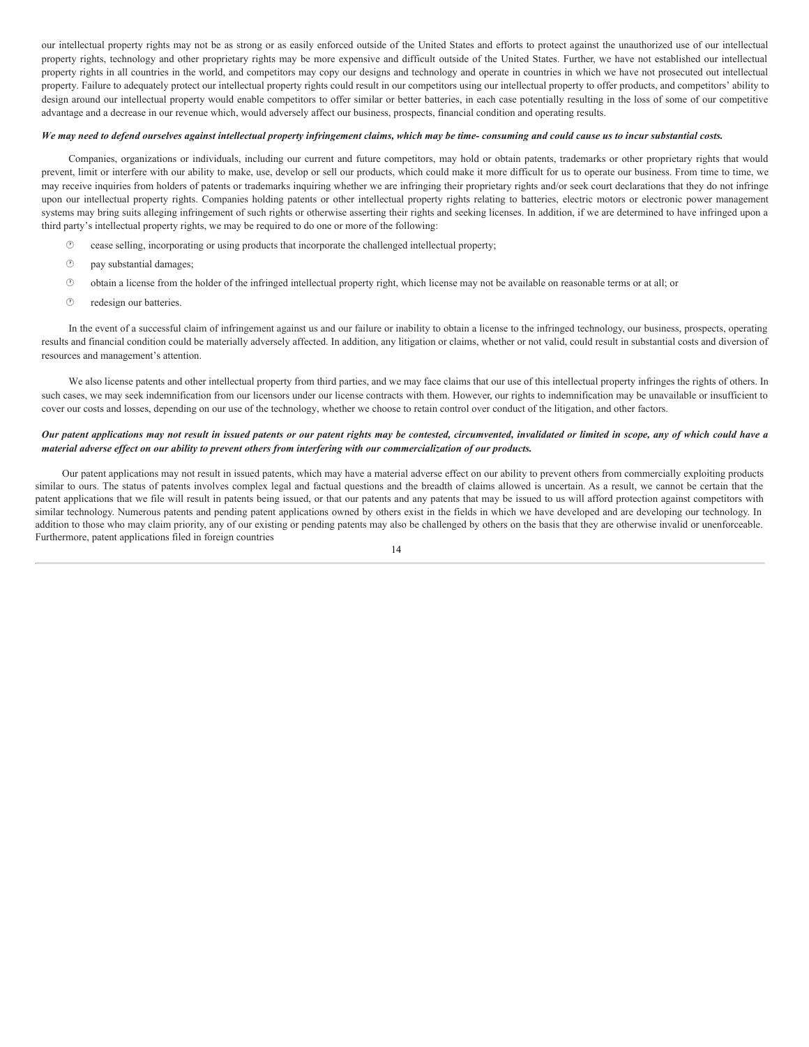our intellectual property rights may not be as strong or as easily enforced outside of the United States and efforts to protect against the unauthorized use of our intellectual property rights, technology and other proprietary rights may be more expensive and difficult outside of the United States. Further, we have not established our intellectual property rights in all countries in the world, and competitors may copy our designs and technology and operate in countries in which we have not prosecuted out intellectual property. Failure to adequately protect our intellectual property rights could result in our competitors using our intellectual property to offer products, and competitors' ability to design around our intellectual property would enable competitors to offer similar or better batteries, in each case potentially resulting in the loss of some of our competitive advantage and a decrease in our revenue which, would adversely affect our business, prospects, financial condition and operating results.

***We may need to defend ourselves against intellectual property infringement claims, which may be time- consuming and could cause us to incur substantial costs.***

Companies, organizations or individuals, including our current and future competitors, may hold or obtain patents, trademarks or other proprietary rights that would prevent, limit or interfere with our ability to make, use, develop or sell our products, which could make it more difficult for us to operate our business. From time to time, we may receive inquiries from holders of patents or trademarks inquiring whether we are infringing their proprietary rights and/or seek court declarations that they do not infringe upon our intellectual property rights. Companies holding patents or other intellectual property rights relating to batteries, electric motors or electronic power management systems may bring suits alleging infringement of such rights or otherwise asserting their rights and seeking licenses. In addition, if we are determined to have infringed upon a third party's intellectual property rights, we may be required to do one or more of the following:

- cease selling, incorporating or using products that incorporate the challenged intellectual property;
- pay substantial damages;
- obtain a license from the holder of the infringed intellectual property right, which license may not be available on reasonable terms or at all; or
- redesign our batteries.

In the event of a successful claim of infringement against us and our failure or inability to obtain a license to the infringed technology, our business, prospects, operating results and financial condition could be materially adversely affected. In addition, any litigation or claims, whether or not valid, could result in substantial costs and diversion of resources and management's attention.

We also license patents and other intellectual property from third parties, and we may face claims that our use of this intellectual property infringes the rights of others. In such cases, we may seek indemnification from our licensors under our license contracts with them. However, our rights to indemnification may be unavailable or insufficient to cover our costs and losses, depending on our use of the technology, whether we choose to retain control over conduct of the litigation, and other factors.

***Our patent applications may not result in issued patents or our patent rights may be contested, circumvented, invalidated or limited in scope, any of which could have a material adverse effect on our ability to prevent others from interfering with our commercialization of our products.***

Our patent applications may not result in issued patents, which may have a material adverse effect on our ability to prevent others from commercially exploiting products similar to ours. The status of patents involves complex legal and factual questions and the breadth of claims allowed is uncertain. As a result, we cannot be certain that the patent applications that we file will result in patents being issued, or that our patents and any patents that may be issued to us will afford protection against competitors with similar technology. Numerous patents and pending patent applications owned by others exist in the fields in which we have developed and are developing our technology. In addition to those who may claim priority, any of our existing or pending patents may also be challenged by others on the basis that they are otherwise invalid or unenforceable. Furthermore, patent applications filed in foreign countries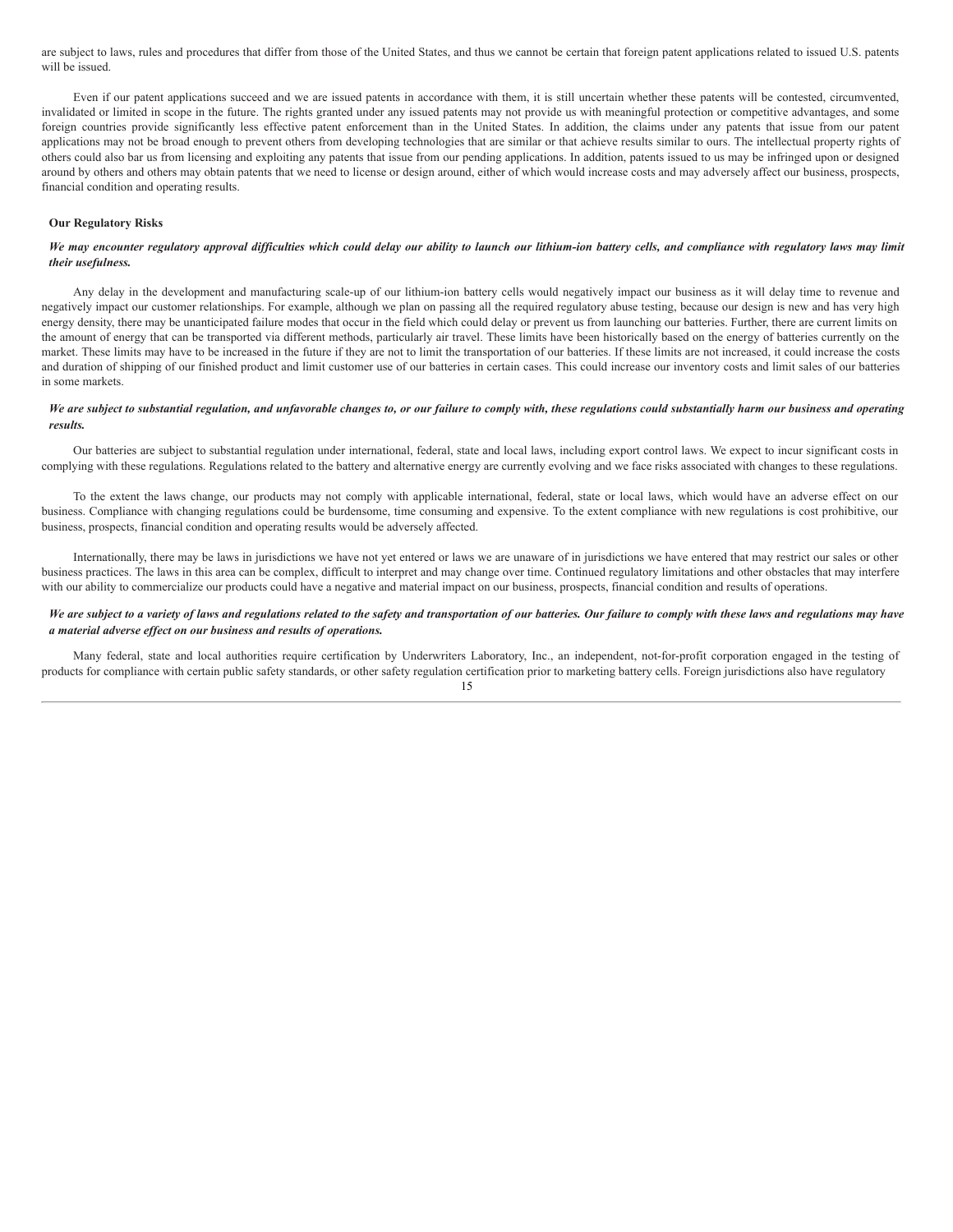are subject to laws, rules and procedures that differ from those of the United States, and thus we cannot be certain that foreign patent applications related to issued U.S. patents will be issued.

Even if our patent applications succeed and we are issued patents in accordance with them, it is still uncertain whether these patents will be contested, circumvented, invalidated or limited in scope in the future. The rights granted under any issued patents may not provide us with meaningful protection or competitive advantages, and some foreign countries provide significantly less effective patent enforcement than in the United States. In addition, the claims under any patents that issue from our patent applications may not be broad enough to prevent others from developing technologies that are similar or that achieve results similar to ours. The intellectual property rights of others could also bar us from licensing and exploiting any patents that issue from our pending applications. In addition, patents issued to us may be infringed upon or designed around by others and others may obtain patents that we need to license or design around, either of which would increase costs and may adversely affect our business, prospects, financial condition and operating results.

**Our Regulatory Risks**

***We may encounter regulatory approval difficulties which could delay our ability to launch our lithium-ion battery cells, and compliance with regulatory laws may limit their usefulness.***

Any delay in the development and manufacturing scale-up of our lithium-ion battery cells would negatively impact our business as it will delay time to revenue and negatively impact our customer relationships. For example, although we plan on passing all the required regulatory abuse testing, because our design is new and has very high energy density, there may be unanticipated failure modes that occur in the field which could delay or prevent us from launching our batteries. Further, there are current limits on the amount of energy that can be transported via different methods, particularly air travel. These limits have been historically based on the energy of batteries currently on the market. These limits may have to be increased in the future if they are not to limit the transportation of our batteries. If these limits are not increased, it could increase the costs and duration of shipping of our finished product and limit customer use of our batteries in certain cases. This could increase our inventory costs and limit sales of our batteries in some markets.

***We are subject to substantial regulation, and unfavorable changes to, or our failure to comply with, these regulations could substantially harm our business and operating results.***

Our batteries are subject to substantial regulation under international, federal, state and local laws, including export control laws. We expect to incur significant costs in complying with these regulations. Regulations related to the battery and alternative energy are currently evolving and we face risks associated with changes to these regulations.

To the extent the laws change, our products may not comply with applicable international, federal, state or local laws, which would have an adverse effect on our business. Compliance with changing regulations could be burdensome, time consuming and expensive. To the extent compliance with new regulations is cost prohibitive, our business, prospects, financial condition and operating results would be adversely affected.

Internationally, there may be laws in jurisdictions we have not yet entered or laws we are unaware of in jurisdictions we have entered that may restrict our sales or other business practices. The laws in this area can be complex, difficult to interpret and may change over time. Continued regulatory limitations and other obstacles that may interfere with our ability to commercialize our products could have a negative and material impact on our business, prospects, financial condition and results of operations.

***We are subject to a variety of laws and regulations related to the safety and transportation of our batteries. Our failure to comply with these laws and regulations may have a material adverse effect on our business and results of operations.***

Many federal, state and local authorities require certification by Underwriters Laboratory, Inc., an independent, not-for-profit corporation engaged in the testing of products for compliance with certain public safety standards, or other safety regulation certification prior to marketing battery cells. Foreign jurisdictions also have regulatory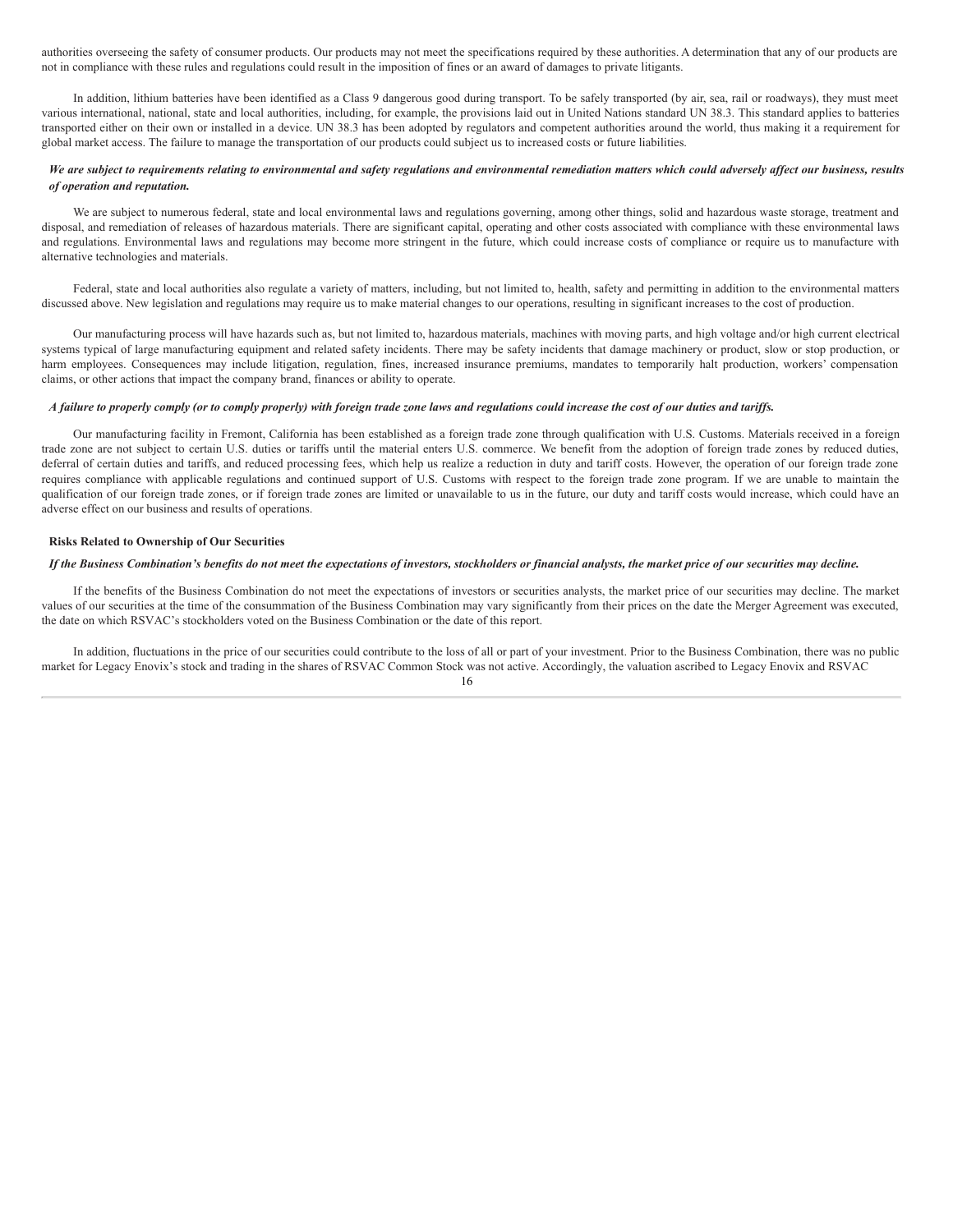authorities overseeing the safety of consumer products. Our products may not meet the specifications required by these authorities. A determination that any of our products are not in compliance with these rules and regulations could result in the imposition of fines or an award of damages to private litigants.

In addition, lithium batteries have been identified as a Class 9 dangerous good during transport. To be safely transported (by air, sea, rail or roadways), they must meet various international, national, state and local authorities, including, for example, the provisions laid out in United Nations standard UN 38.3. This standard applies to batteries transported either on their own or installed in a device. UN 38.3 has been adopted by regulators and competent authorities around the world, thus making it a requirement for global market access. The failure to manage the transportation of our products could subject us to increased costs or future liabilities.

***We are subject to requirements relating to environmental and safety regulations and environmental remediation matters which could adversely affect our business, results of operation and reputation.***

We are subject to numerous federal, state and local environmental laws and regulations governing, among other things, solid and hazardous waste storage, treatment and disposal, and remediation of releases of hazardous materials. There are significant capital, operating and other costs associated with compliance with these environmental laws and regulations. Environmental laws and regulations may become more stringent in the future, which could increase costs of compliance or require us to manufacture with alternative technologies and materials.

Federal, state and local authorities also regulate a variety of matters, including, but not limited to, health, safety and permitting in addition to the environmental matters discussed above. New legislation and regulations may require us to make material changes to our operations, resulting in significant increases to the cost of production.

Our manufacturing process will have hazards such as, but not limited to, hazardous materials, machines with moving parts, and high voltage and/or high current electrical systems typical of large manufacturing equipment and related safety incidents. There may be safety incidents that damage machinery or product, slow or stop production, or harm employees. Consequences may include litigation, regulation, fines, increased insurance premiums, mandates to temporarily halt production, workers' compensation claims, or other actions that impact the company brand, finances or ability to operate.

***A failure to properly comply (or to comply properly) with foreign trade zone laws and regulations could increase the cost of our duties and tariffs.***

Our manufacturing facility in Fremont, California has been established as a foreign trade zone through qualification with U.S. Customs. Materials received in a foreign trade zone are not subject to certain U.S. duties or tariffs until the material enters U.S. commerce. We benefit from the adoption of foreign trade zones by reduced duties, deferral of certain duties and tariffs, and reduced processing fees, which help us realize a reduction in duty and tariff costs. However, the operation of our foreign trade zone requires compliance with applicable regulations and continued support of U.S. Customs with respect to the foreign trade zone program. If we are unable to maintain the qualification of our foreign trade zones, or if foreign trade zones are limited or unavailable to us in the future, our duty and tariff costs would increase, which could have an adverse effect on our business and results of operations.

**Risks Related to Ownership of Our Securities**

***If the Business Combination's benefits do not meet the expectations of investors, stockholders or financial analysts, the market price of our securities may decline.***

If the benefits of the Business Combination do not meet the expectations of investors or securities analysts, the market price of our securities may decline. The market values of our securities at the time of the consummation of the Business Combination may vary significantly from their prices on the date the Merger Agreement was executed, the date on which RSVAC's stockholders voted on the Business Combination or the date of this report.

In addition, fluctuations in the price of our securities could contribute to the loss of all or part of your investment. Prior to the Business Combination, there was no public market for Legacy Enovix's stock and trading in the shares of RSVAC Common Stock was not active. Accordingly, the valuation ascribed to Legacy Enovix and RSVAC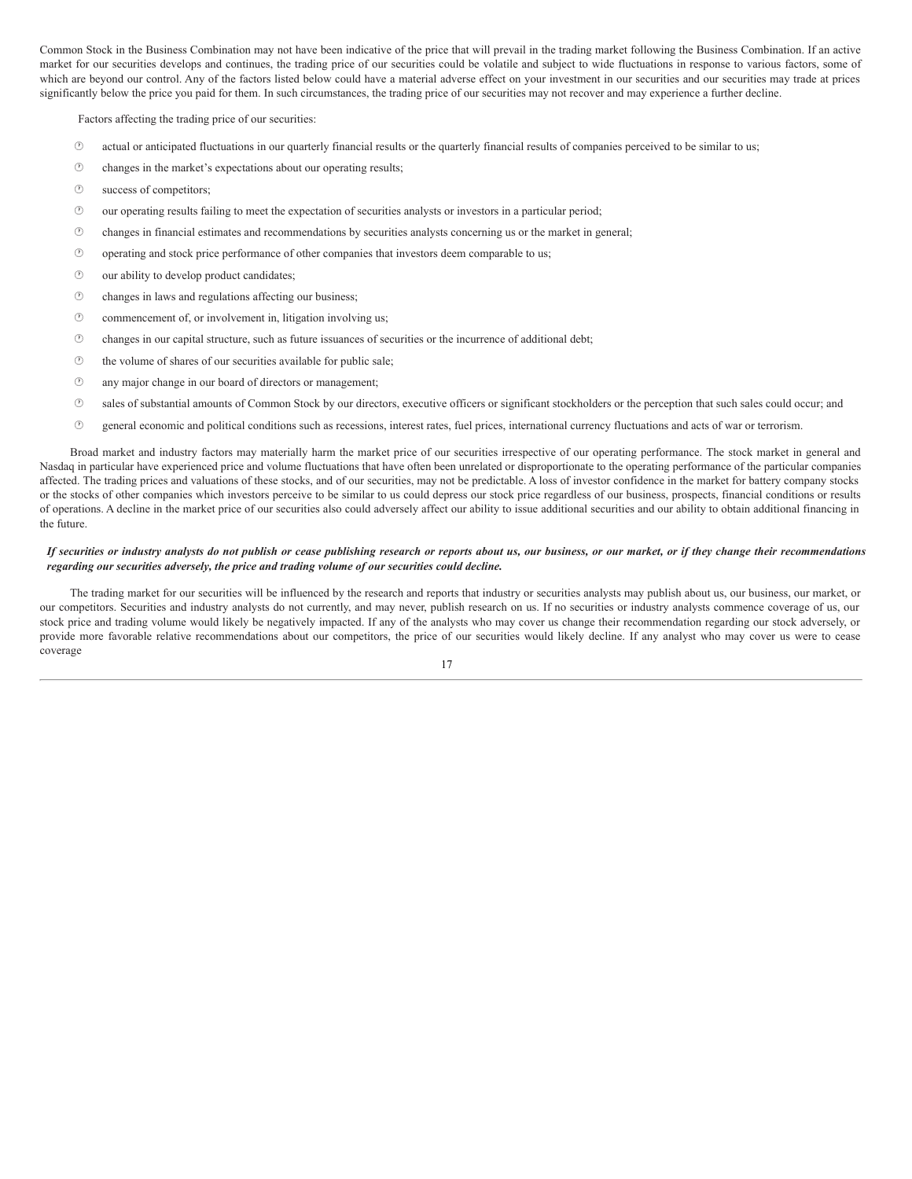Common Stock in the Business Combination may not have been indicative of the price that will prevail in the trading market following the Business Combination. If an active market for our securities develops and continues, the trading price of our securities could be volatile and subject to wide fluctuations in response to various factors, some of which are beyond our control. Any of the factors listed below could have a material adverse effect on your investment in our securities and our securities may trade at prices significantly below the price you paid for them. In such circumstances, the trading price of our securities may not recover and may experience a further decline.

Factors affecting the trading price of our securities:

- actual or anticipated fluctuations in our quarterly financial results or the quarterly financial results of companies perceived to be similar to us;
- changes in the market's expectations about our operating results;
- success of competitors;
- our operating results failing to meet the expectation of securities analysts or investors in a particular period;
- changes in financial estimates and recommendations by securities analysts concerning us or the market in general;
- operating and stock price performance of other companies that investors deem comparable to us;
- our ability to develop product candidates;
- changes in laws and regulations affecting our business;
- commencement of, or involvement in, litigation involving us;
- changes in our capital structure, such as future issuances of securities or the incurrence of additional debt;
- the volume of shares of our securities available for public sale;
- any major change in our board of directors or management;
- sales of substantial amounts of Common Stock by our directors, executive officers or significant stockholders or the perception that such sales could occur; and
- general economic and political conditions such as recessions, interest rates, fuel prices, international currency fluctuations and acts of war or terrorism.

Broad market and industry factors may materially harm the market price of our securities irrespective of our operating performance. The stock market in general and Nasdaq in particular have experienced price and volume fluctuations that have often been unrelated or disproportionate to the operating performance of the particular companies affected. The trading prices and valuations of these stocks, and of our securities, may not be predictable. A loss of investor confidence in the market for battery company stocks or the stocks of other companies which investors perceive to be similar to us could depress our stock price regardless of our business, prospects, financial conditions or results of operations. A decline in the market price of our securities also could adversely affect our ability to issue additional securities and our ability to obtain additional financing in the future.

***If securities or industry analysts do not publish or cease publishing research or reports about us, our business, or our market, or if they change their recommendations regarding our securities adversely, the price and trading volume of our securities could decline.***

The trading market for our securities will be influenced by the research and reports that industry or securities analysts may publish about us, our business, our market, or our competitors. Securities and industry analysts do not currently, and may never, publish research on us. If no securities or industry analysts commence coverage of us, our stock price and trading volume would likely be negatively impacted. If any of the analysts who may cover us change their recommendation regarding our stock adversely, or provide more favorable relative recommendations about our competitors, the price of our securities would likely decline. If any analyst who may cover us were to cease coverage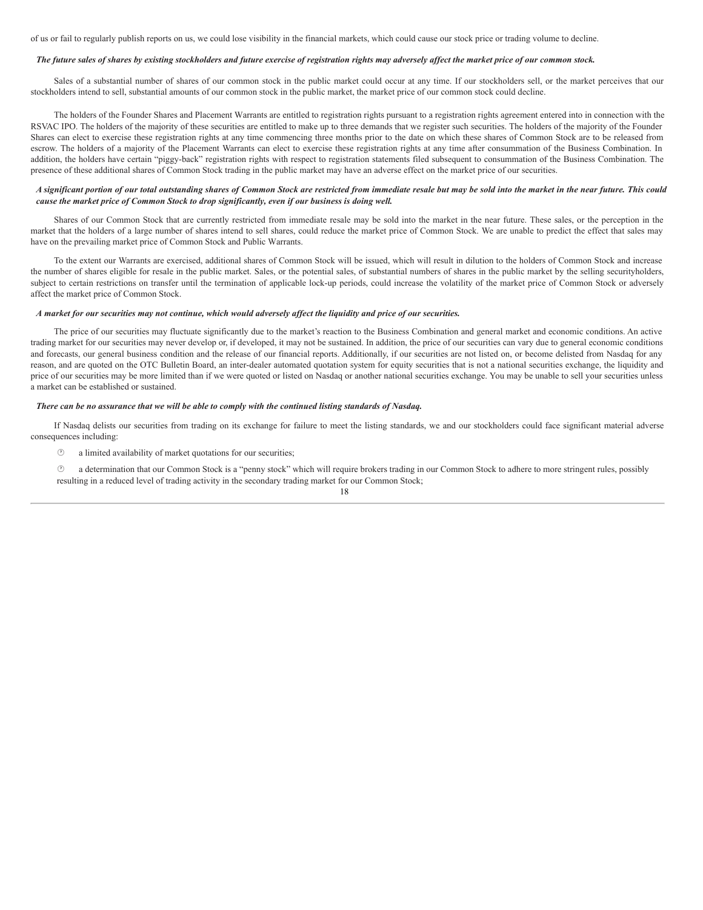of us or fail to regularly publish reports on us, we could lose visibility in the financial markets, which could cause our stock price or trading volume to decline.

***The future sales of shares by existing stockholders and future exercise of registration rights may adversely affect the market price of our common stock.***

Sales of a substantial number of shares of our common stock in the public market could occur at any time. If our stockholders sell, or the market perceives that our stockholders intend to sell, substantial amounts of our common stock in the public market, the market price of our common stock could decline.

The holders of the Founder Shares and Placement Warrants are entitled to registration rights pursuant to a registration rights agreement entered into in connection with the RSVAC IPO. The holders of the majority of these securities are entitled to make up to three demands that we register such securities. The holders of the majority of the Founder Shares can elect to exercise these registration rights at any time commencing three months prior to the date on which these shares of Common Stock are to be released from escrow. The holders of a majority of the Placement Warrants can elect to exercise these registration rights at any time after consummation of the Business Combination. In addition, the holders have certain "piggy-back" registration rights with respect to registration statements filed subsequent to consummation of the Business Combination. The presence of these additional shares of Common Stock trading in the public market may have an adverse effect on the market price of our securities.

***A significant portion of our total outstanding shares of Common Stock are restricted from immediate resale but may be sold into the market in the near future. This could cause the market price of Common Stock to drop significantly, even if our business is doing well.***

Shares of our Common Stock that are currently restricted from immediate resale may be sold into the market in the near future. These sales, or the perception in the market that the holders of a large number of shares intend to sell shares, could reduce the market price of Common Stock. We are unable to predict the effect that sales may have on the prevailing market price of Common Stock and Public Warrants.

To the extent our Warrants are exercised, additional shares of Common Stock will be issued, which will result in dilution to the holders of Common Stock and increase the number of shares eligible for resale in the public market. Sales, or the potential sales, of substantial numbers of shares in the public market by the selling securityholders, subject to certain restrictions on transfer until the termination of applicable lock-up periods, could increase the volatility of the market price of Common Stock or adversely affect the market price of Common Stock.

***A market for our securities may not continue, which would adversely affect the liquidity and price of our securities.***

The price of our securities may fluctuate significantly due to the market's reaction to the Business Combination and general market and economic conditions. An active trading market for our securities may never develop or, if developed, it may not be sustained. In addition, the price of our securities can vary due to general economic conditions and forecasts, our general business condition and the release of our financial reports. Additionally, if our securities are not listed on, or become delisted from Nasdaq for any reason, and are quoted on the OTC Bulletin Board, an inter-dealer automated quotation system for equity securities that is not a national securities exchange, the liquidity and price of our securities may be more limited than if we were quoted or listed on Nasdaq or another national securities exchange. You may be unable to sell your securities unless a market can be established or sustained.

***There can be no assurance that we will be able to comply with the continued listing standards of Nasdaq.***

If Nasdaq delists our securities from trading on its exchange for failure to meet the listing standards, we and our stockholders could face significant material adverse consequences including:

- a limited availability of market quotations for our securities;
- a determination that our Common Stock is a "penny stock" which will require brokers trading in our Common Stock to adhere to more stringent rules, possibly resulting in a reduced level of trading activity in the secondary trading market for our Common Stock;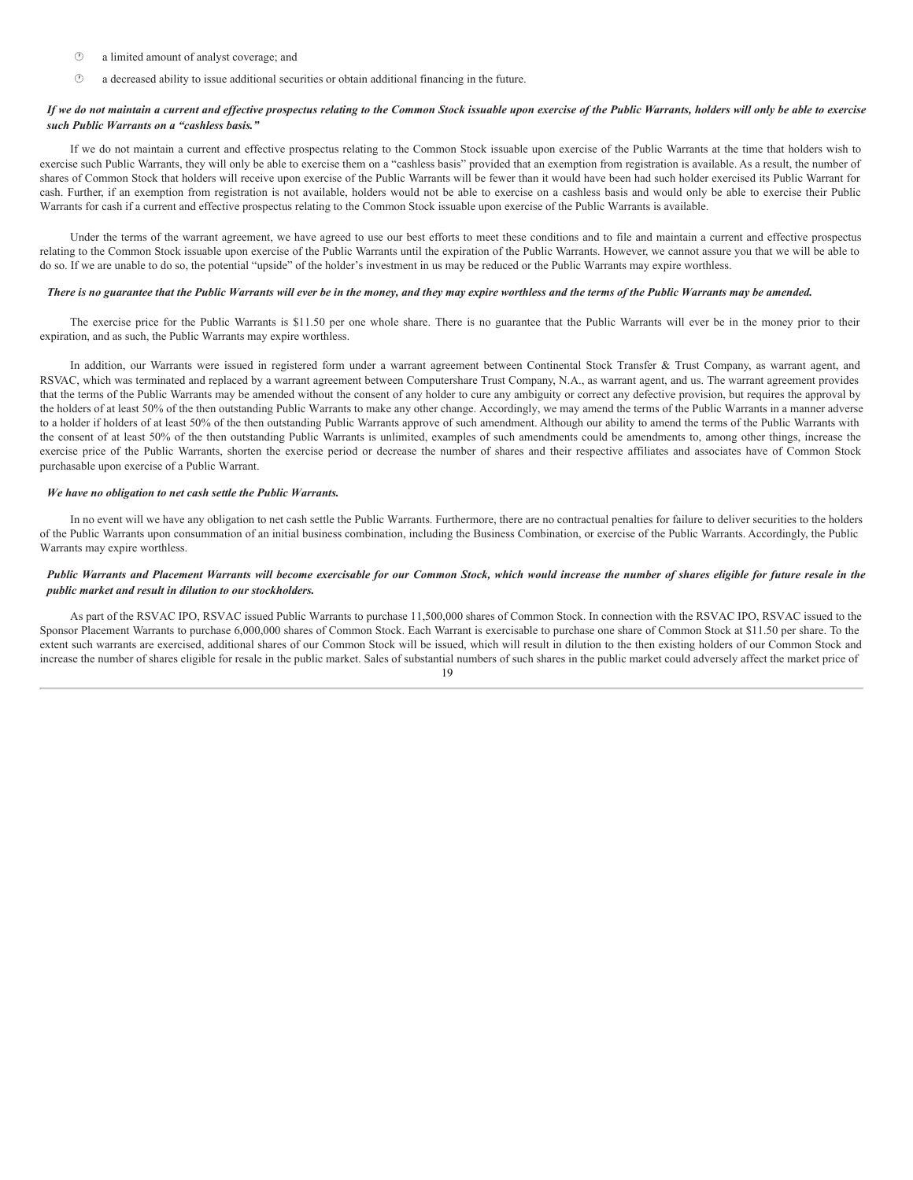- a limited amount of analyst coverage; and
- a decreased ability to issue additional securities or obtain additional financing in the future.

***If we do not maintain a current and effective prospectus relating to the Common Stock issuable upon exercise of the Public Warrants, holders will only be able to exercise such Public Warrants on a "cashless basis."***

If we do not maintain a current and effective prospectus relating to the Common Stock issuable upon exercise of the Public Warrants at the time that holders wish to exercise such Public Warrants, they will only be able to exercise them on a "cashless basis" provided that an exemption from registration is available. As a result, the number of shares of Common Stock that holders will receive upon exercise of the Public Warrants will be fewer than it would have been had such holder exercised its Public Warrant for cash. Further, if an exemption from registration is not available, holders would not be able to exercise on a cashless basis and would only be able to exercise their Public Warrants for cash if a current and effective prospectus relating to the Common Stock issuable upon exercise of the Public Warrants is available.

Under the terms of the warrant agreement, we have agreed to use our best efforts to meet these conditions and to file and maintain a current and effective prospectus relating to the Common Stock issuable upon exercise of the Public Warrants until the expiration of the Public Warrants. However, we cannot assure you that we will be able to do so. If we are unable to do so, the potential "upside" of the holder's investment in us may be reduced or the Public Warrants may expire worthless.

***There is no guarantee that the Public Warrants will ever be in the money, and they may expire worthless and the terms of the Public Warrants may be amended.***

The exercise price for the Public Warrants is $11.50 per one whole share. There is no guarantee that the Public Warrants will ever be in the money prior to their expiration, and as such, the Public Warrants may expire worthless.

In addition, our Warrants were issued in registered form under a warrant agreement between Continental Stock Transfer & Trust Company, as warrant agent, and RSVAC, which was terminated and replaced by a warrant agreement between Computershare Trust Company, N.A., as warrant agent, and us. The warrant agreement provides that the terms of the Public Warrants may be amended without the consent of any holder to cure any ambiguity or correct any defective provision, but requires the approval by the holders of at least 50% of the then outstanding Public Warrants to make any other change. Accordingly, we may amend the terms of the Public Warrants in a manner adverse to a holder if holders of at least 50% of the then outstanding Public Warrants approve of such amendment. Although our ability to amend the terms of the Public Warrants with the consent of at least 50% of the then outstanding Public Warrants is unlimited, examples of such amendments could be amendments to, among other things, increase the exercise price of the Public Warrants, shorten the exercise period or decrease the number of shares and their respective affiliates and associates have of Common Stock purchasable upon exercise of a Public Warrant.

***We have no obligation to net cash settle the Public Warrants.***

In no event will we have any obligation to net cash settle the Public Warrants. Furthermore, there are no contractual penalties for failure to deliver securities to the holders of the Public Warrants upon consummation of an initial business combination, including the Business Combination, or exercise of the Public Warrants. Accordingly, the Public Warrants may expire worthless.

***Public Warrants and Placement Warrants will become exercisable for our Common Stock, which would increase the number of shares eligible for future resale in the public market and result in dilution to our stockholders.***

As part of the RSVAC IPO, RSVAC issued Public Warrants to purchase 11,500,000 shares of Common Stock. In connection with the RSVAC IPO, RSVAC issued to the Sponsor Placement Warrants to purchase 6,000,000 shares of Common Stock. Each Warrant is exercisable to purchase one share of Common Stock at $11.50 per share. To the extent such warrants are exercised, additional shares of our Common Stock will be issued, which will result in dilution to the then existing holders of our Common Stock and increase the number of shares eligible for resale in the public market. Sales of substantial numbers of such shares in the public market could adversely affect the market price of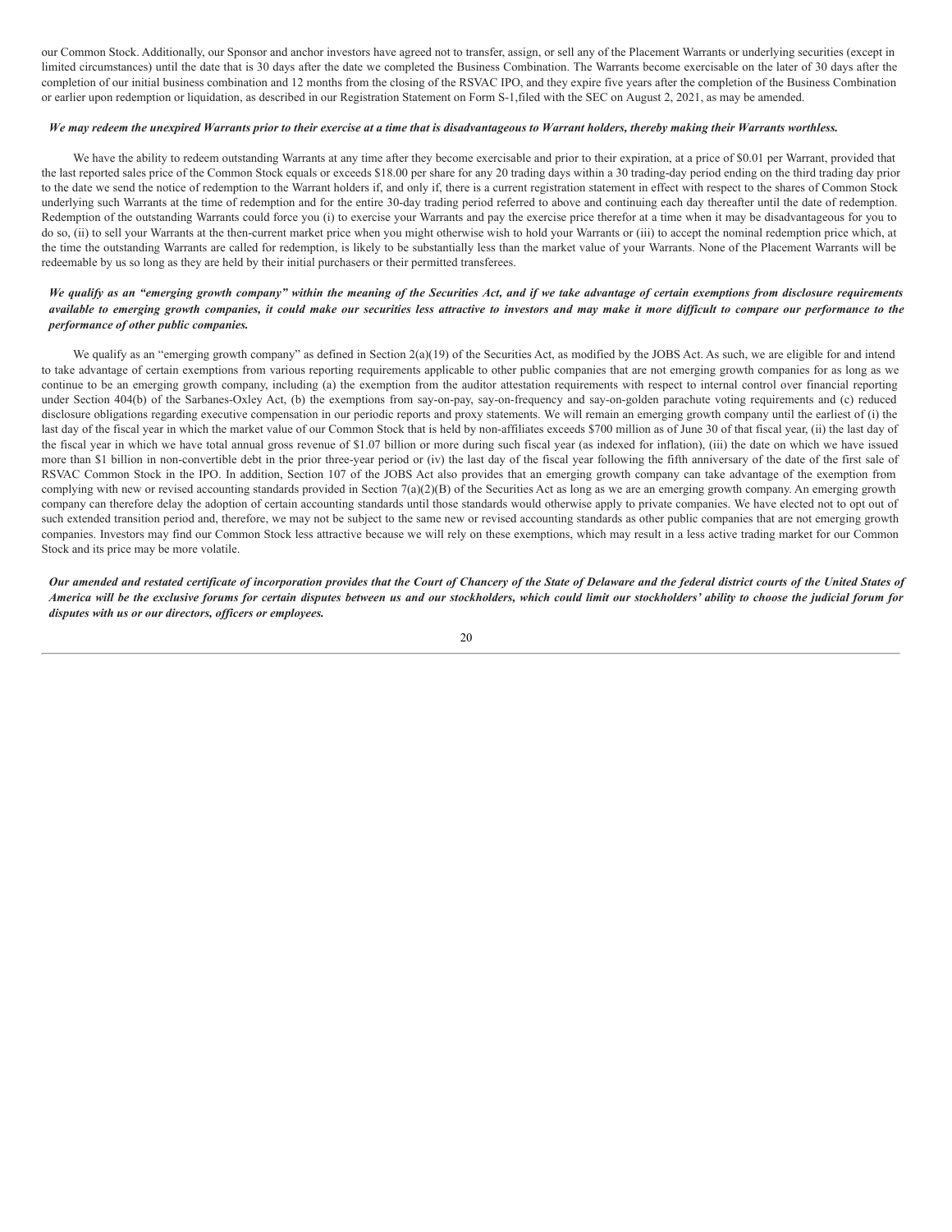our Common Stock. Additionally, our Sponsor and anchor investors have agreed not to transfer, assign, or sell any of the Placement Warrants or underlying securities (except in limited circumstances) until the date that is 30 days after the date we completed the Business Combination. The Warrants become exercisable on the later of 30 days after the completion of our initial business combination and 12 months from the closing of the RSVAC IPO, and they expire five years after the completion of the Business Combination or earlier upon redemption or liquidation, as described in our Registration Statement on Form S-1,filed with the SEC on August 2, 2021, as may be amended.

***We may redeem the unexpired Warrants prior to their exercise at a time that is disadvantageous to Warrant holders, thereby making their Warrants worthless.***

We have the ability to redeem outstanding Warrants at any time after they become exercisable and prior to their expiration, at a price of $0.01 per Warrant, provided that the last reported sales price of the Common Stock equals or exceeds $18.00 per share for any 20 trading days within a 30 trading-day period ending on the third trading day prior to the date we send the notice of redemption to the Warrant holders if, and only if, there is a current registration statement in effect with respect to the shares of Common Stock underlying such Warrants at the time of redemption and for the entire 30-day trading period referred to above and continuing each day thereafter until the date of redemption. Redemption of the outstanding Warrants could force you (i) to exercise your Warrants and pay the exercise price therefor at a time when it may be disadvantageous for you to do so, (ii) to sell your Warrants at the then-current market price when you might otherwise wish to hold your Warrants or (iii) to accept the nominal redemption price which, at the time the outstanding Warrants are called for redemption, is likely to be substantially less than the market value of your Warrants. None of the Placement Warrants will be redeemable by us so long as they are held by their initial purchasers or their permitted transferees.

***We qualify as an "emerging growth company" within the meaning of the Securities Act, and if we take advantage of certain exemptions from disclosure requirements available to emerging growth companies, it could make our securities less attractive to investors and may make it more difficult to compare our performance to the performance of other public companies.***

We qualify as an "emerging growth company" as defined in Section 2(a)(19) of the Securities Act, as modified by the JOBS Act. As such, we are eligible for and intend to take advantage of certain exemptions from various reporting requirements applicable to other public companies that are not emerging growth companies for as long as we continue to be an emerging growth company, including (a) the exemption from the auditor attestation requirements with respect to internal control over financial reporting under Section 404(b) of the Sarbanes-Oxley Act, (b) the exemptions from say-on-pay, say-on-frequency and say-on-golden parachute voting requirements and (c) reduced disclosure obligations regarding executive compensation in our periodic reports and proxy statements. We will remain an emerging growth company until the earliest of (i) the last day of the fiscal year in which the market value of our Common Stock that is held by non-affiliates exceeds $700 million as of June 30 of that fiscal year, (ii) the last day of the fiscal year in which we have total annual gross revenue of $1.07 billion or more during such fiscal year (as indexed for inflation), (iii) the date on which we have issued more than $1 billion in non-convertible debt in the prior three-year period or (iv) the last day of the fiscal year following the fifth anniversary of the date of the first sale of RSVAC Common Stock in the IPO. In addition, Section 107 of the JOBS Act also provides that an emerging growth company can take advantage of the exemption from complying with new or revised accounting standards provided in Section 7(a)(2)(B) of the Securities Act as long as we are an emerging growth company. An emerging growth company can therefore delay the adoption of certain accounting standards until those standards would otherwise apply to private companies. We have elected not to opt out of such extended transition period and, therefore, we may not be subject to the same new or revised accounting standards as other public companies that are not emerging growth companies. Investors may find our Common Stock less attractive because we will rely on these exemptions, which may result in a less active trading market for our Common Stock and its price may be more volatile.

***Our amended and restated certificate of incorporation provides that the Court of Chancery of the State of Delaware and the federal district courts of the United States of America will be the exclusive forums for certain disputes between us and our stockholders, which could limit our stockholders' ability to choose the judicial forum for disputes with us or our directors, officers or employees.***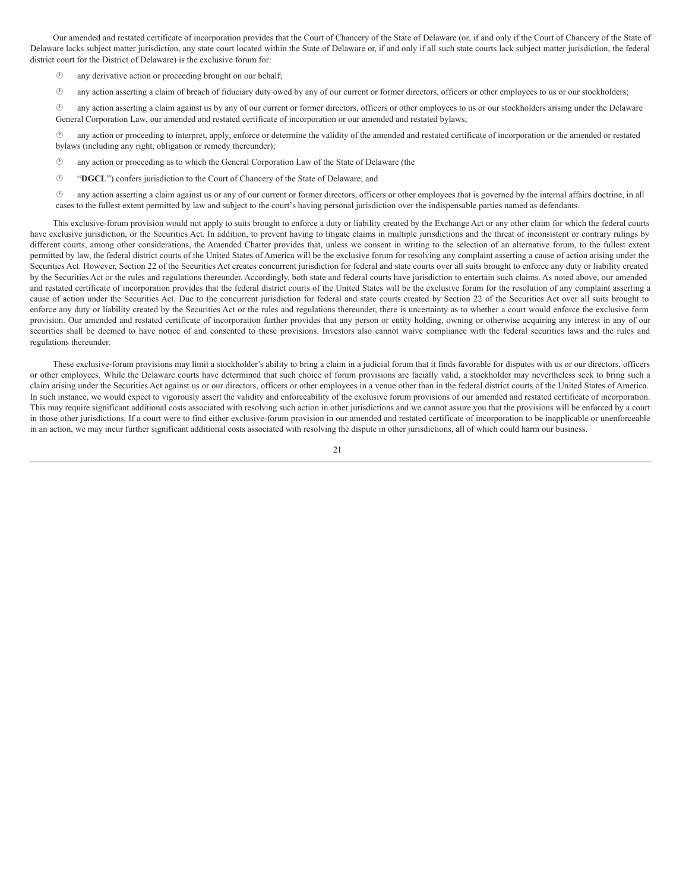Our amended and restated certificate of incorporation provides that the Court of Chancery of the State of Delaware (or, if and only if the Court of Chancery of the State of Delaware lacks subject matter jurisdiction, any state court located within the State of Delaware or, if and only if all such state courts lack subject matter jurisdiction, the federal district court for the District of Delaware) is the exclusive forum for:

- any derivative action or proceeding brought on our behalf;
- any action asserting a claim of breach of fiduciary duty owed by any of our current or former directors, officers or other employees to us or our stockholders;
- any action asserting a claim against us by any of our current or former directors, officers or other employees to us or our stockholders arising under the Delaware General Corporation Law, our amended and restated certificate of incorporation or our amended and restated bylaws;
- any action or proceeding to interpret, apply, enforce or determine the validity of the amended and restated certificate of incorporation or the amended or restated bylaws (including any right, obligation or remedy thereunder);
- any action or proceeding as to which the General Corporation Law of the State of Delaware (the
- "**DGCL**") confers jurisdiction to the Court of Chancery of the State of Delaware; and
- any action asserting a claim against us or any of our current or former directors, officers or other employees that is governed by the internal affairs doctrine, in all cases to the fullest extent permitted by law and subject to the court's having personal jurisdiction over the indispensable parties named as defendants.

This exclusive-forum provision would not apply to suits brought to enforce a duty or liability created by the Exchange Act or any other claim for which the federal courts have exclusive jurisdiction, or the Securities Act. In addition, to prevent having to litigate claims in multiple jurisdictions and the threat of inconsistent or contrary rulings by different courts, among other considerations, the Amended Charter provides that, unless we consent in writing to the selection of an alternative forum, to the fullest extent permitted by law, the federal district courts of the United States of America will be the exclusive forum for resolving any complaint asserting a cause of action arising under the Securities Act. However, Section 22 of the Securities Act creates concurrent jurisdiction for federal and state courts over all suits brought to enforce any duty or liability created by the Securities Act or the rules and regulations thereunder. Accordingly, both state and federal courts have jurisdiction to entertain such claims. As noted above, our amended and restated certificate of incorporation provides that the federal district courts of the United States will be the exclusive forum for the resolution of any complaint asserting a cause of action under the Securities Act. Due to the concurrent jurisdiction for federal and state courts created by Section 22 of the Securities Act over all suits brought to enforce any duty or liability created by the Securities Act or the rules and regulations thereunder, there is uncertainty as to whether a court would enforce the exclusive form provision. Our amended and restated certificate of incorporation further provides that any person or entity holding, owning or otherwise acquiring any interest in any of our securities shall be deemed to have notice of and consented to these provisions. Investors also cannot waive compliance with the federal securities laws and the rules and regulations thereunder.

These exclusive-forum provisions may limit a stockholder's ability to bring a claim in a judicial forum that it finds favorable for disputes with us or our directors, officers or other employees. While the Delaware courts have determined that such choice of forum provisions are facially valid, a stockholder may nevertheless seek to bring such a claim arising under the Securities Act against us or our directors, officers or other employees in a venue other than in the federal district courts of the United States of America. In such instance, we would expect to vigorously assert the validity and enforceability of the exclusive forum provisions of our amended and restated certificate of incorporation. This may require significant additional costs associated with resolving such action in other jurisdictions and we cannot assure you that the provisions will be enforced by a court in those other jurisdictions. If a court were to find either exclusive-forum provision in our amended and restated certificate of incorporation to be inapplicable or unenforceable in an action, we may incur further significant additional costs associated with resolving the dispute in other jurisdictions, all of which could harm our business.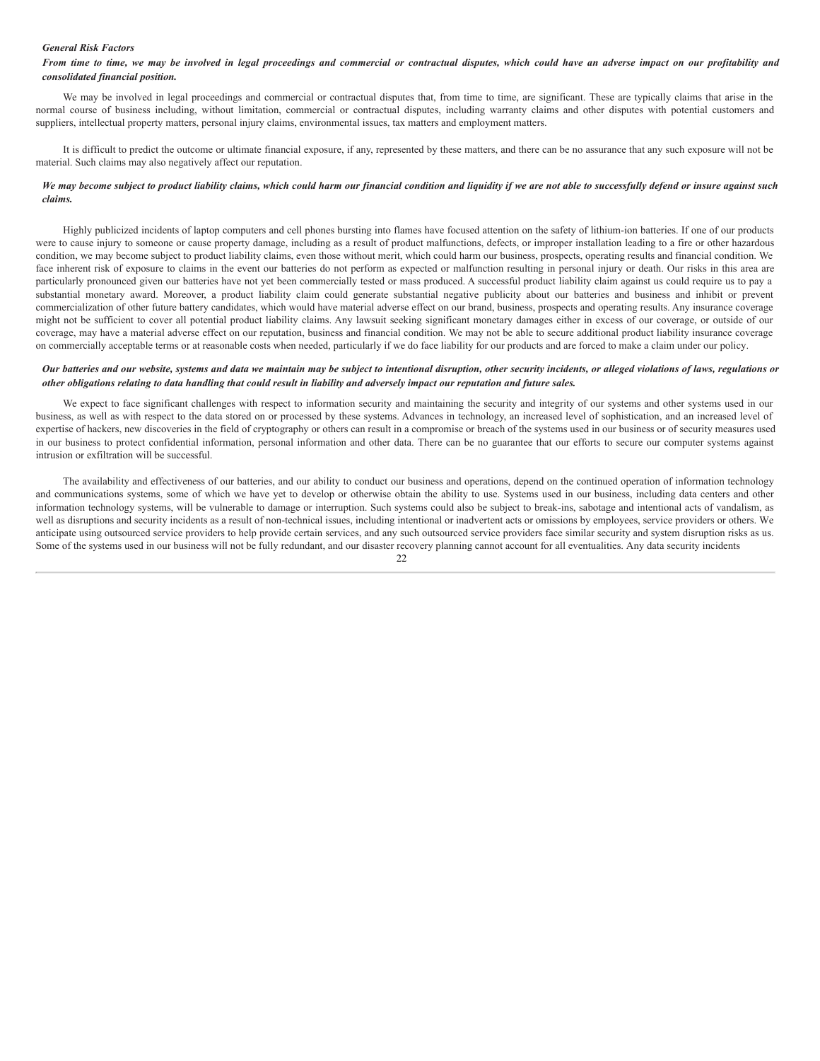*General Risk Factors*

***From time to time, we may be involved in legal proceedings and commercial or contractual disputes, which could have an adverse impact on our profitability and consolidated financial position.***

We may be involved in legal proceedings and commercial or contractual disputes that, from time to time, are significant. These are typically claims that arise in the normal course of business including, without limitation, commercial or contractual disputes, including warranty claims and other disputes with potential customers and suppliers, intellectual property matters, personal injury claims, environmental issues, tax matters and employment matters.

It is difficult to predict the outcome or ultimate financial exposure, if any, represented by these matters, and there can be no assurance that any such exposure will not be material. Such claims may also negatively affect our reputation.

***We may become subject to product liability claims, which could harm our financial condition and liquidity if we are not able to successfully defend or insure against such claims.***

Highly publicized incidents of laptop computers and cell phones bursting into flames have focused attention on the safety of lithium-ion batteries. If one of our products were to cause injury to someone or cause property damage, including as a result of product malfunctions, defects, or improper installation leading to a fire or other hazardous condition, we may become subject to product liability claims, even those without merit, which could harm our business, prospects, operating results and financial condition. We face inherent risk of exposure to claims in the event our batteries do not perform as expected or malfunction resulting in personal injury or death. Our risks in this area are particularly pronounced given our batteries have not yet been commercially tested or mass produced. A successful product liability claim against us could require us to pay a substantial monetary award. Moreover, a product liability claim could generate substantial negative publicity about our batteries and business and inhibit or prevent commercialization of other future battery candidates, which would have material adverse effect on our brand, business, prospects and operating results. Any insurance coverage might not be sufficient to cover all potential product liability claims. Any lawsuit seeking significant monetary damages either in excess of our coverage, or outside of our coverage, may have a material adverse effect on our reputation, business and financial condition. We may not be able to secure additional product liability insurance coverage on commercially acceptable terms or at reasonable costs when needed, particularly if we do face liability for our products and are forced to make a claim under our policy.

***Our batteries and our website, systems and data we maintain may be subject to intentional disruption, other security incidents, or alleged violations of laws, regulations or other obligations relating to data handling that could result in liability and adversely impact our reputation and future sales.***

We expect to face significant challenges with respect to information security and maintaining the security and integrity of our systems and other systems used in our business, as well as with respect to the data stored on or processed by these systems. Advances in technology, an increased level of sophistication, and an increased level of expertise of hackers, new discoveries in the field of cryptography or others can result in a compromise or breach of the systems used in our business or of security measures used in our business to protect confidential information, personal information and other data. There can be no guarantee that our efforts to secure our computer systems against intrusion or exfiltration will be successful.

The availability and effectiveness of our batteries, and our ability to conduct our business and operations, depend on the continued operation of information technology and communications systems, some of which we have yet to develop or otherwise obtain the ability to use. Systems used in our business, including data centers and other information technology systems, will be vulnerable to damage or interruption. Such systems could also be subject to break-ins, sabotage and intentional acts of vandalism, as well as disruptions and security incidents as a result of non-technical issues, including intentional or inadvertent acts or omissions by employees, service providers or others. We anticipate using outsourced service providers to help provide certain services, and any such outsourced service providers face similar security and system disruption risks as us. Some of the systems used in our business will not be fully redundant, and our disaster recovery planning cannot account for all eventualities. Any data security incidents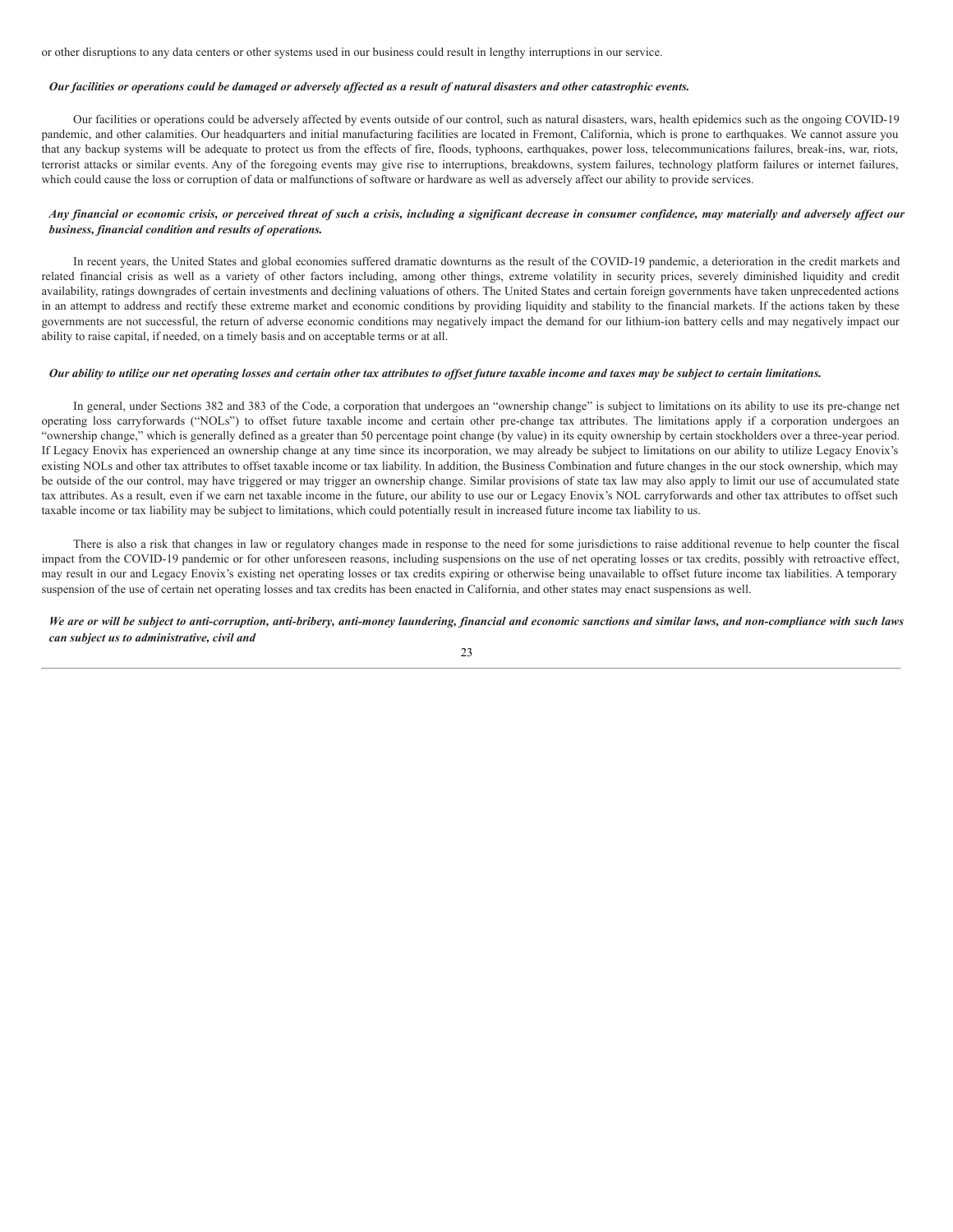or other disruptions to any data centers or other systems used in our business could result in lengthy interruptions in our service.

***Our facilities or operations could be damaged or adversely affected as a result of natural disasters and other catastrophic events.***

Our facilities or operations could be adversely affected by events outside of our control, such as natural disasters, wars, health epidemics such as the ongoing COVID-19 pandemic, and other calamities. Our headquarters and initial manufacturing facilities are located in Fremont, California, which is prone to earthquakes. We cannot assure you that any backup systems will be adequate to protect us from the effects of fire, floods, typhoons, earthquakes, power loss, telecommunications failures, break-ins, war, riots, terrorist attacks or similar events. Any of the foregoing events may give rise to interruptions, breakdowns, system failures, technology platform failures or internet failures, which could cause the loss or corruption of data or malfunctions of software or hardware as well as adversely affect our ability to provide services.

***Any financial or economic crisis, or perceived threat of such a crisis, including a significant decrease in consumer confidence, may materially and adversely affect our business, financial condition and results of operations.***

In recent years, the United States and global economies suffered dramatic downturns as the result of the COVID-19 pandemic, a deterioration in the credit markets and related financial crisis as well as a variety of other factors including, among other things, extreme volatility in security prices, severely diminished liquidity and credit availability, ratings downgrades of certain investments and declining valuations of others. The United States and certain foreign governments have taken unprecedented actions in an attempt to address and rectify these extreme market and economic conditions by providing liquidity and stability to the financial markets. If the actions taken by these governments are not successful, the return of adverse economic conditions may negatively impact the demand for our lithium-ion battery cells and may negatively impact our ability to raise capital, if needed, on a timely basis and on acceptable terms or at all.

***Our ability to utilize our net operating losses and certain other tax attributes to offset future taxable income and taxes may be subject to certain limitations.***

In general, under Sections 382 and 383 of the Code, a corporation that undergoes an "ownership change" is subject to limitations on its ability to use its pre-change net operating loss carryforwards ("NOLs") to offset future taxable income and certain other pre-change tax attributes. The limitations apply if a corporation undergoes an "ownership change," which is generally defined as a greater than 50 percentage point change (by value) in its equity ownership by certain stockholders over a three-year period. If Legacy Enovix has experienced an ownership change at any time since its incorporation, we may already be subject to limitations on our ability to utilize Legacy Enovix's existing NOLs and other tax attributes to offset taxable income or tax liability. In addition, the Business Combination and future changes in the our stock ownership, which may be outside of the our control, may have triggered or may trigger an ownership change. Similar provisions of state tax law may also apply to limit our use of accumulated state tax attributes. As a result, even if we earn net taxable income in the future, our ability to use our or Legacy Enovix's NOL carryforwards and other tax attributes to offset such taxable income or tax liability may be subject to limitations, which could potentially result in increased future income tax liability to us.

There is also a risk that changes in law or regulatory changes made in response to the need for some jurisdictions to raise additional revenue to help counter the fiscal impact from the COVID-19 pandemic or for other unforeseen reasons, including suspensions on the use of net operating losses or tax credits, possibly with retroactive effect, may result in our and Legacy Enovix's existing net operating losses or tax credits expiring or otherwise being unavailable to offset future income tax liabilities. A temporary suspension of the use of certain net operating losses and tax credits has been enacted in California, and other states may enact suspensions as well.

***We are or will be subject to anti-corruption, anti-bribery, anti-money laundering, financial and economic sanctions and similar laws, and non-compliance with such laws can subject us to administrative, civil and***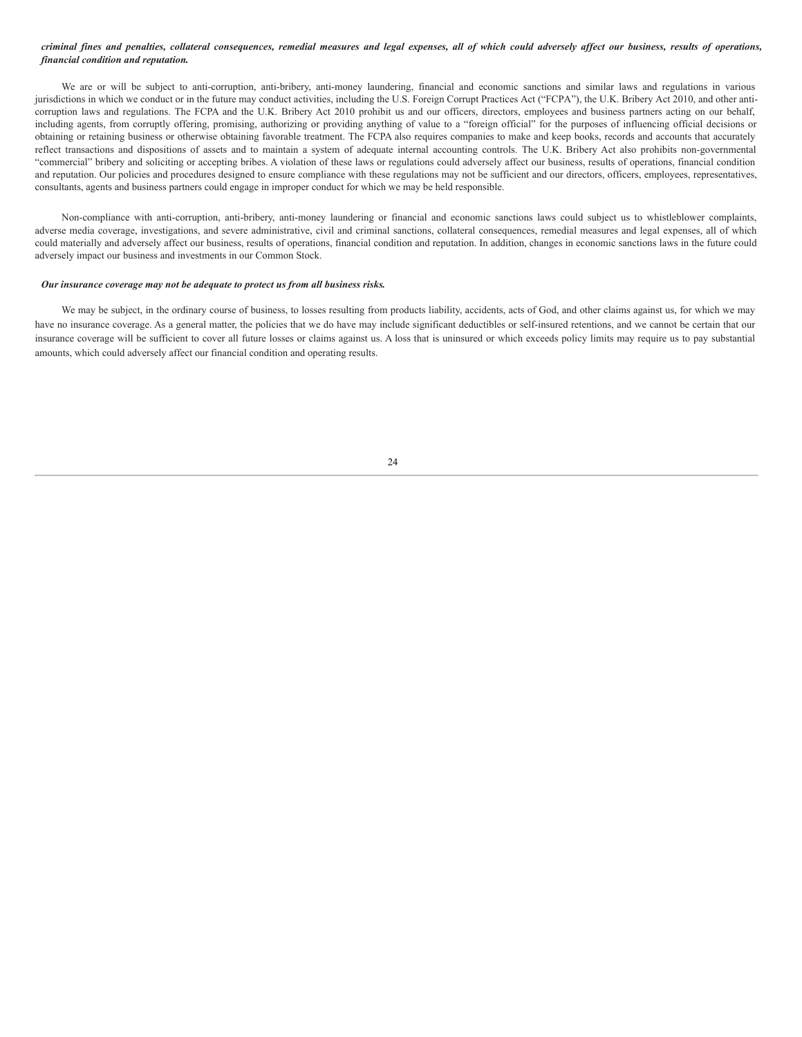***criminal fines and penalties, collateral consequences, remedial measures and legal expenses, all of which could adversely affect our business, results of operations, financial condition and reputation.***

We are or will be subject to anti-corruption, anti-bribery, anti-money laundering, financial and economic sanctions and similar laws and regulations in various jurisdictions in which we conduct or in the future may conduct activities, including the U.S. Foreign Corrupt Practices Act ("FCPA"), the U.K. Bribery Act 2010, and other anti-corruption laws and regulations. The FCPA and the U.K. Bribery Act 2010 prohibit us and our officers, directors, employees and business partners acting on our behalf, including agents, from corruptly offering, promising, authorizing or providing anything of value to a "foreign official" for the purposes of influencing official decisions or obtaining or retaining business or otherwise obtaining favorable treatment. The FCPA also requires companies to make and keep books, records and accounts that accurately reflect transactions and dispositions of assets and to maintain a system of adequate internal accounting controls. The U.K. Bribery Act also prohibits non-governmental "commercial" bribery and soliciting or accepting bribes. A violation of these laws or regulations could adversely affect our business, results of operations, financial condition and reputation. Our policies and procedures designed to ensure compliance with these regulations may not be sufficient and our directors, officers, employees, representatives, consultants, agents and business partners could engage in improper conduct for which we may be held responsible.

Non-compliance with anti-corruption, anti-bribery, anti-money laundering or financial and economic sanctions laws could subject us to whistleblower complaints, adverse media coverage, investigations, and severe administrative, civil and criminal sanctions, collateral consequences, remedial measures and legal expenses, all of which could materially and adversely affect our business, results of operations, financial condition and reputation. In addition, changes in economic sanctions laws in the future could adversely impact our business and investments in our Common Stock.

***Our insurance coverage may not be adequate to protect us from all business risks.***

We may be subject, in the ordinary course of business, to losses resulting from products liability, accidents, acts of God, and other claims against us, for which we may have no insurance coverage. As a general matter, the policies that we do have may include significant deductibles or self-insured retentions, and we cannot be certain that our insurance coverage will be sufficient to cover all future losses or claims against us. A loss that is uninsured or which exceeds policy limits may require us to pay substantial amounts, which could adversely affect our financial condition and operating results.